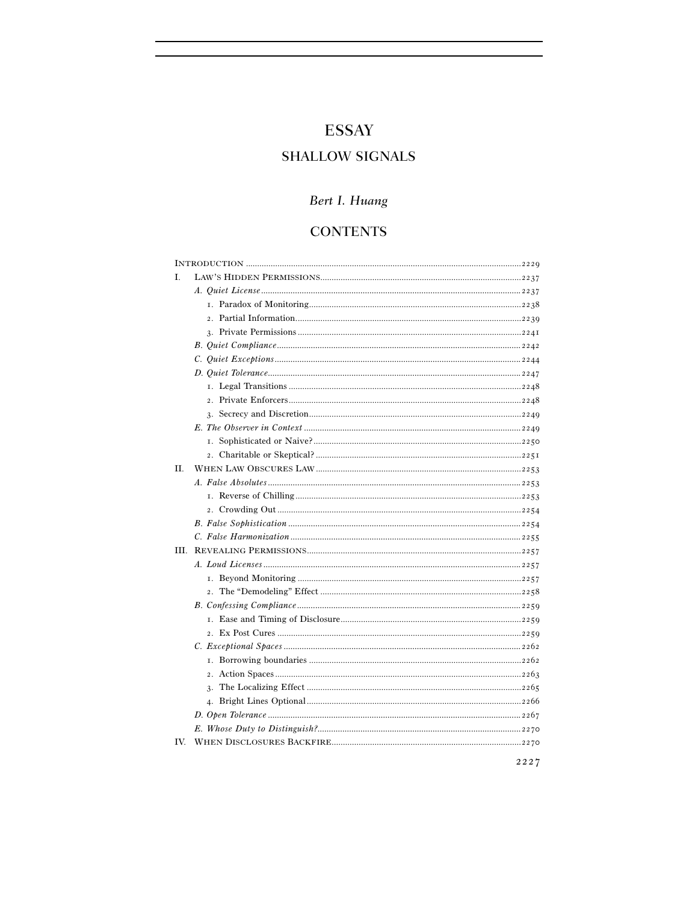# ESSAY

## SHALLOW SIGNALS

*Bert I. Huang*

## CONTENTS

INTRODUCTION ........ 2229

I. LAW'S HIDDEN PERMISSIONS ........ 2237
  - *A. Quiet License* ........ 2237
    1. Paradox of Monitoring ........ 2238
    2. Partial Information ........ 2239
    3. Private Permissions ........ 2241
  - *B. Quiet Compliance* ........ 2242
  - *C. Quiet Exceptions* ........ 2244
  - *D. Quiet Tolerance* ........ 2247
    1. Legal Transitions ........ 2248
    2. Private Enforcers ........ 2248
    3. Secrecy and Discretion ........ 2249
  - *E. The Observer in Context* ........ 2249
    1. Sophisticated or Naive? ........ 2250
    2. Charitable or Skeptical? ........ 2251

II. WHEN LAW OBSCURES LAW ........ 2253
  - *A. False Absolutes* ........ 2253
    1. Reverse of Chilling ........ 2253
    2. Crowding Out ........ 2254
  - *B. False Sophistication* ........ 2254
  - *C. False Harmonization* ........ 2255

III. REVEALING PERMISSIONS ........ 2257
  - *A. Loud Licenses* ........ 2257
    1. Beyond Monitoring ........ 2257
    2. The "Demodeling" Effect ........ 2258
  - *B. Confessing Compliance* ........ 2259
    1. Ease and Timing of Disclosure ........ 2259
    2. Ex Post Cures ........ 2259
  - *C. Exceptional Spaces* ........ 2262
    1. Borrowing boundaries ........ 2262
    2. Action Spaces ........ 2263
    3. The Localizing Effect ........ 2265
    4. Bright Lines Optional ........ 2266
  - *D. Open Tolerance* ........ 2267
  - *E. Whose Duty to Distinguish?* ........ 2270

IV. WHEN DISCLOSURES BACKFIRE ........ 2270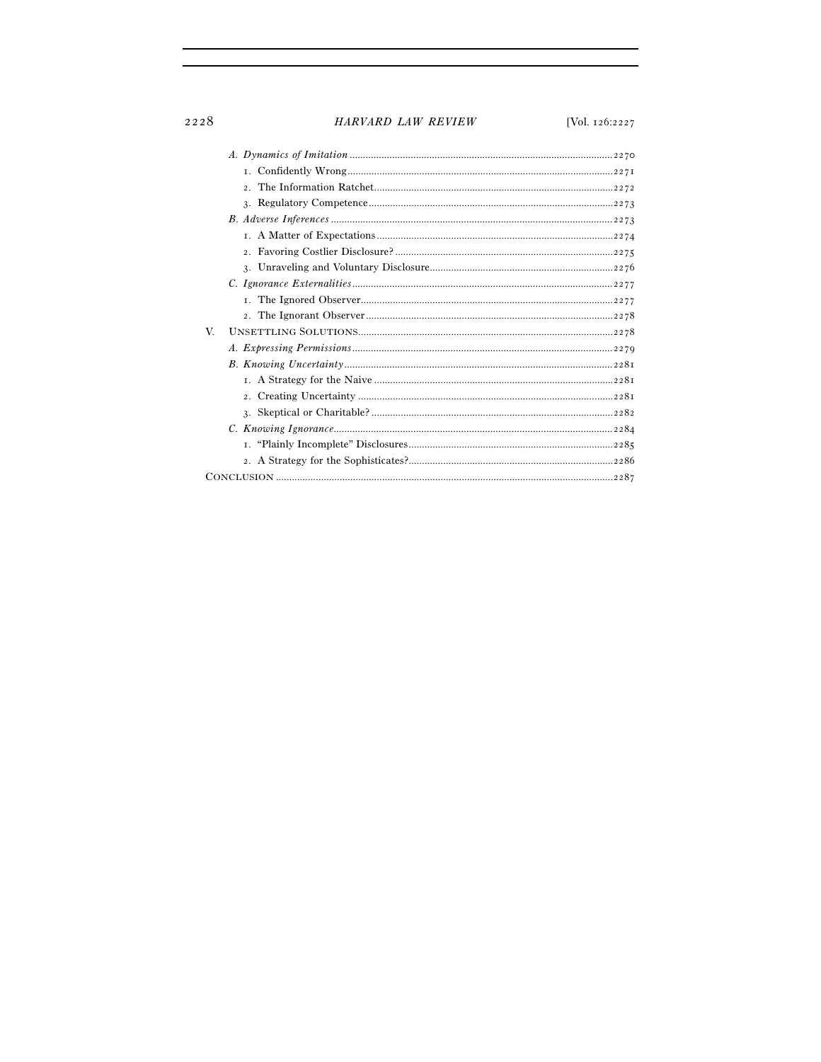- *A. Dynamics of Imitation* .......... 2270
  1. Confidently Wrong .......... 2271
  2. The Information Ratchet .......... 2272
  3. Regulatory Competence .......... 2273
- *B. Adverse Inferences* .......... 2273
  1. A Matter of Expectations .......... 2274
  2. Favoring Costlier Disclosure? .......... 2275
  3. Unraveling and Voluntary Disclosure .......... 2276
- *C. Ignorance Externalities* .......... 2277
  1. The Ignored Observer .......... 2277
  2. The Ignorant Observer .......... 2278

V. UNSETTLING SOLUTIONS .......... 2278

- *A. Expressing Permissions* .......... 2279
- *B. Knowing Uncertainty* .......... 2281
  1. A Strategy for the Naive .......... 2281
  2. Creating Uncertainty .......... 2281
  3. Skeptical or Charitable? .......... 2282
- *C. Knowing Ignorance* .......... 2284
  1. "Plainly Incomplete" Disclosures .......... 2285
  2. A Strategy for the Sophisticates? .......... 2286

CONCLUSION .......... 2287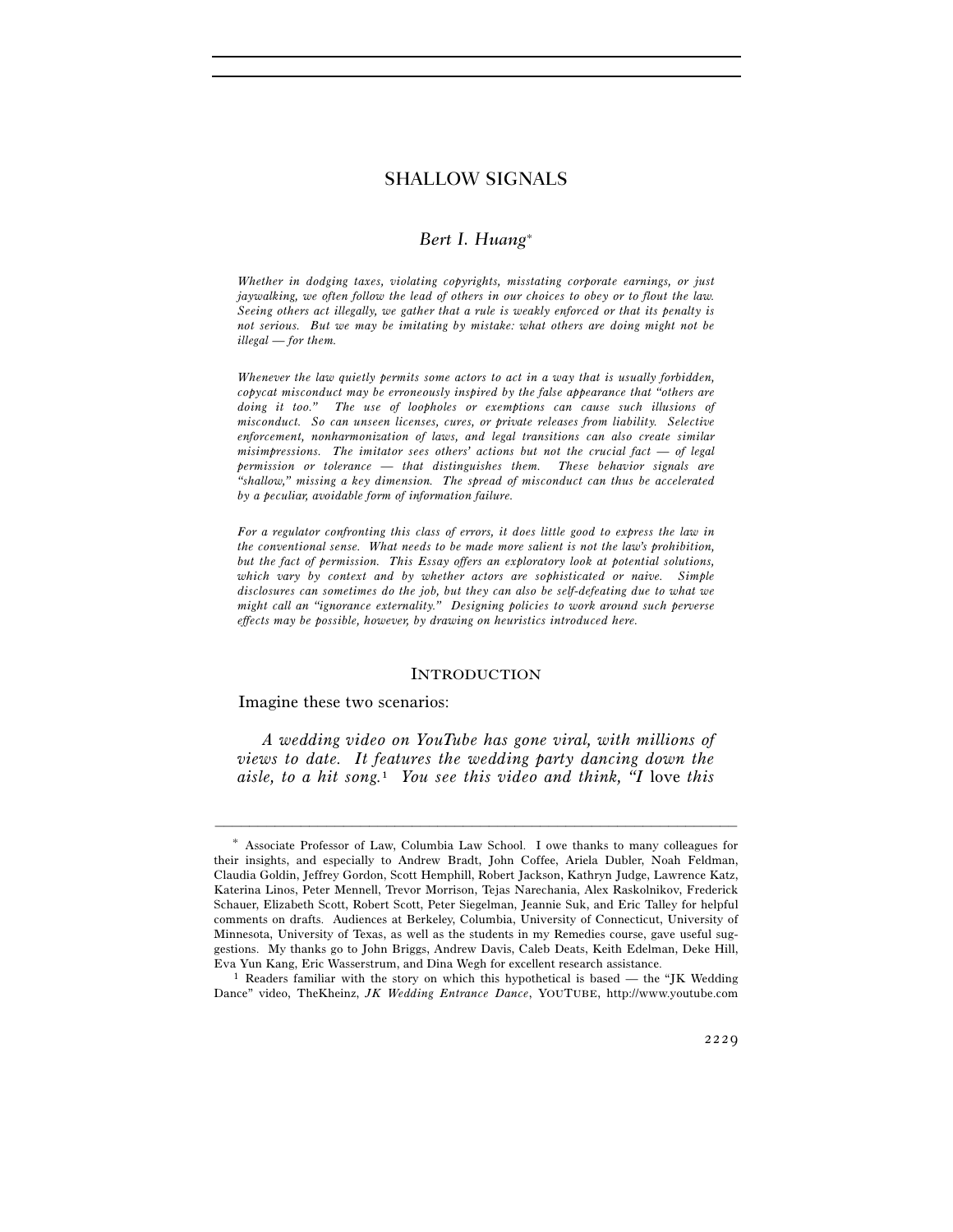# SHALLOW SIGNALS

## *Bert I. Huang*[*]

*Whether in dodging taxes, violating copyrights, misstating corporate earnings, or just jaywalking, we often follow the lead of others in our choices to obey or to flout the law. Seeing others act illegally, we gather that a rule is weakly enforced or that its penalty is not serious. But we may be imitating by mistake: what others are doing might not be illegal — for them.*

*Whenever the law quietly permits some actors to act in a way that is usually forbidden, copycat misconduct may be erroneously inspired by the false appearance that "others are doing it too." The use of loopholes or exemptions can cause such illusions of misconduct. So can unseen licenses, cures, or private releases from liability. Selective enforcement, nonharmonization of laws, and legal transitions can also create similar misimpressions. The imitator sees others' actions but not the crucial fact — of legal permission or tolerance — that distinguishes them. These behavior signals are "shallow," missing a key dimension. The spread of misconduct can thus be accelerated by a peculiar, avoidable form of information failure.*

*For a regulator confronting this class of errors, it does little good to express the law in the conventional sense. What needs to be made more salient is not the law's prohibition, but the fact of permission. This Essay offers an exploratory look at potential solutions, which vary by context and by whether actors are sophisticated or naive. Simple disclosures can sometimes do the job, but they can also be self-defeating due to what we might call an "ignorance externality." Designing policies to work around such perverse effects may be possible, however, by drawing on heuristics introduced here.*

### INTRODUCTION

Imagine these two scenarios:

> *A wedding video on YouTube has gone viral, with millions of views to date. It features the wedding party dancing down the aisle, to a hit song.*[1] *You see this video and think, "I* love *this*

---

[*] Associate Professor of Law, Columbia Law School. I owe thanks to many colleagues for their insights, and especially to Andrew Bradt, John Coffee, Ariela Dubler, Noah Feldman, Claudia Goldin, Jeffrey Gordon, Scott Hemphill, Robert Jackson, Kathryn Judge, Lawrence Katz, Katerina Linos, Peter Mennell, Trevor Morrison, Tejas Narechania, Alex Raskolnikov, Frederick Schauer, Elizabeth Scott, Robert Scott, Peter Siegelman, Jeannie Suk, and Eric Talley for helpful comments on drafts. Audiences at Berkeley, Columbia, University of Connecticut, University of Minnesota, University of Texas, as well as the students in my Remedies course, gave useful suggestions. My thanks go to John Briggs, Andrew Davis, Caleb Deats, Keith Edelman, Deke Hill, Eva Yun Kang, Eric Wasserstrum, and Dina Wegh for excellent research assistance.

[1] Readers familiar with the story on which this hypothetical is based — the "JK Wedding Dance" video, TheKheinz, *JK Wedding Entrance Dance*, YOUTUBE, http://www.youtube.com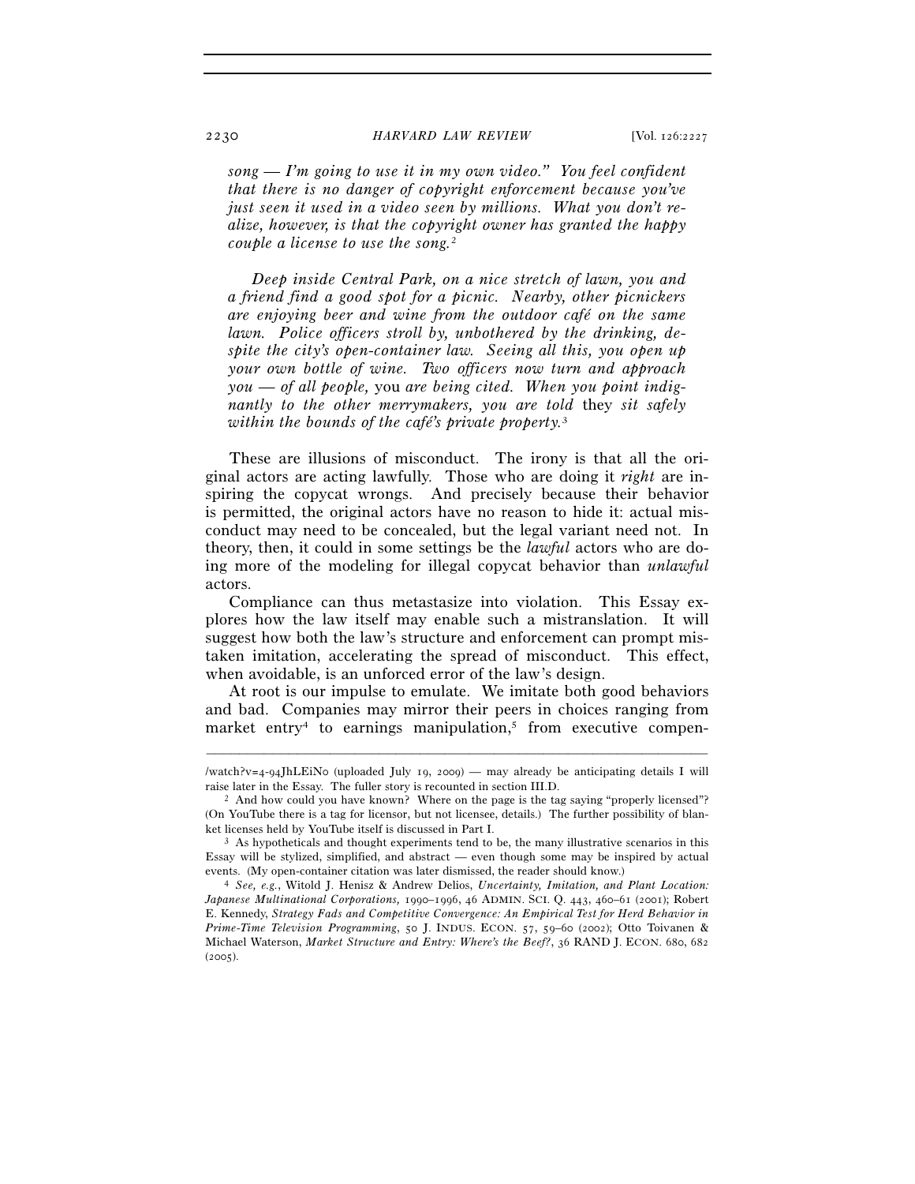*song — I'm going to use it in my own video." You feel confident that there is no danger of copyright enforcement because you've just seen it used in a video seen by millions. What you don't realize, however, is that the copyright owner has granted the happy couple a license to use the song.*[2]

*Deep inside Central Park, on a nice stretch of lawn, you and a friend find a good spot for a picnic. Nearby, other picnickers are enjoying beer and wine from the outdoor café on the same lawn. Police officers stroll by, unbothered by the drinking, despite the city's open-container law. Seeing all this, you open up your own bottle of wine. Two officers now turn and approach you — of all people,* you *are being cited. When you point indignantly to the other merrymakers, you are told* they *sit safely within the bounds of the café's private property.*[3]

These are illusions of misconduct. The irony is that all the original actors are acting lawfully. Those who are doing it *right* are inspiring the copycat wrongs. And precisely because their behavior is permitted, the original actors have no reason to hide it: actual misconduct may need to be concealed, but the legal variant need not. In theory, then, it could in some settings be the *lawful* actors who are doing more of the modeling for illegal copycat behavior than *unlawful* actors.

Compliance can thus metastasize into violation. This Essay explores how the law itself may enable such a mistranslation. It will suggest how both the law's structure and enforcement can prompt mistaken imitation, accelerating the spread of misconduct. This effect, when avoidable, is an unforced error of the law's design.

At root is our impulse to emulate. We imitate both good behaviors and bad. Companies may mirror their peers in choices ranging from market entry[4] to earnings manipulation,[5] from executive compen-

---

/watch?v=4-94JhLEiN0 (uploaded July 19, 2009) — may already be anticipating details I will raise later in the Essay. The fuller story is recounted in section III.D.

[2] And how could you have known? Where on the page is the tag saying "properly licensed"? (On YouTube there is a tag for licensor, but not licensee, details.) The further possibility of blanket licenses held by YouTube itself is discussed in Part I.

[3] As hypotheticals and thought experiments tend to be, the many illustrative scenarios in this Essay will be stylized, simplified, and abstract — even though some may be inspired by actual events. (My open-container citation was later dismissed, the reader should know.)

[4] *See, e.g.*, Witold J. Henisz & Andrew Delios, *Uncertainty, Imitation, and Plant Location: Japanese Multinational Corporations,* 1990–1996, 46 ADMIN. SCI. Q. 443, 460–61 (2001); Robert E. Kennedy, *Strategy Fads and Competitive Convergence: An Empirical Test for Herd Behavior in Prime-Time Television Programming*, 50 J. INDUS. ECON. 57, 59–60 (2002); Otto Toivanen & Michael Waterson, *Market Structure and Entry: Where's the Beef?*, 36 RAND J. ECON. 680, 682 (2005).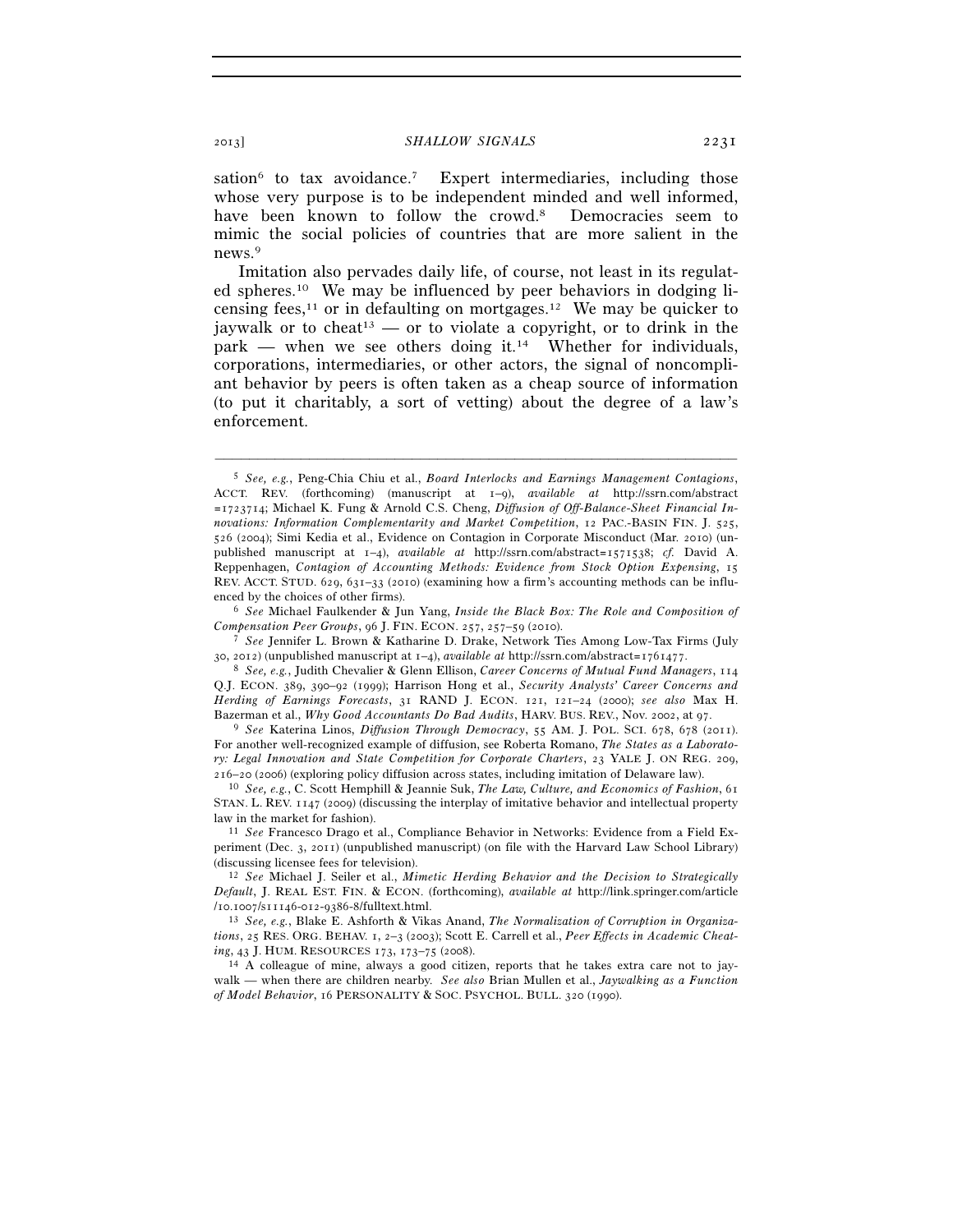sation[6] to tax avoidance.[7] Expert intermediaries, including those whose very purpose is to be independent minded and well informed, have been known to follow the crowd.[8] Democracies seem to mimic the social policies of countries that are more salient in the news.[9]

Imitation also pervades daily life, of course, not least in its regulated spheres.[10] We may be influenced by peer behaviors in dodging licensing fees,[11] or in defaulting on mortgages.[12] We may be quicker to jaywalk or to cheat[13] — or to violate a copyright, or to drink in the park — when we see others doing it.[14] Whether for individuals, corporations, intermediaries, or other actors, the signal of noncompliant behavior by peers is often taken as a cheap source of information (to put it charitably, a sort of vetting) about the degree of a law's enforcement.

---

[5] *See, e.g.*, Peng-Chia Chiu et al., *Board Interlocks and Earnings Management Contagions*, ACCT. REV. (forthcoming) (manuscript at 1–9), *available at* http://ssrn.com/abstract=1723714; Michael K. Fung & Arnold C.S. Cheng, *Diffusion of Off-Balance-Sheet Financial Innovations: Information Complementarity and Market Competition*, 12 PAC.-BASIN FIN. J. 525, 526 (2004); Simi Kedia et al., Evidence on Contagion in Corporate Misconduct (Mar. 2010) (unpublished manuscript at 1–4), *available at* http://ssrn.com/abstract=1571538; *cf.* David A. Reppenhagen, *Contagion of Accounting Methods: Evidence from Stock Option Expensing*, 15 REV. ACCT. STUD. 629, 631–33 (2010) (examining how a firm's accounting methods can be influenced by the choices of other firms).

[6] *See* Michael Faulkender & Jun Yang, *Inside the Black Box: The Role and Composition of Compensation Peer Groups*, 96 J. FIN. ECON. 257, 257–59 (2010).

[7] *See* Jennifer L. Brown & Katharine D. Drake, Network Ties Among Low-Tax Firms (July 30, 2012) (unpublished manuscript at 1–4), *available at* http://ssrn.com/abstract=1761477.

[8] *See, e.g.*, Judith Chevalier & Glenn Ellison, *Career Concerns of Mutual Fund Managers*, 114 Q.J. ECON. 389, 390–92 (1999); Harrison Hong et al., *Security Analysts' Career Concerns and Herding of Earnings Forecasts*, 31 RAND J. ECON. 121, 121–24 (2000); *see also* Max H. Bazerman et al., *Why Good Accountants Do Bad Audits*, HARV. BUS. REV., Nov. 2002, at 97.

[9] *See* Katerina Linos, *Diffusion Through Democracy*, 55 AM. J. POL. SCI. 678, 678 (2011). For another well-recognized example of diffusion, see Roberta Romano, *The States as a Laboratory: Legal Innovation and State Competition for Corporate Charters*, 23 YALE J. ON REG. 209, 216–20 (2006) (exploring policy diffusion across states, including imitation of Delaware law).

[10] *See, e.g.*, C. Scott Hemphill & Jeannie Suk, *The Law, Culture, and Economics of Fashion*, 61 STAN. L. REV. 1147 (2009) (discussing the interplay of imitative behavior and intellectual property law in the market for fashion).

[11] *See* Francesco Drago et al., Compliance Behavior in Networks: Evidence from a Field Experiment (Dec. 3, 2011) (unpublished manuscript) (on file with the Harvard Law School Library) (discussing licensee fees for television).

[12] *See* Michael J. Seiler et al., *Mimetic Herding Behavior and the Decision to Strategically Default*, J. REAL EST. FIN. & ECON. (forthcoming), *available at* http://link.springer.com/article/10.1007/s11146-012-9386-8/fulltext.html.

[13] *See, e.g.*, Blake E. Ashforth & Vikas Anand, *The Normalization of Corruption in Organizations*, 25 RES. ORG. BEHAV. 1, 2–3 (2003); Scott E. Carrell et al., *Peer Effects in Academic Cheating*, 43 J. HUM. RESOURCES 173, 173–75 (2008).

[14] A colleague of mine, always a good citizen, reports that he takes extra care not to jaywalk — when there are children nearby. *See also* Brian Mullen et al., *Jaywalking as a Function of Model Behavior*, 16 PERSONALITY & SOC. PSYCHOL. BULL. 320 (1990).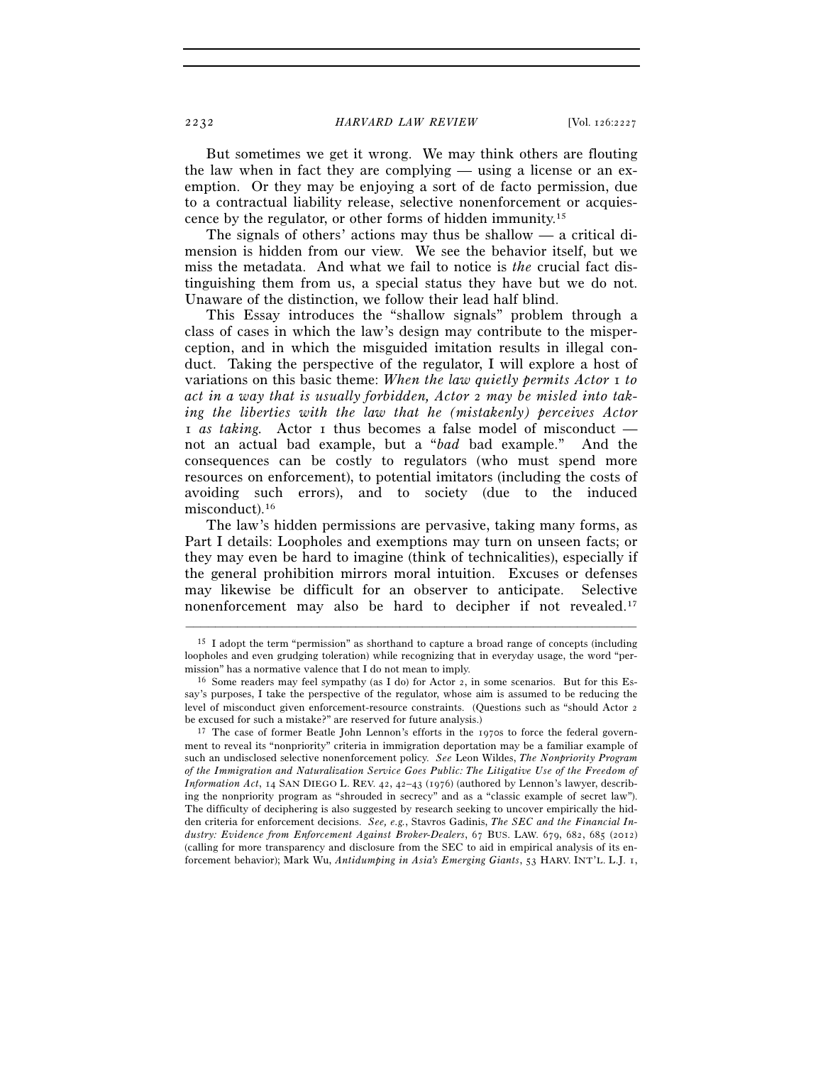But sometimes we get it wrong. We may think others are flouting the law when in fact they are complying — using a license or an exemption. Or they may be enjoying a sort of de facto permission, due to a contractual liability release, selective nonenforcement or acquiescence by the regulator, or other forms of hidden immunity.[15]

The signals of others' actions may thus be shallow — a critical dimension is hidden from our view. We see the behavior itself, but we miss the metadata. And what we fail to notice is *the* crucial fact distinguishing them from us, a special status they have but we do not. Unaware of the distinction, we follow their lead half blind.

This Essay introduces the "shallow signals" problem through a class of cases in which the law's design may contribute to the misperception, and in which the misguided imitation results in illegal conduct. Taking the perspective of the regulator, I will explore a host of variations on this basic theme: *When the law quietly permits Actor 1 to act in a way that is usually forbidden, Actor 2 may be misled into taking the liberties with the law that he (mistakenly) perceives Actor 1 as taking.* Actor 1 thus becomes a false model of misconduct — not an actual bad example, but a "*bad* bad example." And the consequences can be costly to regulators (who must spend more resources on enforcement), to potential imitators (including the costs of avoiding such errors), and to society (due to the induced misconduct).[16]

The law's hidden permissions are pervasive, taking many forms, as Part I details: Loopholes and exemptions may turn on unseen facts; or they may even be hard to imagine (think of technicalities), especially if the general prohibition mirrors moral intuition. Excuses or defenses may likewise be difficult for an observer to anticipate. Selective nonenforcement may also be hard to decipher if not revealed.[17]

---

[15] I adopt the term "permission" as shorthand to capture a broad range of concepts (including loopholes and even grudging toleration) while recognizing that in everyday usage, the word "permission" has a normative valence that I do not mean to imply.

[16] Some readers may feel sympathy (as I do) for Actor 2, in some scenarios. But for this Essay's purposes, I take the perspective of the regulator, whose aim is assumed to be reducing the level of misconduct given enforcement-resource constraints. (Questions such as "should Actor 2 be excused for such a mistake?" are reserved for future analysis.)

[17] The case of former Beatle John Lennon's efforts in the 1970s to force the federal government to reveal its "nonpriority" criteria in immigration deportation may be a familiar example of such an undisclosed selective nonenforcement policy. *See* Leon Wildes, *The Nonpriority Program of the Immigration and Naturalization Service Goes Public: The Litigative Use of the Freedom of Information Act*, 14 SAN DIEGO L. REV. 42, 42–43 (1976) (authored by Lennon's lawyer, describing the nonpriority program as "shrouded in secrecy" and as a "classic example of secret law"). The difficulty of deciphering is also suggested by research seeking to uncover empirically the hidden criteria for enforcement decisions. *See, e.g.*, Stavros Gadinis, *The SEC and the Financial Industry: Evidence from Enforcement Against Broker-Dealers*, 67 BUS. LAW. 679, 682, 685 (2012) (calling for more transparency and disclosure from the SEC to aid in empirical analysis of its enforcement behavior); Mark Wu, *Antidumping in Asia's Emerging Giants*, 53 HARV. INT'L. L.J. 1,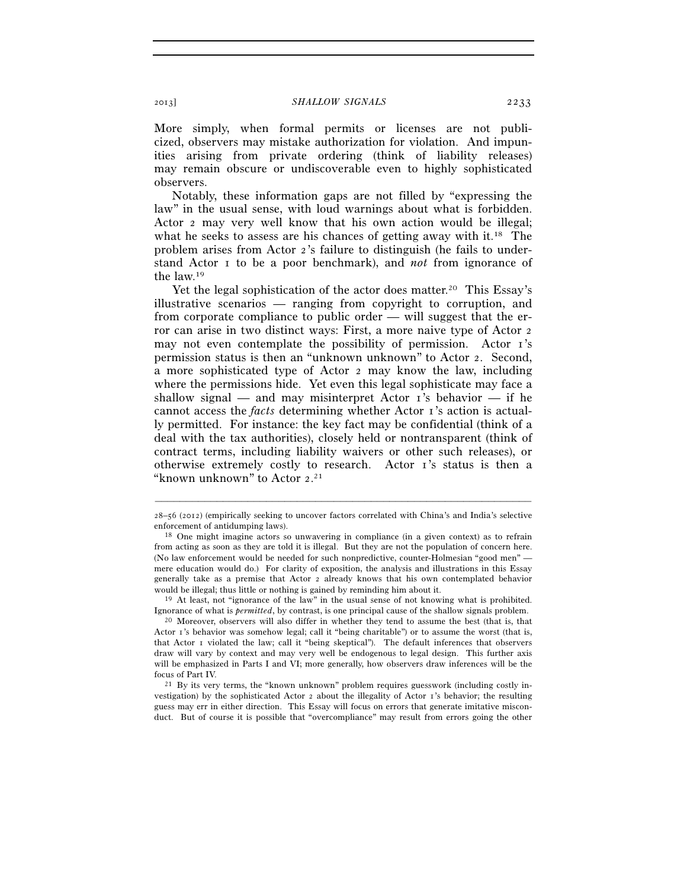More simply, when formal permits or licenses are not publicized, observers may mistake authorization for violation. And impunities arising from private ordering (think of liability releases) may remain obscure or undiscoverable even to highly sophisticated observers.

Notably, these information gaps are not filled by "expressing the law" in the usual sense, with loud warnings about what is forbidden. Actor 2 may very well know that his own action would be illegal; what he seeks to assess are his chances of getting away with it.[18] The problem arises from Actor 2's failure to distinguish (he fails to understand Actor 1 to be a poor benchmark), and *not* from ignorance of the law.[19]

Yet the legal sophistication of the actor does matter.[20] This Essay's illustrative scenarios — ranging from copyright to corruption, and from corporate compliance to public order — will suggest that the error can arise in two distinct ways: First, a more naive type of Actor 2 may not even contemplate the possibility of permission. Actor 1's permission status is then an "unknown unknown" to Actor 2. Second, a more sophisticated type of Actor 2 may know the law, including where the permissions hide. Yet even this legal sophisticate may face a shallow signal — and may misinterpret Actor 1's behavior — if he cannot access the *facts* determining whether Actor 1's action is actually permitted. For instance: the key fact may be confidential (think of a deal with the tax authorities), closely held or nontransparent (think of contract terms, including liability waivers or other such releases), or otherwise extremely costly to research. Actor 1's status is then a "known unknown" to Actor 2.[21]

---

28–56 (2012) (empirically seeking to uncover factors correlated with China's and India's selective enforcement of antidumping laws).

[18] One might imagine actors so unwavering in compliance (in a given context) as to refrain from acting as soon as they are told it is illegal. But they are not the population of concern here. (No law enforcement would be needed for such nonpredictive, counter-Holmesian "good men" — mere education would do.) For clarity of exposition, the analysis and illustrations in this Essay generally take as a premise that Actor 2 already knows that his own contemplated behavior would be illegal; thus little or nothing is gained by reminding him about it.

[19] At least, not "ignorance of the law" in the usual sense of not knowing what is prohibited. Ignorance of what is *permitted*, by contrast, is one principal cause of the shallow signals problem.

[20] Moreover, observers will also differ in whether they tend to assume the best (that is, that Actor 1's behavior was somehow legal; call it "being charitable") or to assume the worst (that is, that Actor 1 violated the law; call it "being skeptical"). The default inferences that observers draw will vary by context and may very well be endogenous to legal design. This further axis will be emphasized in Parts I and VI; more generally, how observers draw inferences will be the focus of Part IV.

[21] By its very terms, the "known unknown" problem requires guesswork (including costly investigation) by the sophisticated Actor 2 about the illegality of Actor 1's behavior; the resulting guess may err in either direction. This Essay will focus on errors that generate imitative misconduct. But of course it is possible that "overcompliance" may result from errors going the other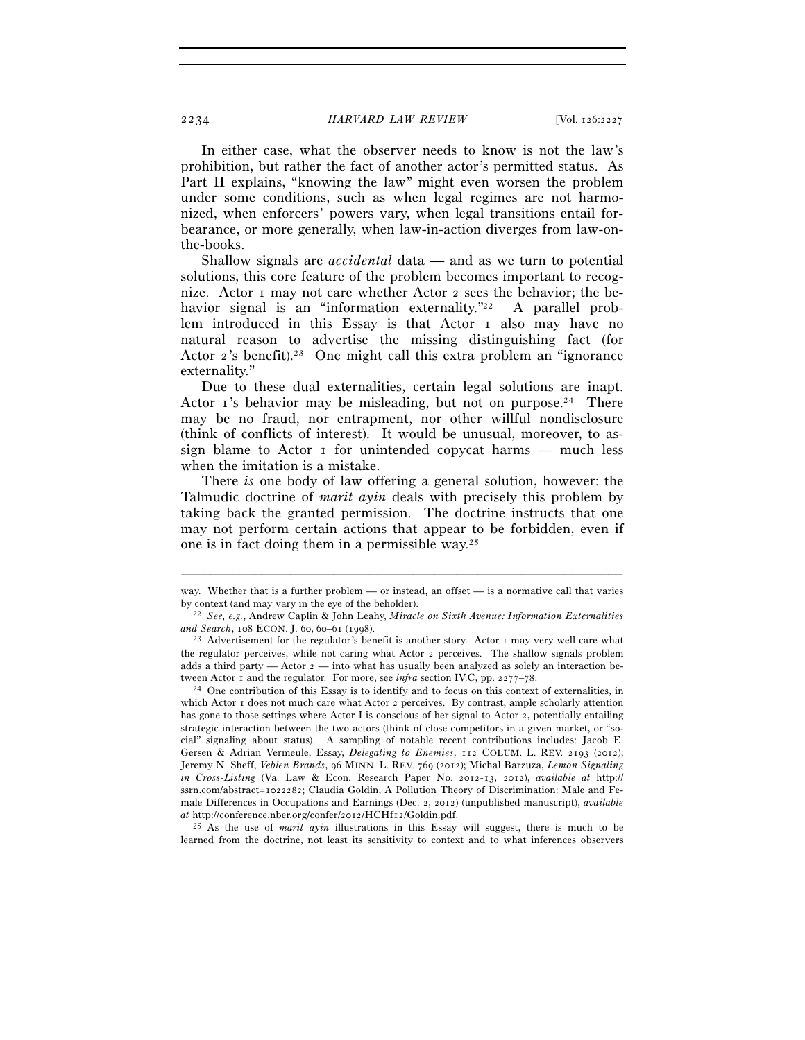In either case, what the observer needs to know is not the law's prohibition, but rather the fact of another actor's permitted status. As Part II explains, "knowing the law" might even worsen the problem under some conditions, such as when legal regimes are not harmonized, when enforcers' powers vary, when legal transitions entail forbearance, or more generally, when law-in-action diverges from law-on-the-books.

Shallow signals are *accidental* data — and as we turn to potential solutions, this core feature of the problem becomes important to recognize. Actor 1 may not care whether Actor 2 sees the behavior; the behavior signal is an "information externality."[22] A parallel problem introduced in this Essay is that Actor 1 also may have no natural reason to advertise the missing distinguishing fact (for Actor 2's benefit).[23] One might call this extra problem an "ignorance externality."

Due to these dual externalities, certain legal solutions are inapt. Actor 1's behavior may be misleading, but not on purpose.[24] There may be no fraud, nor entrapment, nor other willful nondisclosure (think of conflicts of interest). It would be unusual, moreover, to assign blame to Actor 1 for unintended copycat harms — much less when the imitation is a mistake.

There *is* one body of law offering a general solution, however: the Talmudic doctrine of *marit ayin* deals with precisely this problem by taking back the granted permission. The doctrine instructs that one may not perform certain actions that appear to be forbidden, even if one is in fact doing them in a permissible way.[25]

---

way. Whether that is a further problem — or instead, an offset — is a normative call that varies by context (and may vary in the eye of the beholder).

[22] *See, e.g.*, Andrew Caplin & John Leahy, *Miracle on Sixth Avenue: Information Externalities and Search*, 108 ECON. J. 60, 60–61 (1998).

[23] Advertisement for the regulator's benefit is another story. Actor 1 may very well care what the regulator perceives, while not caring what Actor 2 perceives. The shallow signals problem adds a third party — Actor 2 — into what has usually been analyzed as solely an interaction between Actor 1 and the regulator. For more, see *infra* section IV.C, pp. 2277–78.

[24] One contribution of this Essay is to identify and to focus on this context of externalities, in which Actor 1 does not much care what Actor 2 perceives. By contrast, ample scholarly attention has gone to those settings where Actor I is conscious of her signal to Actor 2, potentially entailing strategic interaction between the two actors (think of close competitors in a given market, or "social" signaling about status). A sampling of notable recent contributions includes: Jacob E. Gersen & Adrian Vermeule, Essay, *Delegating to Enemies*, 112 COLUM. L. REV. 2193 (2012); Jeremy N. Sheff, *Veblen Brands*, 96 MINN. L. REV. 769 (2012); Michal Barzuza, *Lemon Signaling in Cross-Listing* (Va. Law & Econ. Research Paper No. 2012-13, 2012), *available at* http://ssrn.com/abstract=1022282; Claudia Goldin, A Pollution Theory of Discrimination: Male and Female Differences in Occupations and Earnings (Dec. 2, 2012) (unpublished manuscript), *available at* http://conference.nber.org/confer/2012/HCHf12/Goldin.pdf.

[25] As the use of *marit ayin* illustrations in this Essay will suggest, there is much to be learned from the doctrine, not least its sensitivity to context and to what inferences observers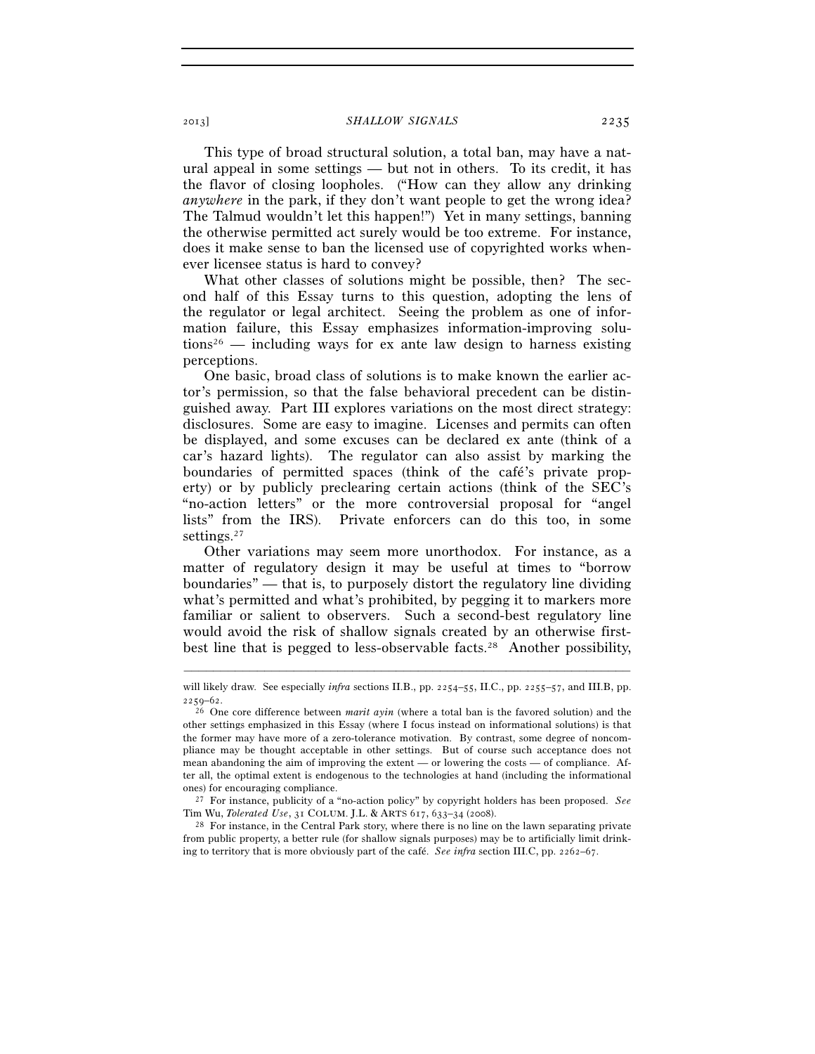This type of broad structural solution, a total ban, may have a natural appeal in some settings — but not in others. To its credit, it has the flavor of closing loopholes. ("How can they allow any drinking *anywhere* in the park, if they don't want people to get the wrong idea? The Talmud wouldn't let this happen!") Yet in many settings, banning the otherwise permitted act surely would be too extreme. For instance, does it make sense to ban the licensed use of copyrighted works whenever licensee status is hard to convey?

What other classes of solutions might be possible, then? The second half of this Essay turns to this question, adopting the lens of the regulator or legal architect. Seeing the problem as one of information failure, this Essay emphasizes information-improving solutions[26] — including ways for ex ante law design to harness existing perceptions.

One basic, broad class of solutions is to make known the earlier actor's permission, so that the false behavioral precedent can be distinguished away. Part III explores variations on the most direct strategy: disclosures. Some are easy to imagine. Licenses and permits can often be displayed, and some excuses can be declared ex ante (think of a car's hazard lights). The regulator can also assist by marking the boundaries of permitted spaces (think of the café's private property) or by publicly preclearing certain actions (think of the SEC's "no-action letters" or the more controversial proposal for "angel lists" from the IRS). Private enforcers can do this too, in some settings.[27]

Other variations may seem more unorthodox. For instance, as a matter of regulatory design it may be useful at times to "borrow boundaries" — that is, to purposely distort the regulatory line dividing what's permitted and what's prohibited, by pegging it to markers more familiar or salient to observers. Such a second-best regulatory line would avoid the risk of shallow signals created by an otherwise first-best line that is pegged to less-observable facts.[28] Another possibility,

---

will likely draw. See especially *infra* sections II.B., pp. 2254–55, II.C., pp. 2255–57, and III.B, pp. 2259–62.

[26] One core difference between *marit ayin* (where a total ban is the favored solution) and the other settings emphasized in this Essay (where I focus instead on informational solutions) is that the former may have more of a zero-tolerance motivation. By contrast, some degree of noncompliance may be thought acceptable in other settings. But of course such acceptance does not mean abandoning the aim of improving the extent — or lowering the costs — of compliance. After all, the optimal extent is endogenous to the technologies at hand (including the informational ones) for encouraging compliance.

[27] For instance, publicity of a "no-action policy" by copyright holders has been proposed. *See* Tim Wu, *Tolerated Use*, 31 COLUM. J.L. & ARTS 617, 633–34 (2008).

[28] For instance, in the Central Park story, where there is no line on the lawn separating private from public property, a better rule (for shallow signals purposes) may be to artificially limit drinking to territory that is more obviously part of the café. *See infra* section III.C, pp. 2262–67.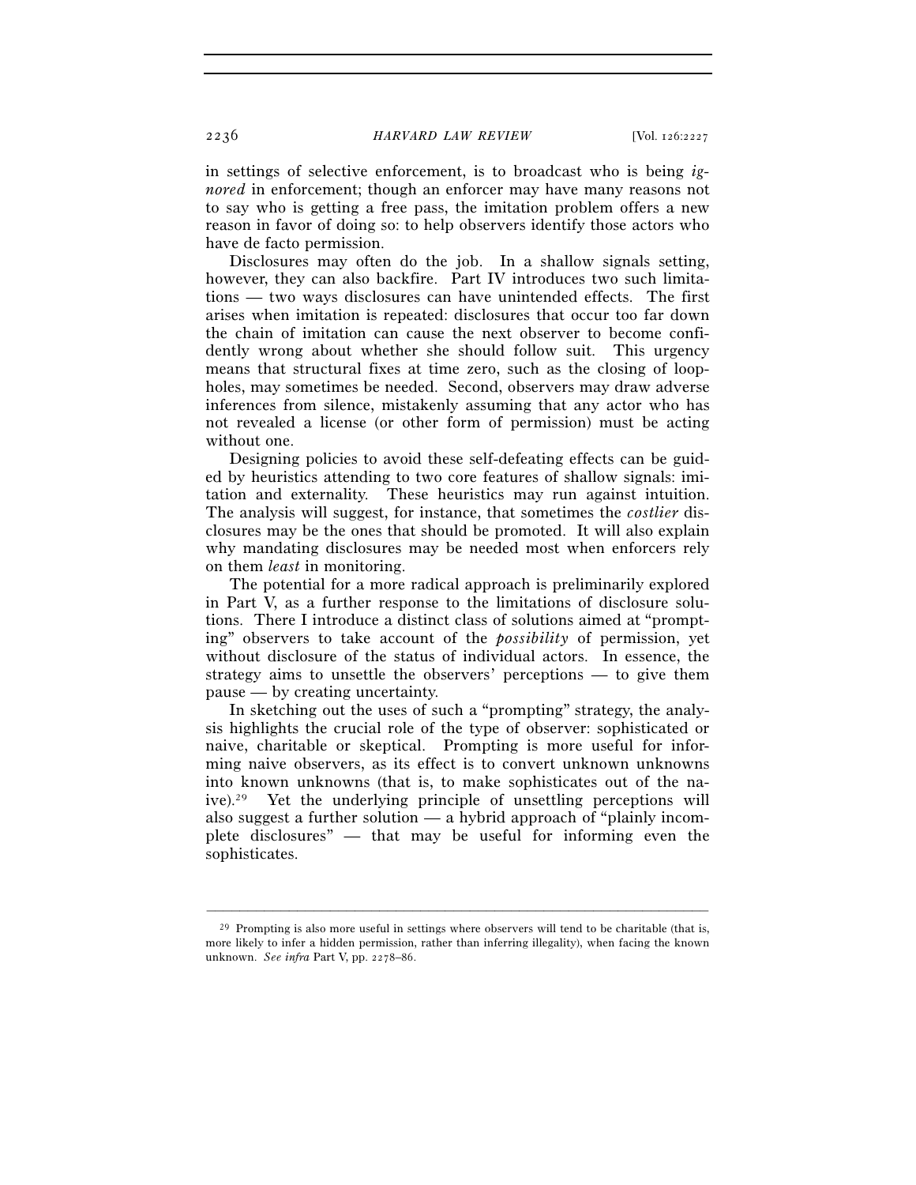in settings of selective enforcement, is to broadcast who is being *ignored* in enforcement; though an enforcer may have many reasons not to say who is getting a free pass, the imitation problem offers a new reason in favor of doing so: to help observers identify those actors who have de facto permission.

Disclosures may often do the job. In a shallow signals setting, however, they can also backfire. Part IV introduces two such limitations — two ways disclosures can have unintended effects. The first arises when imitation is repeated: disclosures that occur too far down the chain of imitation can cause the next observer to become confidently wrong about whether she should follow suit. This urgency means that structural fixes at time zero, such as the closing of loopholes, may sometimes be needed. Second, observers may draw adverse inferences from silence, mistakenly assuming that any actor who has not revealed a license (or other form of permission) must be acting without one.

Designing policies to avoid these self-defeating effects can be guided by heuristics attending to two core features of shallow signals: imitation and externality. These heuristics may run against intuition. The analysis will suggest, for instance, that sometimes the *costlier* disclosures may be the ones that should be promoted. It will also explain why mandating disclosures may be needed most when enforcers rely on them *least* in monitoring.

The potential for a more radical approach is preliminarily explored in Part V, as a further response to the limitations of disclosure solutions. There I introduce a distinct class of solutions aimed at "prompting" observers to take account of the *possibility* of permission, yet without disclosure of the status of individual actors. In essence, the strategy aims to unsettle the observers' perceptions — to give them pause — by creating uncertainty.

In sketching out the uses of such a "prompting" strategy, the analysis highlights the crucial role of the type of observer: sophisticated or naive, charitable or skeptical. Prompting is more useful for informing naive observers, as its effect is to convert unknown unknowns into known unknowns (that is, to make sophisticates out of the naive).[29] Yet the underlying principle of unsettling perceptions will also suggest a further solution — a hybrid approach of "plainly incomplete disclosures" — that may be useful for informing even the sophisticates.

---

[29] Prompting is also more useful in settings where observers will tend to be charitable (that is, more likely to infer a hidden permission, rather than inferring illegality), when facing the known unknown. *See infra* Part V, pp. 2278–86.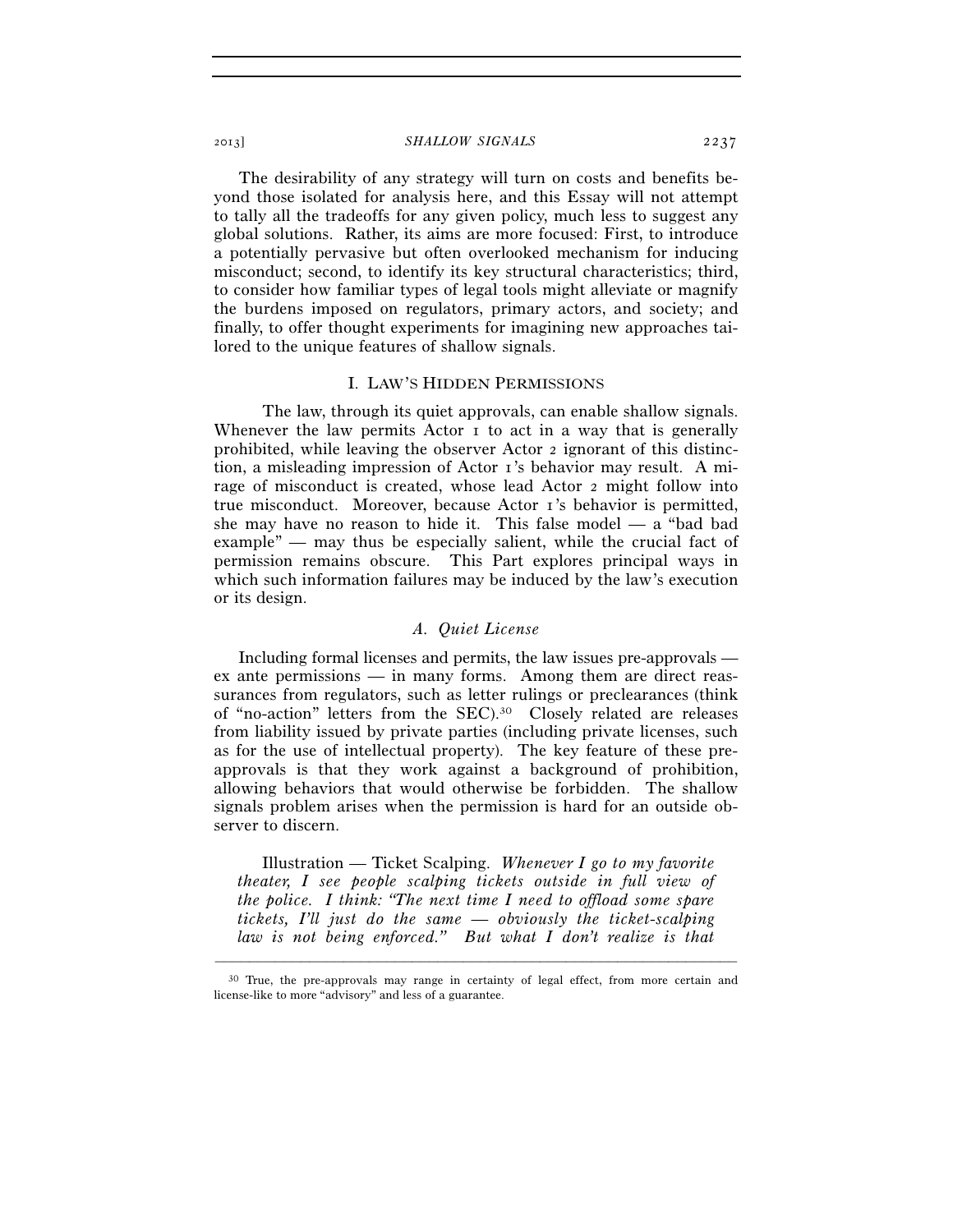The desirability of any strategy will turn on costs and benefits beyond those isolated for analysis here, and this Essay will not attempt to tally all the tradeoffs for any given policy, much less to suggest any global solutions. Rather, its aims are more focused: First, to introduce a potentially pervasive but often overlooked mechanism for inducing misconduct; second, to identify its key structural characteristics; third, to consider how familiar types of legal tools might alleviate or magnify the burdens imposed on regulators, primary actors, and society; and finally, to offer thought experiments for imagining new approaches tailored to the unique features of shallow signals.

## I. LAW'S HIDDEN PERMISSIONS

The law, through its quiet approvals, can enable shallow signals. Whenever the law permits Actor 1 to act in a way that is generally prohibited, while leaving the observer Actor 2 ignorant of this distinction, a misleading impression of Actor 1's behavior may result. A mirage of misconduct is created, whose lead Actor 2 might follow into true misconduct. Moreover, because Actor 1's behavior is permitted, she may have no reason to hide it. This false model — a "bad bad example" — may thus be especially salient, while the crucial fact of permission remains obscure. This Part explores principal ways in which such information failures may be induced by the law's execution or its design.

### A. *Quiet License*

Including formal licenses and permits, the law issues pre-approvals — ex ante permissions — in many forms. Among them are direct reassurances from regulators, such as letter rulings or preclearances (think of "no-action" letters from the SEC).[30] Closely related are releases from liability issued by private parties (including private licenses, such as for the use of intellectual property). The key feature of these pre-approvals is that they work against a background of prohibition, allowing behaviors that would otherwise be forbidden. The shallow signals problem arises when the permission is hard for an outside observer to discern.

Illustration — Ticket Scalping. *Whenever I go to my favorite theater, I see people scalping tickets outside in full view of the police. I think: "The next time I need to offload some spare tickets, I'll just do the same — obviously the ticket-scalping law is not being enforced." But what I don't realize is that*

---

[30] True, the pre-approvals may range in certainty of legal effect, from more certain and license-like to more "advisory" and less of a guarantee.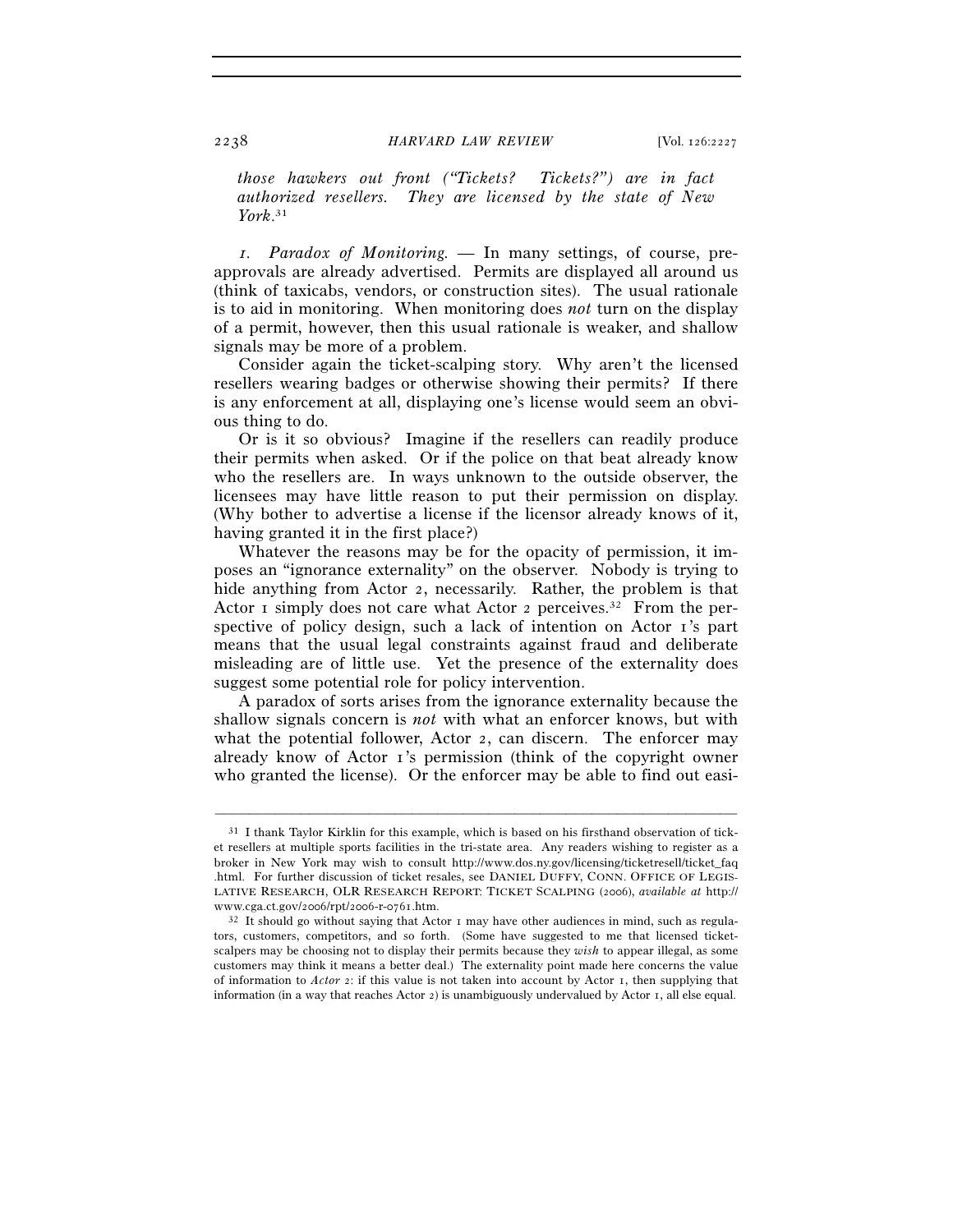*those hawkers out front ("Tickets? Tickets?") are in fact authorized resellers. They are licensed by the state of New York.*[31]

*1. Paradox of Monitoring.* — In many settings, of course, preapprovals are already advertised. Permits are displayed all around us (think of taxicabs, vendors, or construction sites). The usual rationale is to aid in monitoring. When monitoring does *not* turn on the display of a permit, however, then this usual rationale is weaker, and shallow signals may be more of a problem.

Consider again the ticket-scalping story. Why aren't the licensed resellers wearing badges or otherwise showing their permits? If there is any enforcement at all, displaying one's license would seem an obvious thing to do.

Or is it so obvious? Imagine if the resellers can readily produce their permits when asked. Or if the police on that beat already know who the resellers are. In ways unknown to the outside observer, the licensees may have little reason to put their permission on display. (Why bother to advertise a license if the licensor already knows of it, having granted it in the first place?)

Whatever the reasons may be for the opacity of permission, it imposes an "ignorance externality" on the observer. Nobody is trying to hide anything from Actor 2, necessarily. Rather, the problem is that Actor 1 simply does not care what Actor 2 perceives.[32] From the perspective of policy design, such a lack of intention on Actor 1's part means that the usual legal constraints against fraud and deliberate misleading are of little use. Yet the presence of the externality does suggest some potential role for policy intervention.

A paradox of sorts arises from the ignorance externality because the shallow signals concern is *not* with what an enforcer knows, but with what the potential follower, Actor 2, can discern. The enforcer may already know of Actor 1's permission (think of the copyright owner who granted the license). Or the enforcer may be able to find out easi-

---

[31] I thank Taylor Kirklin for this example, which is based on his firsthand observation of ticket resellers at multiple sports facilities in the tri-state area. Any readers wishing to register as a broker in New York may wish to consult http://www.dos.ny.gov/licensing/ticketresell/ticket_faq.html. For further discussion of ticket resales, see DANIEL DUFFY, CONN. OFFICE OF LEGISLATIVE RESEARCH, OLR RESEARCH REPORT: TICKET SCALPING (2006), *available at* http://www.cga.ct.gov/2006/rpt/2006-r-0761.htm.

[32] It should go without saying that Actor 1 may have other audiences in mind, such as regulators, customers, competitors, and so forth. (Some have suggested to me that licensed ticket-scalpers may be choosing not to display their permits because they *wish* to appear illegal, as some customers may think it means a better deal.) The externality point made here concerns the value of information to *Actor 2*: if this value is not taken into account by Actor 1, then supplying that information (in a way that reaches Actor 2) is unambiguously undervalued by Actor 1, all else equal.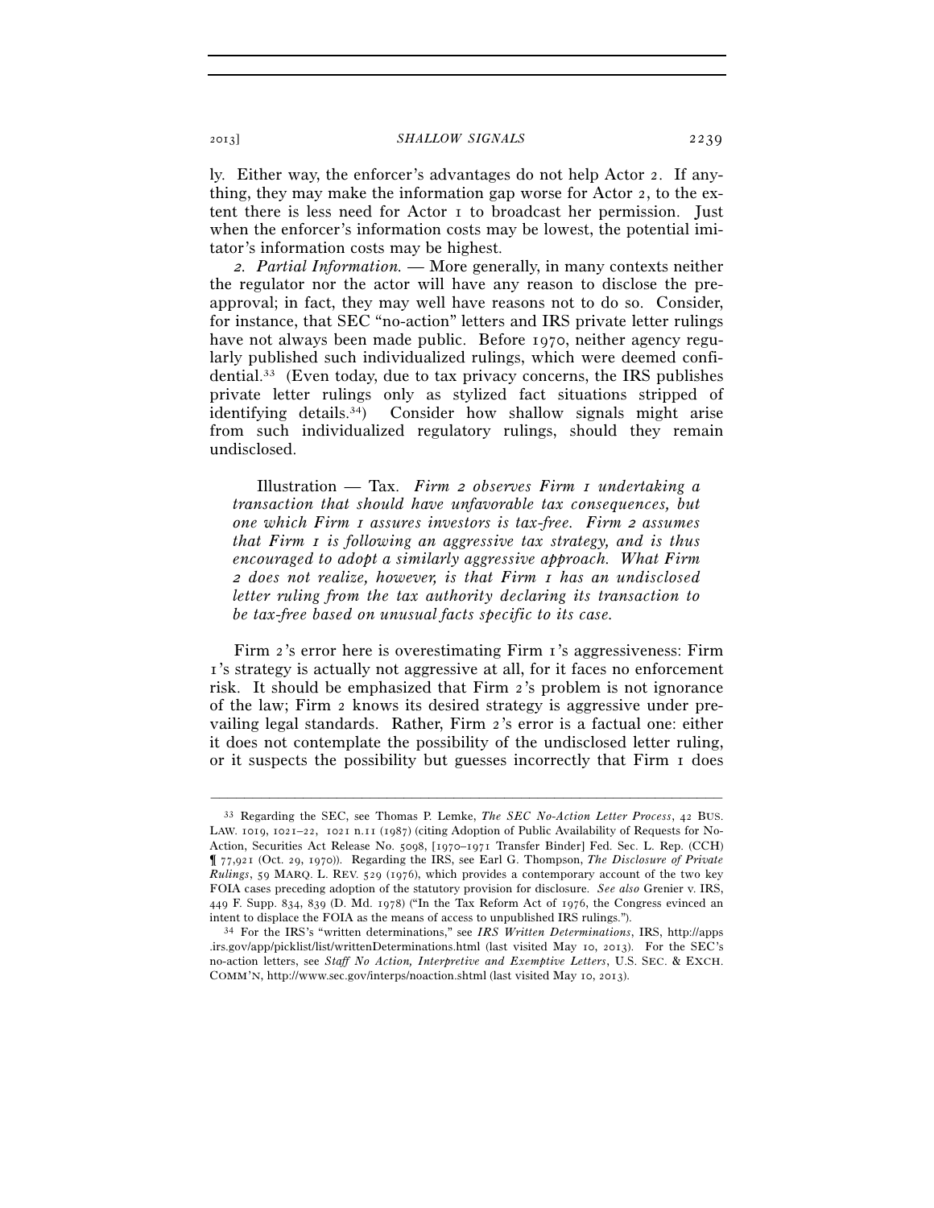ly. Either way, the enforcer's advantages do not help Actor 2. If anything, they may make the information gap worse for Actor 2, to the extent there is less need for Actor 1 to broadcast her permission. Just when the enforcer's information costs may be lowest, the potential imitator's information costs may be highest.

*2. Partial Information.* — More generally, in many contexts neither the regulator nor the actor will have any reason to disclose the preapproval; in fact, they may well have reasons not to do so. Consider, for instance, that SEC "no-action" letters and IRS private letter rulings have not always been made public. Before 1970, neither agency regularly published such individualized rulings, which were deemed confidential.[33] (Even today, due to tax privacy concerns, the IRS publishes private letter rulings only as stylized fact situations stripped of identifying details.[34]) Consider how shallow signals might arise from such individualized regulatory rulings, should they remain undisclosed.

> Illustration — Tax. *Firm 2 observes Firm 1 undertaking a transaction that should have unfavorable tax consequences, but one which Firm 1 assures investors is tax-free. Firm 2 assumes that Firm 1 is following an aggressive tax strategy, and is thus encouraged to adopt a similarly aggressive approach. What Firm 2 does not realize, however, is that Firm 1 has an undisclosed letter ruling from the tax authority declaring its transaction to be tax-free based on unusual facts specific to its case.*

Firm 2's error here is overestimating Firm 1's aggressiveness: Firm 1's strategy is actually not aggressive at all, for it faces no enforcement risk. It should be emphasized that Firm 2's problem is not ignorance of the law; Firm 2 knows its desired strategy is aggressive under prevailing legal standards. Rather, Firm 2's error is a factual one: either it does not contemplate the possibility of the undisclosed letter ruling, or it suspects the possibility but guesses incorrectly that Firm 1 does

---

[33] Regarding the SEC, see Thomas P. Lemke, *The SEC No-Action Letter Process*, 42 BUS. LAW. 1019, 1021–22, 1021 n.11 (1987) (citing Adoption of Public Availability of Requests for No-Action, Securities Act Release No. 5098, [1970–1971 Transfer Binder] Fed. Sec. L. Rep. (CCH) ¶ 77,921 (Oct. 29, 1970)). Regarding the IRS, see Earl G. Thompson, *The Disclosure of Private Rulings*, 59 MARQ. L. REV. 529 (1976), which provides a contemporary account of the two key FOIA cases preceding adoption of the statutory provision for disclosure. *See also* Grenier v. IRS, 449 F. Supp. 834, 839 (D. Md. 1978) ("In the Tax Reform Act of 1976, the Congress evinced an intent to displace the FOIA as the means of access to unpublished IRS rulings.").

[34] For the IRS's "written determinations," see *IRS Written Determinations*, IRS, http://apps.irs.gov/app/picklist/list/writtenDeterminations.html (last visited May 10, 2013). For the SEC's no-action letters, see *Staff No Action, Interpretive and Exemptive Letters*, U.S. SEC. & EXCH. COMM'N, http://www.sec.gov/interps/noaction.shtml (last visited May 10, 2013).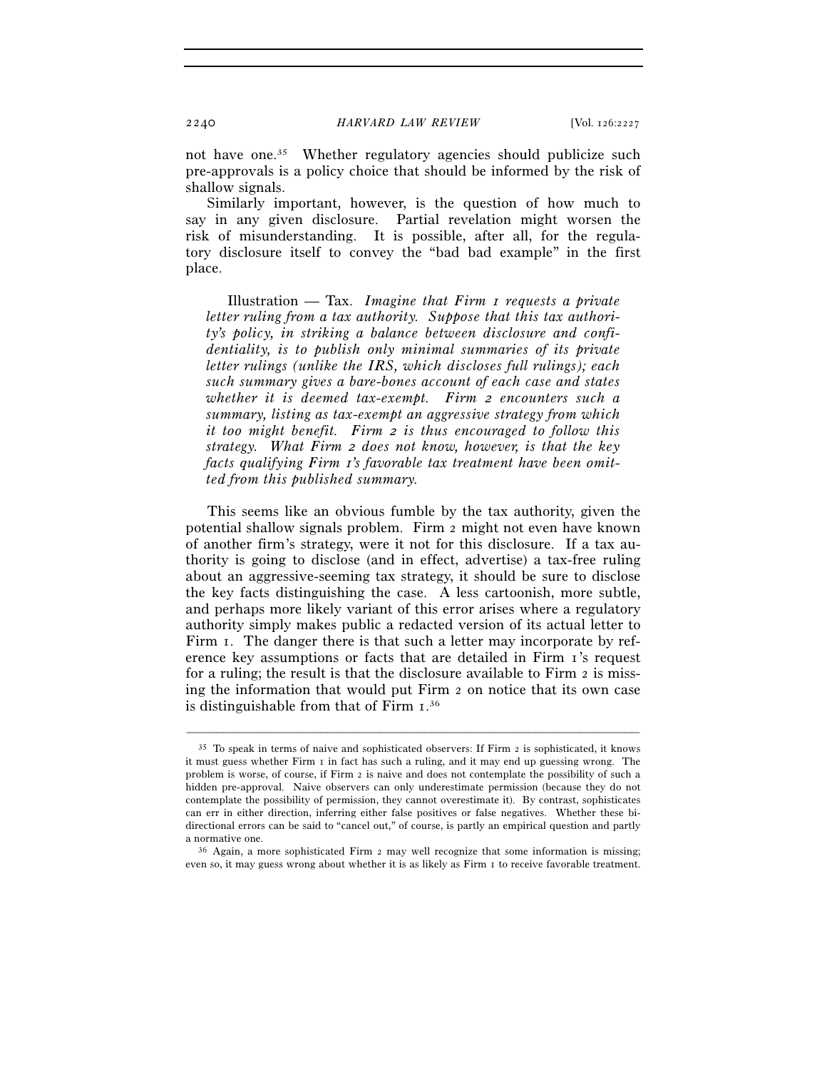not have one.[35] Whether regulatory agencies should publicize such pre-approvals is a policy choice that should be informed by the risk of shallow signals.

Similarly important, however, is the question of how much to say in any given disclosure. Partial revelation might worsen the risk of misunderstanding. It is possible, after all, for the regulatory disclosure itself to convey the "bad bad example" in the first place.

> Illustration — Tax. *Imagine that Firm 1 requests a private letter ruling from a tax authority. Suppose that this tax authority's policy, in striking a balance between disclosure and confidentiality, is to publish only minimal summaries of its private letter rulings (unlike the IRS, which discloses full rulings); each such summary gives a bare-bones account of each case and states whether it is deemed tax-exempt. Firm 2 encounters such a summary, listing as tax-exempt an aggressive strategy from which it too might benefit. Firm 2 is thus encouraged to follow this strategy. What Firm 2 does not know, however, is that the key facts qualifying Firm 1's favorable tax treatment have been omitted from this published summary.*

This seems like an obvious fumble by the tax authority, given the potential shallow signals problem. Firm 2 might not even have known of another firm's strategy, were it not for this disclosure. If a tax authority is going to disclose (and in effect, advertise) a tax-free ruling about an aggressive-seeming tax strategy, it should be sure to disclose the key facts distinguishing the case. A less cartoonish, more subtle, and perhaps more likely variant of this error arises where a regulatory authority simply makes public a redacted version of its actual letter to Firm 1. The danger there is that such a letter may incorporate by reference key assumptions or facts that are detailed in Firm 1's request for a ruling; the result is that the disclosure available to Firm 2 is missing the information that would put Firm 2 on notice that its own case is distinguishable from that of Firm 1.[36]

---

[35] To speak in terms of naive and sophisticated observers: If Firm 2 is sophisticated, it knows it must guess whether Firm 1 in fact has such a ruling, and it may end up guessing wrong. The problem is worse, of course, if Firm 2 is naive and does not contemplate the possibility of such a hidden pre-approval. Naive observers can only underestimate permission (because they do not contemplate the possibility of permission, they cannot overestimate it). By contrast, sophisticates can err in either direction, inferring either false positives or false negatives. Whether these bi-directional errors can be said to "cancel out," of course, is partly an empirical question and partly a normative one.

[36] Again, a more sophisticated Firm 2 may well recognize that some information is missing; even so, it may guess wrong about whether it is as likely as Firm 1 to receive favorable treatment.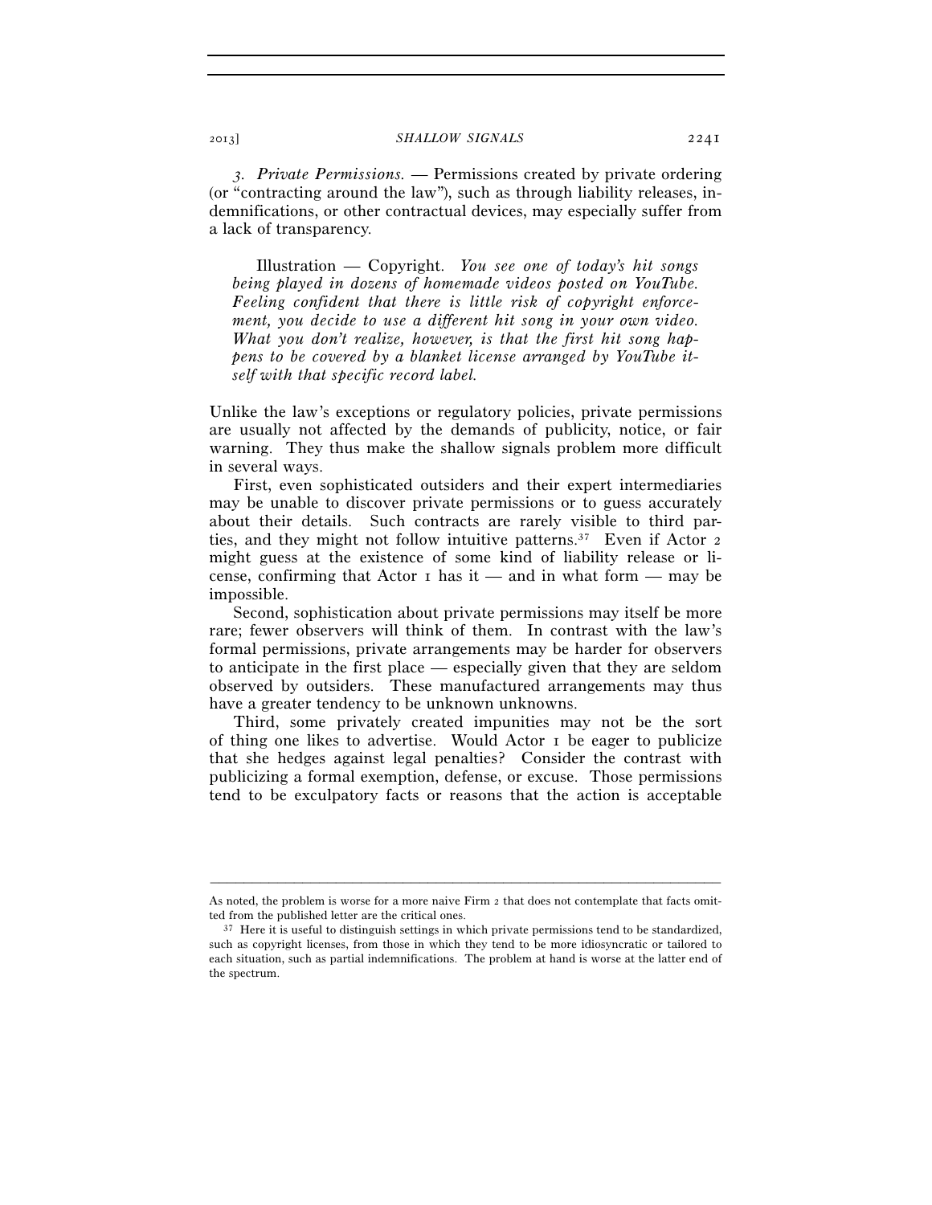*3. Private Permissions.* — Permissions created by private ordering (or "contracting around the law"), such as through liability releases, indemnifications, or other contractual devices, may especially suffer from a lack of transparency.

> Illustration — Copyright. *You see one of today's hit songs being played in dozens of homemade videos posted on YouTube. Feeling confident that there is little risk of copyright enforcement, you decide to use a different hit song in your own video. What you don't realize, however, is that the first hit song happens to be covered by a blanket license arranged by YouTube itself with that specific record label.*

Unlike the law's exceptions or regulatory policies, private permissions are usually not affected by the demands of publicity, notice, or fair warning. They thus make the shallow signals problem more difficult in several ways.

First, even sophisticated outsiders and their expert intermediaries may be unable to discover private permissions or to guess accurately about their details. Such contracts are rarely visible to third parties, and they might not follow intuitive patterns.[37] Even if Actor 2 might guess at the existence of some kind of liability release or license, confirming that Actor 1 has it — and in what form — may be impossible.

Second, sophistication about private permissions may itself be more rare; fewer observers will think of them. In contrast with the law's formal permissions, private arrangements may be harder for observers to anticipate in the first place — especially given that they are seldom observed by outsiders. These manufactured arrangements may thus have a greater tendency to be unknown unknowns.

Third, some privately created impunities may not be the sort of thing one likes to advertise. Would Actor 1 be eager to publicize that she hedges against legal penalties? Consider the contrast with publicizing a formal exemption, defense, or excuse. Those permissions tend to be exculpatory facts or reasons that the action is acceptable

---

As noted, the problem is worse for a more naive Firm 2 that does not contemplate that facts omitted from the published letter are the critical ones.

[37] Here it is useful to distinguish settings in which private permissions tend to be standardized, such as copyright licenses, from those in which they tend to be more idiosyncratic or tailored to each situation, such as partial indemnifications. The problem at hand is worse at the latter end of the spectrum.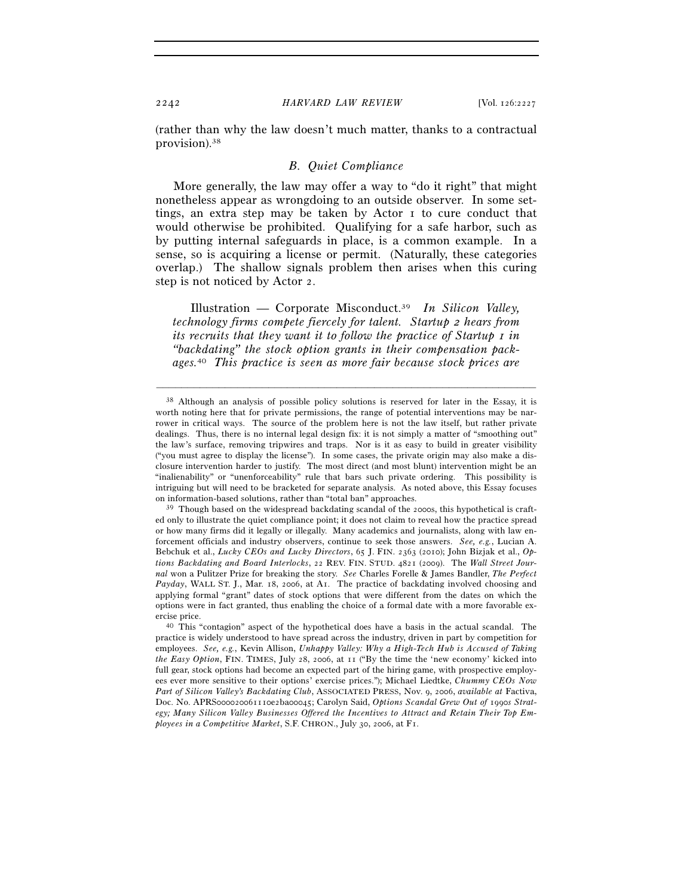(rather than why the law doesn't much matter, thanks to a contractual provision).[38]

### *B. Quiet Compliance*

More generally, the law may offer a way to "do it right" that might nonetheless appear as wrongdoing to an outside observer. In some settings, an extra step may be taken by Actor 1 to cure conduct that would otherwise be prohibited. Qualifying for a safe harbor, such as by putting internal safeguards in place, is a common example. In a sense, so is acquiring a license or permit. (Naturally, these categories overlap.) The shallow signals problem then arises when this curing step is not noticed by Actor 2.

Illustration — Corporate Misconduct.[39] *In Silicon Valley, technology firms compete fiercely for talent. Startup 2 hears from its recruits that they want it to follow the practice of Startup 1 in "backdating" the stock option grants in their compensation packages.*[40] *This practice is seen as more fair because stock prices are*

---

[38] Although an analysis of possible policy solutions is reserved for later in the Essay, it is worth noting here that for private permissions, the range of potential interventions may be narrower in critical ways. The source of the problem here is not the law itself, but rather private dealings. Thus, there is no internal legal design fix: it is not simply a matter of "smoothing out" the law's surface, removing tripwires and traps. Nor is it as easy to build in greater visibility ("you must agree to display the license"). In some cases, the private origin may also make a disclosure intervention harder to justify. The most direct (and most blunt) intervention might be an "inalienability" or "unenforceability" rule that bars such private ordering. This possibility is intriguing but will need to be bracketed for separate analysis. As noted above, this Essay focuses on information-based solutions, rather than "total ban" approaches.

[39] Though based on the widespread backdating scandal of the 2000s, this hypothetical is crafted only to illustrate the quiet compliance point; it does not claim to reveal how the practice spread or how many firms did it legally or illegally. Many academics and journalists, along with law enforcement officials and industry observers, continue to seek those answers. *See, e.g.*, Lucian A. Bebchuk et al., *Lucky CEOs and Lucky Directors*, 65 J. FIN. 2363 (2010); John Bizjak et al., *Options Backdating and Board Interlocks*, 22 REV. FIN. STUD. 4821 (2009). The *Wall Street Journal* won a Pulitzer Prize for breaking the story. *See* Charles Forelle & James Bandler, *The Perfect Payday*, WALL ST. J., Mar. 18, 2006, at A1. The practice of backdating involved choosing and applying formal "grant" dates of stock options that were different from the dates on which the options were in fact granted, thus enabling the choice of a formal date with a more favorable exercise price.

[40] This "contagion" aspect of the hypothetical does have a basis in the actual scandal. The practice is widely understood to have spread across the industry, driven in part by competition for employees. *See, e.g.*, Kevin Allison, *Unhappy Valley: Why a High-Tech Hub is Accused of Taking the Easy Option*, FIN. TIMES, July 28, 2006, at 11 ("By the time the 'new economy' kicked into full gear, stock options had become an expected part of the hiring game, with prospective employees ever more sensitive to their options' exercise prices."); Michael Liedtke, *Chummy CEOs Now Part of Silicon Valley's Backdating Club*, ASSOCIATED PRESS, Nov. 9, 2006, *available at* Factiva, Doc. No. APRS000020061110e2ba00045; Carolyn Said, *Options Scandal Grew Out of 1990s Strategy; Many Silicon Valley Businesses Offered the Incentives to Attract and Retain Their Top Employees in a Competitive Market*, S.F. CHRON., July 30, 2006, at F1.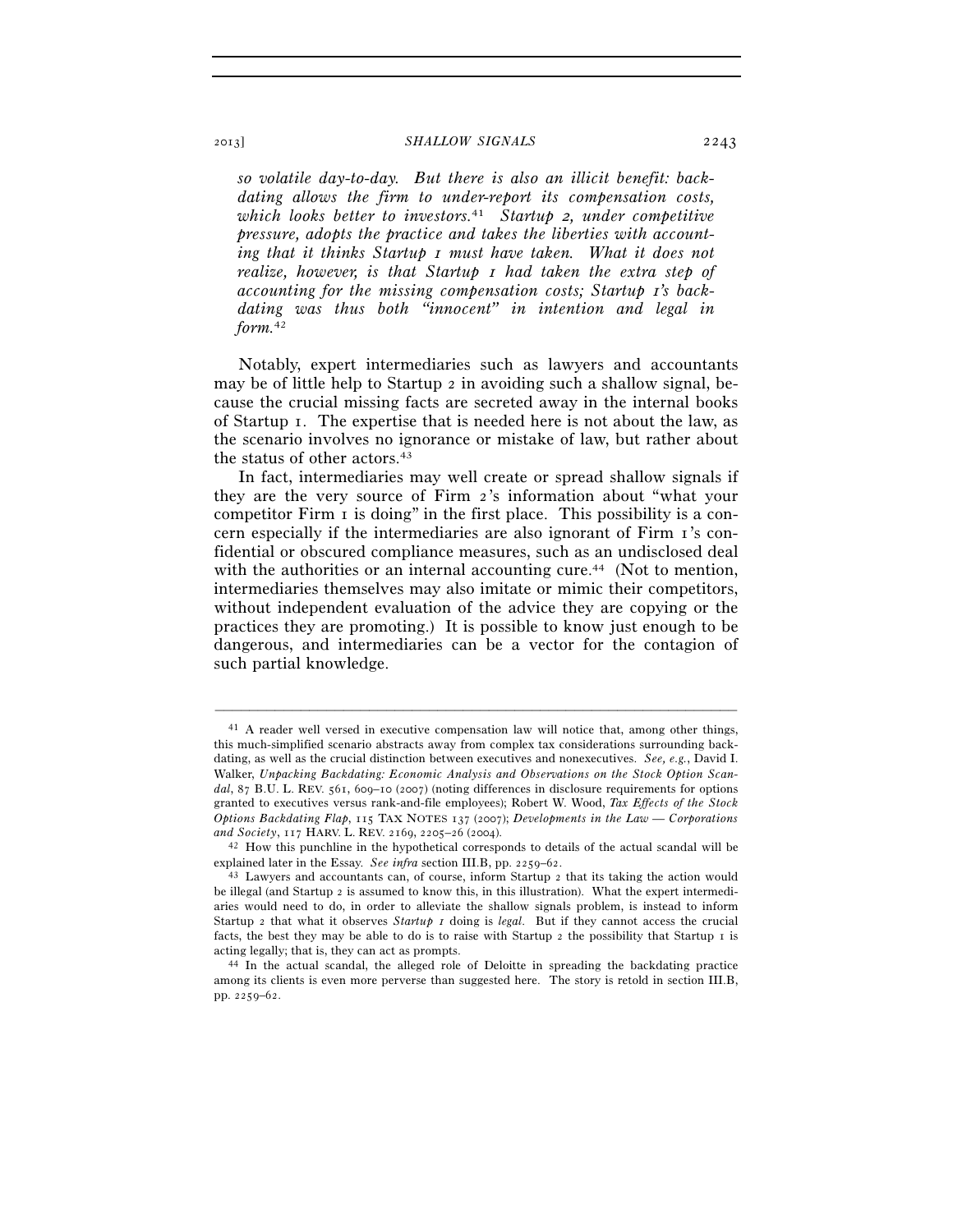*so volatile day-to-day. But there is also an illicit benefit: backdating allows the firm to under-report its compensation costs, which looks better to investors.*[41] *Startup 2, under competitive pressure, adopts the practice and takes the liberties with accounting that it thinks Startup 1 must have taken. What it does not realize, however, is that Startup 1 had taken the extra step of accounting for the missing compensation costs; Startup 1's backdating was thus both "innocent" in intention and legal in form.*[42]

Notably, expert intermediaries such as lawyers and accountants may be of little help to Startup 2 in avoiding such a shallow signal, because the crucial missing facts are secreted away in the internal books of Startup 1. The expertise that is needed here is not about the law, as the scenario involves no ignorance or mistake of law, but rather about the status of other actors.[43]

In fact, intermediaries may well create or spread shallow signals if they are the very source of Firm 2's information about "what your competitor Firm 1 is doing" in the first place. This possibility is a concern especially if the intermediaries are also ignorant of Firm 1's confidential or obscured compliance measures, such as an undisclosed deal with the authorities or an internal accounting cure.[44] (Not to mention, intermediaries themselves may also imitate or mimic their competitors, without independent evaluation of the advice they are copying or the practices they are promoting.) It is possible to know just enough to be dangerous, and intermediaries can be a vector for the contagion of such partial knowledge.

---

[41] A reader well versed in executive compensation law will notice that, among other things, this much-simplified scenario abstracts away from complex tax considerations surrounding backdating, as well as the crucial distinction between executives and nonexecutives. *See, e.g.*, David I. Walker, *Unpacking Backdating: Economic Analysis and Observations on the Stock Option Scandal*, 87 B.U. L. REV. 561, 609–10 (2007) (noting differences in disclosure requirements for options granted to executives versus rank-and-file employees); Robert W. Wood, *Tax Effects of the Stock Options Backdating Flap*, 115 TAX NOTES 137 (2007); *Developments in the Law — Corporations and Society*, 117 HARV. L. REV. 2169, 2205–26 (2004).

[42] How this punchline in the hypothetical corresponds to details of the actual scandal will be explained later in the Essay. *See infra* section III.B, pp. 2259–62.

[43] Lawyers and accountants can, of course, inform Startup 2 that its taking the action would be illegal (and Startup 2 is assumed to know this, in this illustration). What the expert intermediaries would need to do, in order to alleviate the shallow signals problem, is instead to inform Startup 2 that what it observes *Startup 1* doing is *legal*. But if they cannot access the crucial facts, the best they may be able to do is to raise with Startup 2 the possibility that Startup 1 is acting legally; that is, they can act as prompts.

[44] In the actual scandal, the alleged role of Deloitte in spreading the backdating practice among its clients is even more perverse than suggested here. The story is retold in section III.B, pp. 2259–62.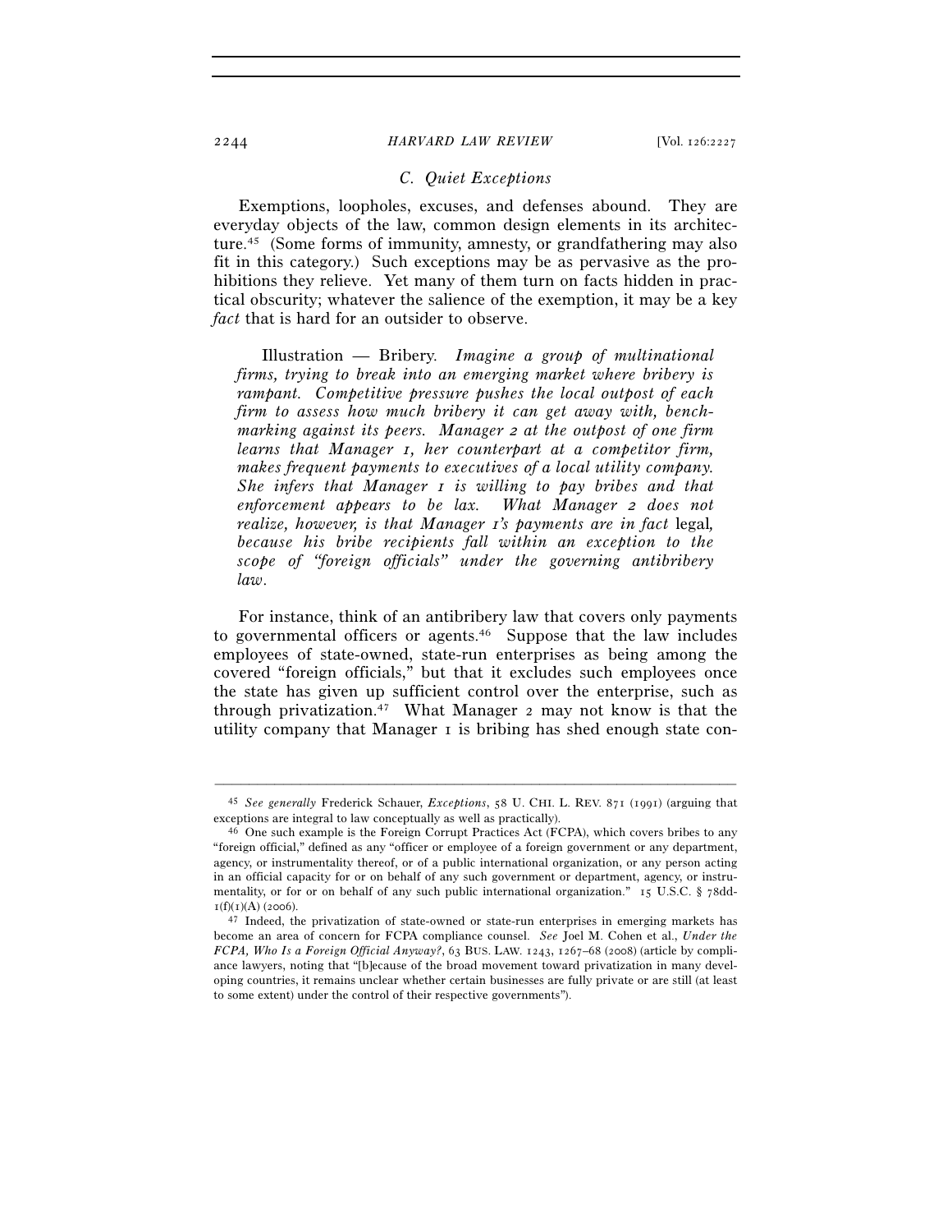### C. *Quiet Exceptions*

Exemptions, loopholes, excuses, and defenses abound. They are everyday objects of the law, common design elements in its architecture.[45] (Some forms of immunity, amnesty, or grandfathering may also fit in this category.) Such exceptions may be as pervasive as the prohibitions they relieve. Yet many of them turn on facts hidden in practical obscurity; whatever the salience of the exemption, it may be a key *fact* that is hard for an outsider to observe.

> Illustration — Bribery. *Imagine a group of multinational firms, trying to break into an emerging market where bribery is rampant. Competitive pressure pushes the local outpost of each firm to assess how much bribery it can get away with, benchmarking against its peers. Manager 2 at the outpost of one firm learns that Manager 1, her counterpart at a competitor firm, makes frequent payments to executives of a local utility company. She infers that Manager 1 is willing to pay bribes and that enforcement appears to be lax. What Manager 2 does not realize, however, is that Manager 1's payments are in fact* legal, *because his bribe recipients fall within an exception to the scope of "foreign officials" under the governing antibribery law.*

For instance, think of an antibribery law that covers only payments to governmental officers or agents.[46] Suppose that the law includes employees of state-owned, state-run enterprises as being among the covered "foreign officials," but that it excludes such employees once the state has given up sufficient control over the enterprise, such as through privatization.[47] What Manager 2 may not know is that the utility company that Manager 1 is bribing has shed enough state con-

---

[45] *See generally* Frederick Schauer, *Exceptions*, 58 U. CHI. L. REV. 871 (1991) (arguing that exceptions are integral to law conceptually as well as practically).

[46] One such example is the Foreign Corrupt Practices Act (FCPA), which covers bribes to any "foreign official," defined as any "officer or employee of a foreign government or any department, agency, or instrumentality thereof, or of a public international organization, or any person acting in an official capacity for or on behalf of any such government or department, agency, or instrumentality, or for or on behalf of any such public international organization." 15 U.S.C. § 78dd-1(f)(1)(A) (2006).

[47] Indeed, the privatization of state-owned or state-run enterprises in emerging markets has become an area of concern for FCPA compliance counsel. *See* Joel M. Cohen et al., *Under the FCPA, Who Is a Foreign Official Anyway?*, 63 BUS. LAW. 1243, 1267–68 (2008) (article by compliance lawyers, noting that "[b]ecause of the broad movement toward privatization in many developing countries, it remains unclear whether certain businesses are fully private or are still (at least to some extent) under the control of their respective governments").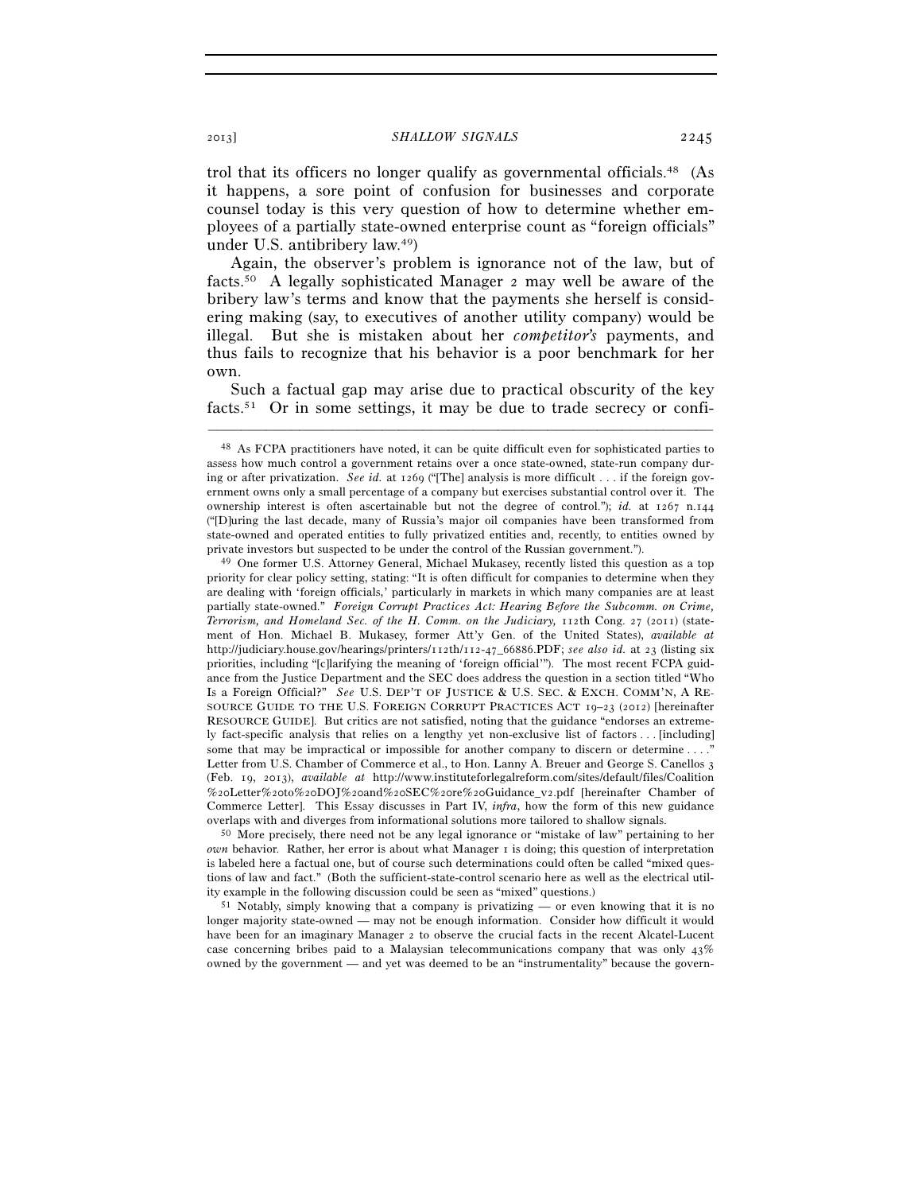trol that its officers no longer qualify as governmental officials.[48] (As it happens, a sore point of confusion for businesses and corporate counsel today is this very question of how to determine whether employees of a partially state-owned enterprise count as "foreign officials" under U.S. antibribery law.[49])

Again, the observer's problem is ignorance not of the law, but of facts.[50] A legally sophisticated Manager 2 may well be aware of the bribery law's terms and know that the payments she herself is considering making (say, to executives of another utility company) would be illegal. But she is mistaken about her *competitor's* payments, and thus fails to recognize that his behavior is a poor benchmark for her own.

Such a factual gap may arise due to practical obscurity of the key facts.[51] Or in some settings, it may be due to trade secrecy or confi-

---

[48] As FCPA practitioners have noted, it can be quite difficult even for sophisticated parties to assess how much control a government retains over a once state-owned, state-run company during or after privatization. *See id.* at 1269 ("[The] analysis is more difficult . . . if the foreign government owns only a small percentage of a company but exercises substantial control over it. The ownership interest is often ascertainable but not the degree of control."); *id.* at 1267 n.144 ("[D]uring the last decade, many of Russia's major oil companies have been transformed from state-owned and operated entities to fully privatized entities and, recently, to entities owned by private investors but suspected to be under the control of the Russian government.").

[49] One former U.S. Attorney General, Michael Mukasey, recently listed this question as a top priority for clear policy setting, stating: "It is often difficult for companies to determine when they are dealing with 'foreign officials,' particularly in markets in which many companies are at least partially state-owned." *Foreign Corrupt Practices Act: Hearing Before the Subcomm. on Crime, Terrorism, and Homeland Sec. of the H. Comm. on the Judiciary,* 112th Cong. 27 (2011) (statement of Hon. Michael B. Mukasey, former Att'y Gen. of the United States), *available at* http://judiciary.house.gov/hearings/printers/112th/112-47_66886.PDF; *see also id.* at 23 (listing six priorities, including "[c]larifying the meaning of 'foreign official'"). The most recent FCPA guidance from the Justice Department and the SEC does address the question in a section titled "Who Is a Foreign Official?" *See* U.S. DEP'T OF JUSTICE & U.S. SEC. & EXCH. COMM'N, A RESOURCE GUIDE TO THE U.S. FOREIGN CORRUPT PRACTICES ACT 19–23 (2012) [hereinafter RESOURCE GUIDE]. But critics are not satisfied, noting that the guidance "endorses an extremely fact-specific analysis that relies on a lengthy yet non-exclusive list of factors . . . [including] some that may be impractical or impossible for another company to discern or determine . . . ." Letter from U.S. Chamber of Commerce et al., to Hon. Lanny A. Breuer and George S. Canellos 3 (Feb. 19, 2013), *available at* http://www.instituteforlegalreform.com/sites/default/files/Coalition%20Letter%20to%20DOJ%20and%20SEC%20re%20Guidance_v2.pdf [hereinafter Chamber of Commerce Letter]. This Essay discusses in Part IV, *infra*, how the form of this new guidance overlaps with and diverges from informational solutions more tailored to shallow signals.

[50] More precisely, there need not be any legal ignorance or "mistake of law" pertaining to her *own* behavior. Rather, her error is about what Manager 1 is doing; this question of interpretation is labeled here a factual one, but of course such determinations could often be called "mixed questions of law and fact." (Both the sufficient-state-control scenario here as well as the electrical utility example in the following discussion could be seen as "mixed" questions.)

[51] Notably, simply knowing that a company is privatizing — or even knowing that it is no longer majority state-owned — may not be enough information. Consider how difficult it would have been for an imaginary Manager 2 to observe the crucial facts in the recent Alcatel-Lucent case concerning bribes paid to a Malaysian telecommunications company that was only 43% owned by the government — and yet was deemed to be an "instrumentality" because the govern-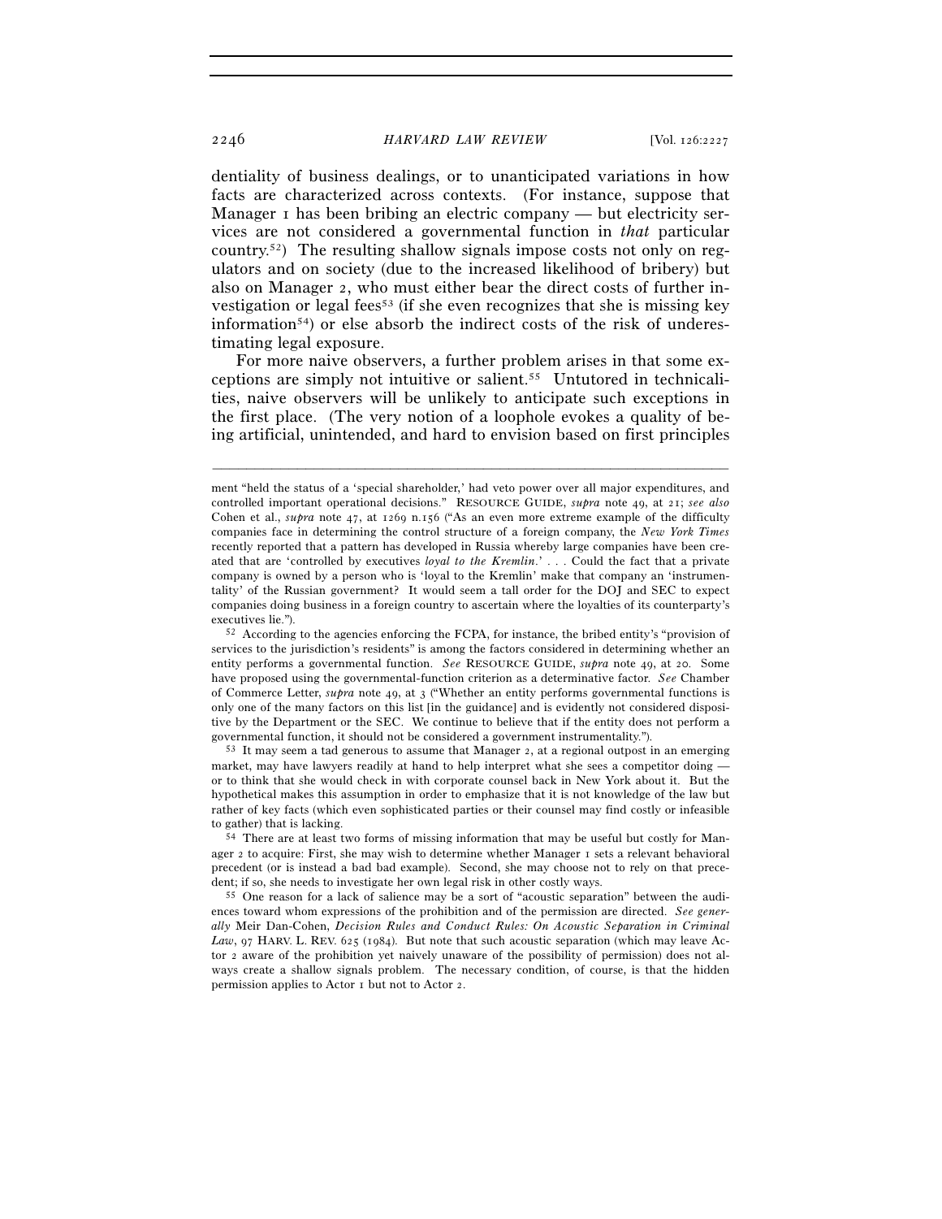dentiality of business dealings, or to unanticipated variations in how facts are characterized across contexts. (For instance, suppose that Manager 1 has been bribing an electric company — but electricity services are not considered a governmental function in *that* particular country.[52]) The resulting shallow signals impose costs not only on regulators and on society (due to the increased likelihood of bribery) but also on Manager 2, who must either bear the direct costs of further investigation or legal fees[53] (if she even recognizes that she is missing key information[54]) or else absorb the indirect costs of the risk of underestimating legal exposure.

For more naive observers, a further problem arises in that some exceptions are simply not intuitive or salient.[55] Untutored in technicalities, naive observers will be unlikely to anticipate such exceptions in the first place. (The very notion of a loophole evokes a quality of being artificial, unintended, and hard to envision based on first principles

---

ment "held the status of a 'special shareholder,' had veto power over all major expenditures, and controlled important operational decisions." RESOURCE GUIDE, *supra* note 49, at 21; *see also* Cohen et al., *supra* note 47, at 1269 n.156 ("As an even more extreme example of the difficulty companies face in determining the control structure of a foreign company, the *New York Times* recently reported that a pattern has developed in Russia whereby large companies have been created that are 'controlled by executives *loyal to the Kremlin*.' . . . Could the fact that a private company is owned by a person who is 'loyal to the Kremlin' make that company an 'instrumentality' of the Russian government? It would seem a tall order for the DOJ and SEC to expect companies doing business in a foreign country to ascertain where the loyalties of its counterparty's executives lie.").

[52] According to the agencies enforcing the FCPA, for instance, the bribed entity's "provision of services to the jurisdiction's residents" is among the factors considered in determining whether an entity performs a governmental function. *See* RESOURCE GUIDE, *supra* note 49, at 20. Some have proposed using the governmental-function criterion as a determinative factor. *See* Chamber of Commerce Letter, *supra* note 49, at 3 ("Whether an entity performs governmental functions is only one of the many factors on this list [in the guidance] and is evidently not considered dispositive by the Department or the SEC. We continue to believe that if the entity does not perform a governmental function, it should not be considered a government instrumentality.").

[53] It may seem a tad generous to assume that Manager 2, at a regional outpost in an emerging market, may have lawyers readily at hand to help interpret what she sees a competitor doing — or to think that she would check in with corporate counsel back in New York about it. But the hypothetical makes this assumption in order to emphasize that it is not knowledge of the law but rather of key facts (which even sophisticated parties or their counsel may find costly or infeasible to gather) that is lacking.

[54] There are at least two forms of missing information that may be useful but costly for Manager 2 to acquire: First, she may wish to determine whether Manager 1 sets a relevant behavioral precedent (or is instead a bad bad example). Second, she may choose not to rely on that precedent; if so, she needs to investigate her own legal risk in other costly ways.

[55] One reason for a lack of salience may be a sort of "acoustic separation" between the audiences toward whom expressions of the prohibition and of the permission are directed. *See generally* Meir Dan-Cohen, *Decision Rules and Conduct Rules: On Acoustic Separation in Criminal Law*, 97 HARV. L. REV. 625 (1984). But note that such acoustic separation (which may leave Actor 2 aware of the prohibition yet naively unaware of the possibility of permission) does not always create a shallow signals problem. The necessary condition, of course, is that the hidden permission applies to Actor 1 but not to Actor 2.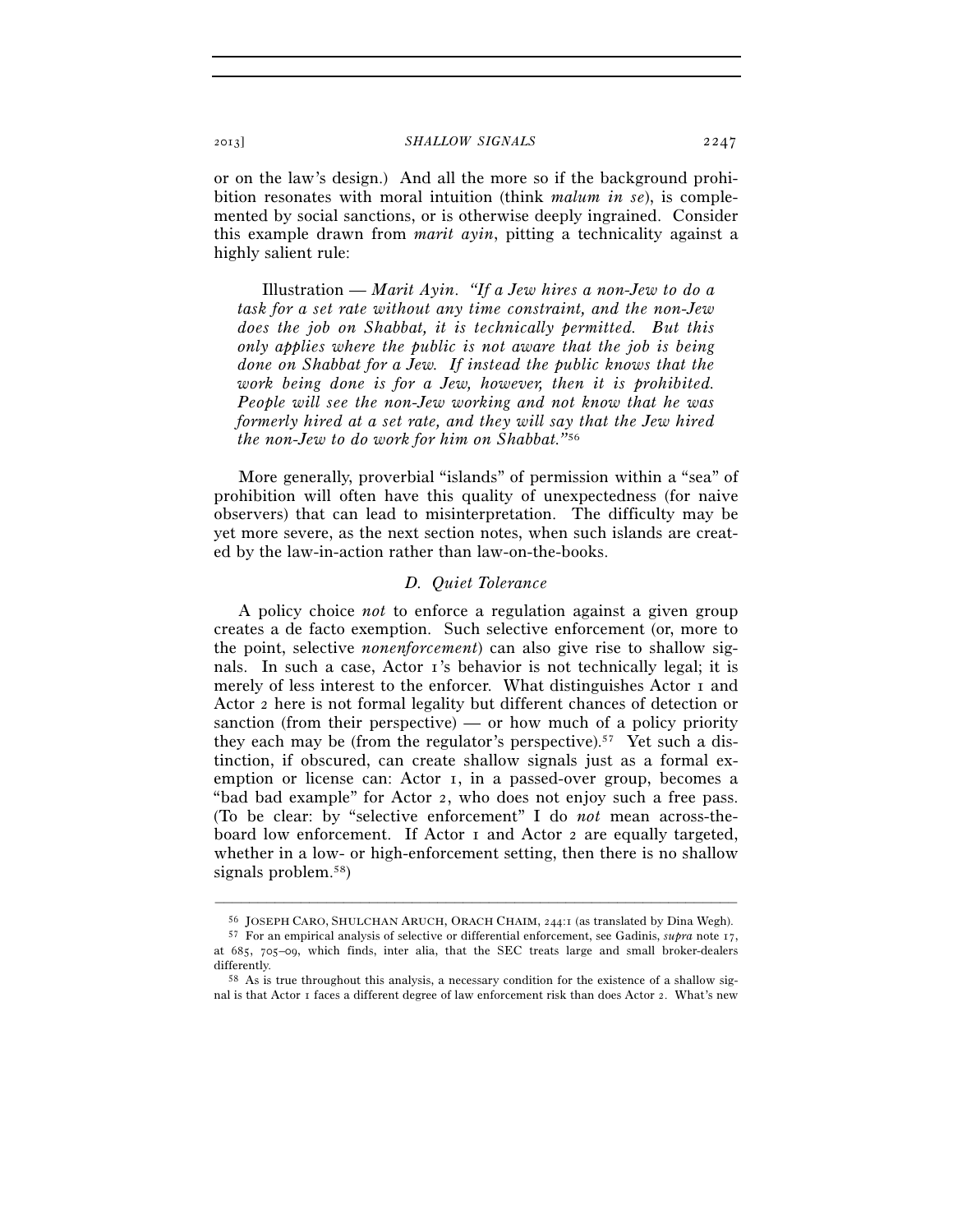or on the law's design.) And all the more so if the background prohibition resonates with moral intuition (think *malum in se*), is complemented by social sanctions, or is otherwise deeply ingrained. Consider this example drawn from *marit ayin*, pitting a technicality against a highly salient rule:

> Illustration — *Marit Ayin*. *"If a Jew hires a non-Jew to do a task for a set rate without any time constraint, and the non-Jew does the job on Shabbat, it is technically permitted. But this only applies where the public is not aware that the job is being done on Shabbat for a Jew. If instead the public knows that the work being done is for a Jew, however, then it is prohibited. People will see the non-Jew working and not know that he was formerly hired at a set rate, and they will say that the Jew hired the non-Jew to do work for him on Shabbat."*[56]

More generally, proverbial "islands" of permission within a "sea" of prohibition will often have this quality of unexpectedness (for naive observers) that can lead to misinterpretation. The difficulty may be yet more severe, as the next section notes, when such islands are created by the law-in-action rather than law-on-the-books.

### *D. Quiet Tolerance*

A policy choice *not* to enforce a regulation against a given group creates a de facto exemption. Such selective enforcement (or, more to the point, selective *nonenforcement*) can also give rise to shallow signals. In such a case, Actor 1's behavior is not technically legal; it is merely of less interest to the enforcer. What distinguishes Actor 1 and Actor 2 here is not formal legality but different chances of detection or sanction (from their perspective) — or how much of a policy priority they each may be (from the regulator's perspective).[57] Yet such a distinction, if obscured, can create shallow signals just as a formal exemption or license can: Actor 1, in a passed-over group, becomes a "bad bad example" for Actor 2, who does not enjoy such a free pass. (To be clear: by "selective enforcement" I do *not* mean across-the-board low enforcement. If Actor 1 and Actor 2 are equally targeted, whether in a low- or high-enforcement setting, then there is no shallow signals problem.[58])

---

[56] JOSEPH CARO, SHULCHAN ARUCH, ORACH CHAIM, 244:1 (as translated by Dina Wegh).

[57] For an empirical analysis of selective or differential enforcement, see Gadinis, *supra* note 17, at 685, 705–09, which finds, inter alia, that the SEC treats large and small broker-dealers differently.

[58] As is true throughout this analysis, a necessary condition for the existence of a shallow signal is that Actor 1 faces a different degree of law enforcement risk than does Actor 2. What's new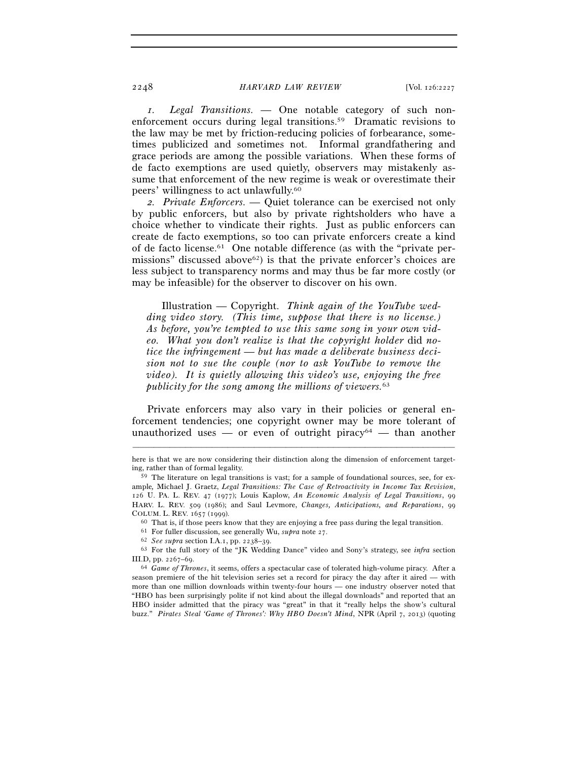*1. Legal Transitions.* — One notable category of such non-enforcement occurs during legal transitions.[59] Dramatic revisions to the law may be met by friction-reducing policies of forbearance, sometimes publicized and sometimes not. Informal grandfathering and grace periods are among the possible variations. When these forms of de facto exemptions are used quietly, observers may mistakenly assume that enforcement of the new regime is weak or overestimate their peers' willingness to act unlawfully.[60]

*2. Private Enforcers.* — Quiet tolerance can be exercised not only by public enforcers, but also by private rightsholders who have a choice whether to vindicate their rights. Just as public enforcers can create de facto exemptions, so too can private enforcers create a kind of de facto license.[61] One notable difference (as with the "private permissions" discussed above[62]) is that the private enforcer's choices are less subject to transparency norms and may thus be far more costly (or may be infeasible) for the observer to discover on his own.

> Illustration — Copyright. *Think again of the YouTube wedding video story. (This time, suppose that there is no license.) As before, you're tempted to use this same song in your own video. What you don't realize is that the copyright holder* did *notice the infringement — but has made a deliberate business decision not to sue the couple (nor to ask YouTube to remove the video). It is quietly allowing this video's use, enjoying the free publicity for the song among the millions of viewers.*[63]

Private enforcers may also vary in their policies or general enforcement tendencies; one copyright owner may be more tolerant of unauthorized uses — or even of outright piracy[64] — than another

---

here is that we are now considering their distinction along the dimension of enforcement targeting, rather than of formal legality.

[59] The literature on legal transitions is vast; for a sample of foundational sources, see, for example, Michael J. Graetz, *Legal Transitions: The Case of Retroactivity in Income Tax Revision*, 126 U. PA. L. REV. 47 (1977); Louis Kaplow, *An Economic Analysis of Legal Transitions*, 99 HARV. L. REV. 509 (1986); and Saul Levmore, *Changes, Anticipations, and Reparations*, 99 COLUM. L. REV. 1657 (1999).

[60] That is, if those peers know that they are enjoying a free pass during the legal transition.

[61] For fuller discussion, see generally Wu, *supra* note 27.

[62] *See supra* section I.A.1, pp. 2238–39.

[63] For the full story of the "JK Wedding Dance" video and Sony's strategy, see *infra* section III.D, pp. 2267–69.

[64] *Game of Thrones*, it seems, offers a spectacular case of tolerated high-volume piracy. After a season premiere of the hit television series set a record for piracy the day after it aired — with more than one million downloads within twenty-four hours — one industry observer noted that "HBO has been surprisingly polite if not kind about the illegal downloads" and reported that an HBO insider admitted that the piracy was "great" in that it "really helps the show's cultural buzz." *Pirates Steal 'Game of Thrones': Why HBO Doesn't Mind*, NPR (April 7, 2013) (quoting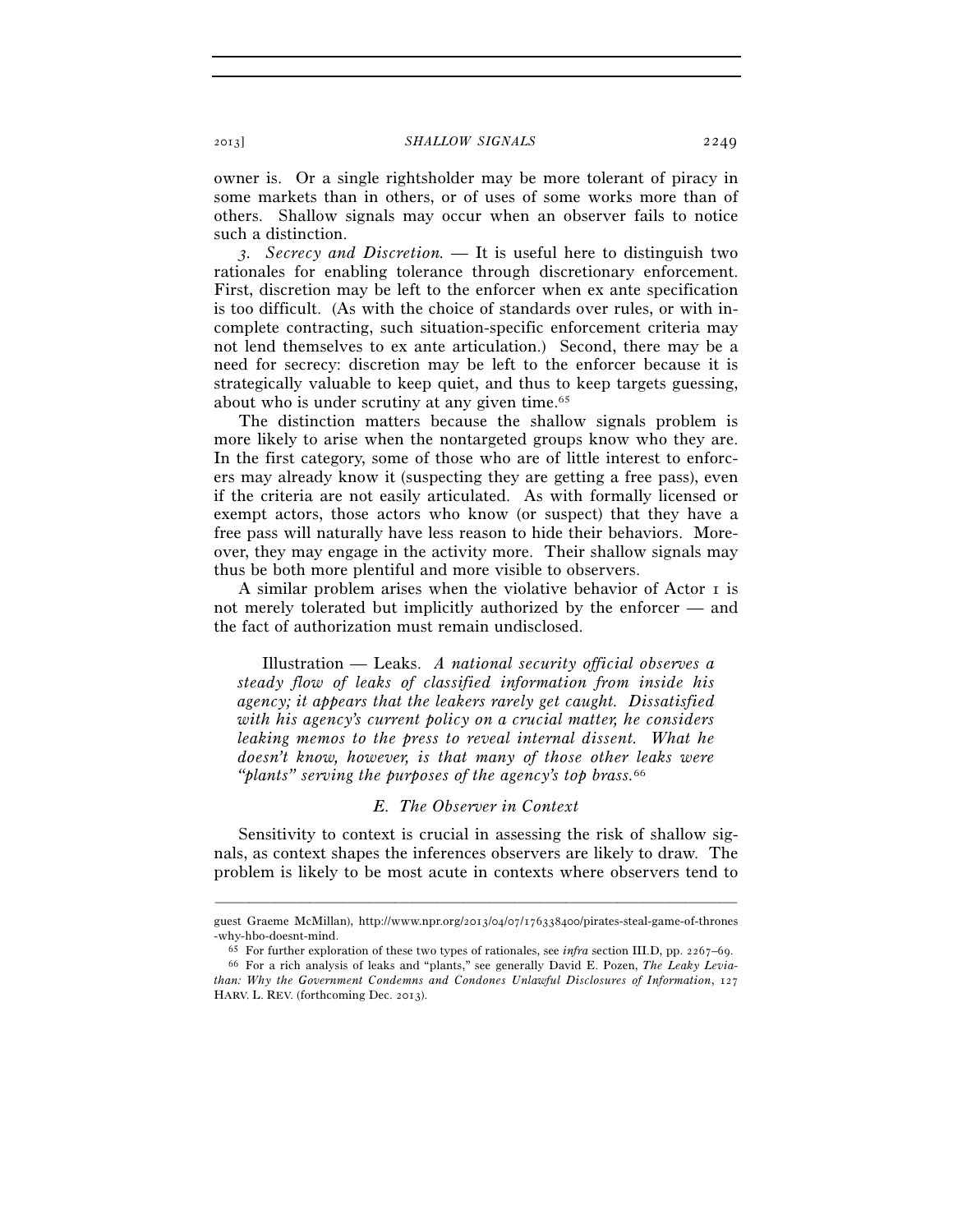owner is. Or a single rightsholder may be more tolerant of piracy in some markets than in others, or of uses of some works more than of others. Shallow signals may occur when an observer fails to notice such a distinction.

*3. Secrecy and Discretion.* — It is useful here to distinguish two rationales for enabling tolerance through discretionary enforcement. First, discretion may be left to the enforcer when ex ante specification is too difficult. (As with the choice of standards over rules, or with incomplete contracting, such situation-specific enforcement criteria may not lend themselves to ex ante articulation.) Second, there may be a need for secrecy: discretion may be left to the enforcer because it is strategically valuable to keep quiet, and thus to keep targets guessing, about who is under scrutiny at any given time.[65]

The distinction matters because the shallow signals problem is more likely to arise when the nontargeted groups know who they are. In the first category, some of those who are of little interest to enforcers may already know it (suspecting they are getting a free pass), even if the criteria are not easily articulated. As with formally licensed or exempt actors, those actors who know (or suspect) that they have a free pass will naturally have less reason to hide their behaviors. Moreover, they may engage in the activity more. Their shallow signals may thus be both more plentiful and more visible to observers.

A similar problem arises when the violative behavior of Actor 1 is not merely tolerated but implicitly authorized by the enforcer — and the fact of authorization must remain undisclosed.

> Illustration — Leaks. *A national security official observes a steady flow of leaks of classified information from inside his agency; it appears that the leakers rarely get caught. Dissatisfied with his agency's current policy on a crucial matter, he considers leaking memos to the press to reveal internal dissent. What he doesn't know, however, is that many of those other leaks were "plants" serving the purposes of the agency's top brass.*[66]

### *E. The Observer in Context*

Sensitivity to context is crucial in assessing the risk of shallow signals, as context shapes the inferences observers are likely to draw. The problem is likely to be most acute in contexts where observers tend to

---

guest Graeme McMillan), http://www.npr.org/2013/04/07/176338400/pirates-steal-game-of-thrones-why-hbo-doesnt-mind.

[65] For further exploration of these two types of rationales, see *infra* section III.D, pp. 2267–69.

[66] For a rich analysis of leaks and "plants," see generally David E. Pozen, *The Leaky Leviathan: Why the Government Condemns and Condones Unlawful Disclosures of Information*, 127 HARV. L. REV. (forthcoming Dec. 2013).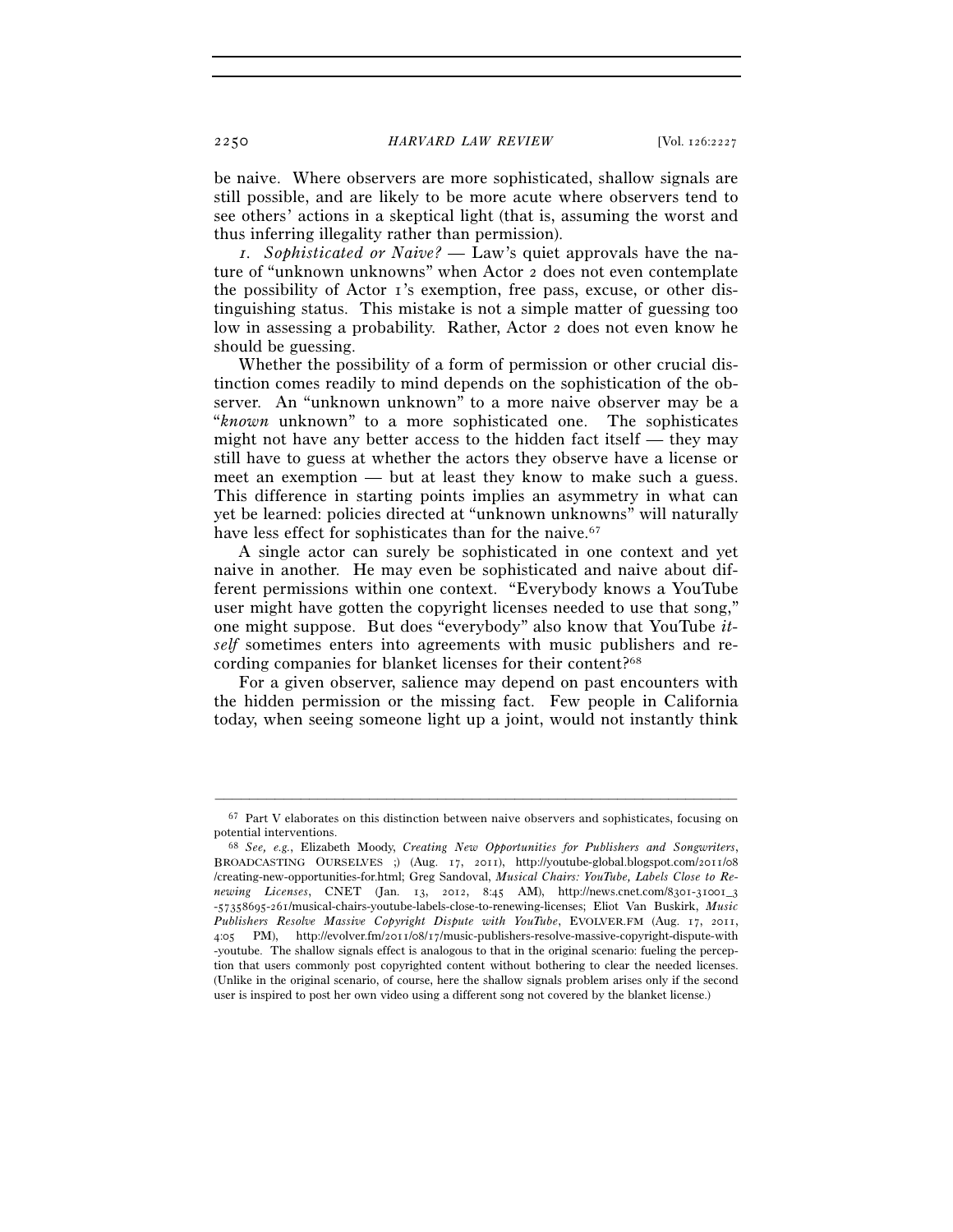be naive. Where observers are more sophisticated, shallow signals are still possible, and are likely to be more acute where observers tend to see others' actions in a skeptical light (that is, assuming the worst and thus inferring illegality rather than permission).

*1. Sophisticated or Naive?* — Law's quiet approvals have the nature of "unknown unknowns" when Actor 2 does not even contemplate the possibility of Actor 1's exemption, free pass, excuse, or other distinguishing status. This mistake is not a simple matter of guessing too low in assessing a probability. Rather, Actor 2 does not even know he should be guessing.

Whether the possibility of a form of permission or other crucial distinction comes readily to mind depends on the sophistication of the observer. An "unknown unknown" to a more naive observer may be a "*known* unknown" to a more sophisticated one. The sophisticates might not have any better access to the hidden fact itself — they may still have to guess at whether the actors they observe have a license or meet an exemption — but at least they know to make such a guess. This difference in starting points implies an asymmetry in what can yet be learned: policies directed at "unknown unknowns" will naturally have less effect for sophisticates than for the naive.[67]

A single actor can surely be sophisticated in one context and yet naive in another. He may even be sophisticated and naive about different permissions within one context. "Everybody knows a YouTube user might have gotten the copyright licenses needed to use that song," one might suppose. But does "everybody" also know that YouTube *itself* sometimes enters into agreements with music publishers and recording companies for blanket licenses for their content?[68]

For a given observer, salience may depend on past encounters with the hidden permission or the missing fact. Few people in California today, when seeing someone light up a joint, would not instantly think

---

[67] Part V elaborates on this distinction between naive observers and sophisticates, focusing on potential interventions.

[68] *See, e.g.*, Elizabeth Moody, *Creating New Opportunities for Publishers and Songwriters*, BROADCASTING OURSELVES ;) (Aug. 17, 2011), http://youtube-global.blogspot.com/2011/08/creating-new-opportunities-for.html; Greg Sandoval, *Musical Chairs: YouTube, Labels Close to Renewing Licenses*, CNET (Jan. 13, 2012, 8:45 AM), http://news.cnet.com/8301-31001_3-57358695-261/musical-chairs-youtube-labels-close-to-renewing-licenses; Eliot Van Buskirk, *Music Publishers Resolve Massive Copyright Dispute with YouTube*, EVOLVER.FM (Aug. 17, 2011, 4:05 PM), http://evolver.fm/2011/08/17/music-publishers-resolve-massive-copyright-dispute-with-youtube. The shallow signals effect is analogous to that in the original scenario: fueling the perception that users commonly post copyrighted content without bothering to clear the needed licenses. (Unlike in the original scenario, of course, here the shallow signals problem arises only if the second user is inspired to post her own video using a different song not covered by the blanket license.)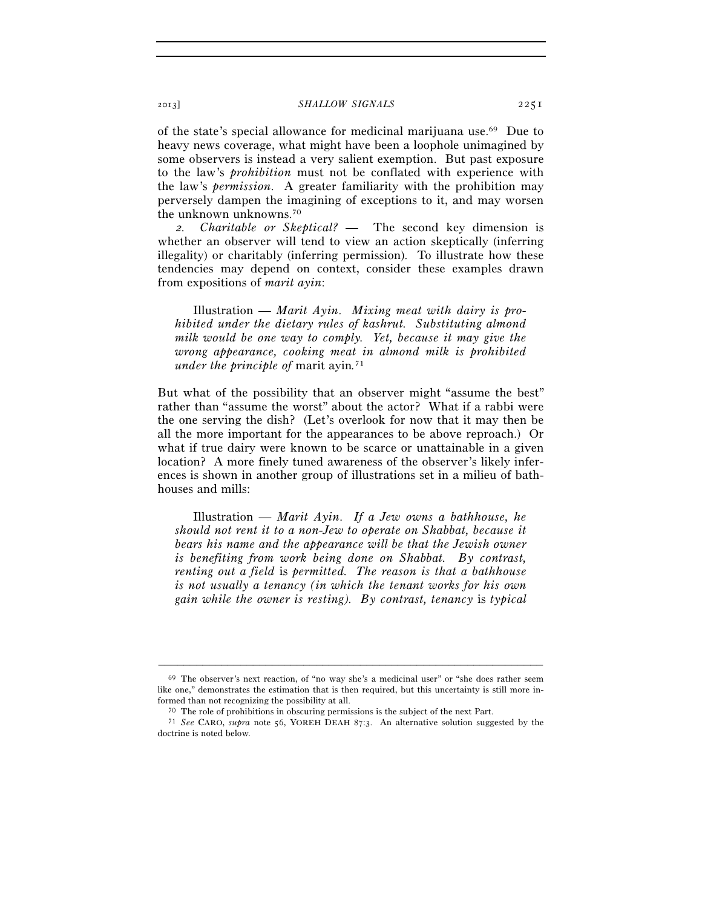of the state's special allowance for medicinal marijuana use.[69] Due to heavy news coverage, what might have been a loophole unimagined by some observers is instead a very salient exemption. But past exposure to the law's *prohibition* must not be conflated with experience with the law's *permission*. A greater familiarity with the prohibition may perversely dampen the imagining of exceptions to it, and may worsen the unknown unknowns.[70]

*2. Charitable or Skeptical?* — The second key dimension is whether an observer will tend to view an action skeptically (inferring illegality) or charitably (inferring permission). To illustrate how these tendencies may depend on context, consider these examples drawn from expositions of *marit ayin*:

> Illustration — *Marit Ayin. Mixing meat with dairy is prohibited under the dietary rules of kashrut. Substituting almond milk would be one way to comply. Yet, because it may give the wrong appearance, cooking meat in almond milk is prohibited under the principle of* marit ayin*.*[71]

But what of the possibility that an observer might "assume the best" rather than "assume the worst" about the actor? What if a rabbi were the one serving the dish? (Let's overlook for now that it may then be all the more important for the appearances to be above reproach.) Or what if true dairy were known to be scarce or unattainable in a given location? A more finely tuned awareness of the observer's likely inferences is shown in another group of illustrations set in a milieu of bathhouses and mills:

> Illustration — *Marit Ayin. If a Jew owns a bathhouse, he should not rent it to a non-Jew to operate on Shabbat, because it bears his name and the appearance will be that the Jewish owner is benefiting from work being done on Shabbat. By contrast, renting out a field* is *permitted. The reason is that a bathhouse is not usually a tenancy (in which the tenant works for his own gain while the owner is resting). By contrast, tenancy* is *typical*

---

[69] The observer's next reaction, of "no way she's a medicinal user" or "she does rather seem like one," demonstrates the estimation that is then required, but this uncertainty is still more informed than not recognizing the possibility at all.

[70] The role of prohibitions in obscuring permissions is the subject of the next Part.

[71] *See* CARO, *supra* note 56, YOREH DEAH 87:3. An alternative solution suggested by the doctrine is noted below.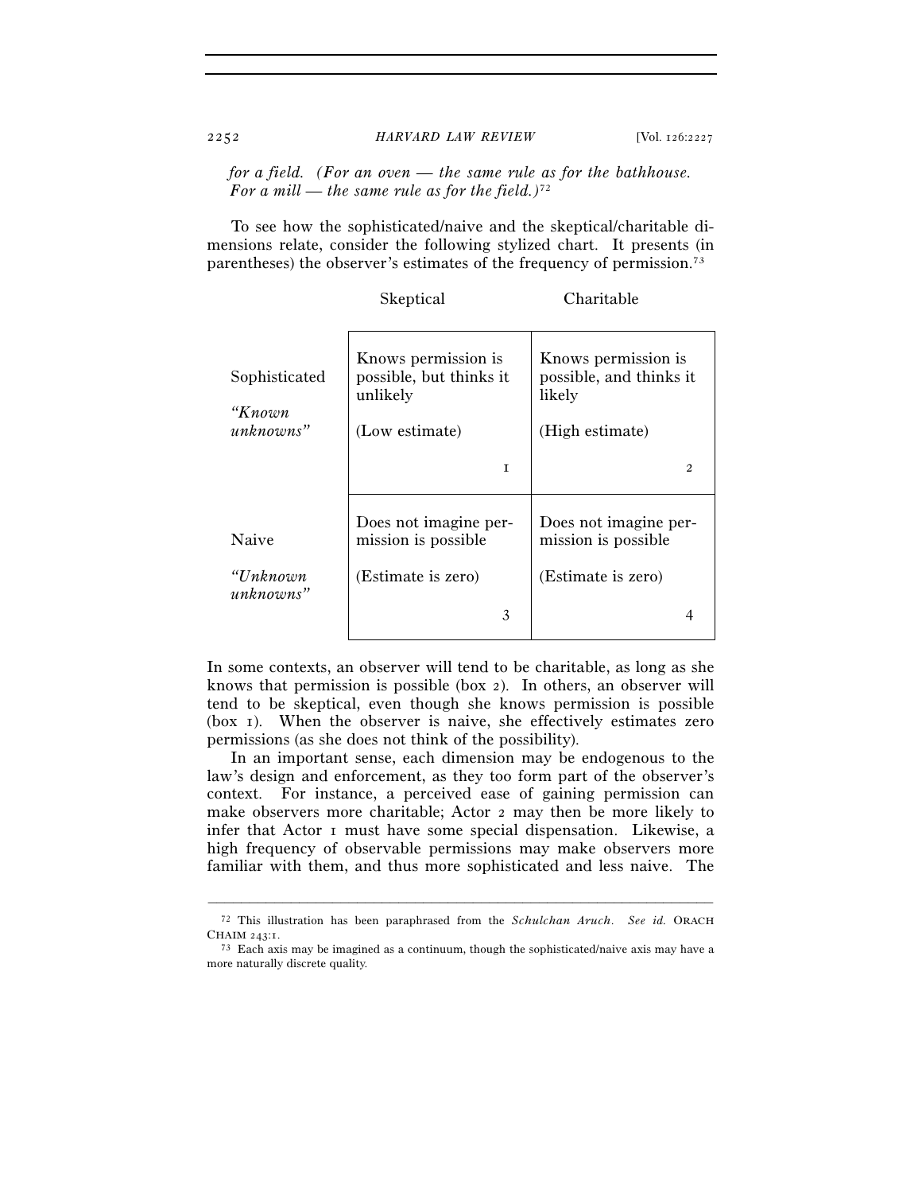*for a field. (For an oven — the same rule as for the bathhouse. For a mill — the same rule as for the field.)*[72]

To see how the sophisticated/naive and the skeptical/charitable dimensions relate, consider the following stylized chart. It presents (in parentheses) the observer's estimates of the frequency of permission.[73]

| | Skeptical | Charitable |
|---|---|---|
| Sophisticated<br><br>*"Known unknowns"* | Knows permission is possible, but thinks it unlikely<br><br>(Low estimate)<br><br>1 | Knows permission is possible, and thinks it likely<br><br>(High estimate)<br><br>2 |
| Naive<br><br>*"Unknown unknowns"* | Does not imagine permission is possible<br><br>(Estimate is zero)<br><br>3 | Does not imagine permission is possible<br><br>(Estimate is zero)<br><br>4 |

In some contexts, an observer will tend to be charitable, as long as she knows that permission is possible (box 2). In others, an observer will tend to be skeptical, even though she knows permission is possible (box 1). When the observer is naive, she effectively estimates zero permissions (as she does not think of the possibility).

In an important sense, each dimension may be endogenous to the law's design and enforcement, as they too form part of the observer's context. For instance, a perceived ease of gaining permission can make observers more charitable; Actor 2 may then be more likely to infer that Actor 1 must have some special dispensation. Likewise, a high frequency of observable permissions may make observers more familiar with them, and thus more sophisticated and less naive. The

---

[72] This illustration has been paraphrased from the *Schulchan Aruch*. *See id.* ORACH CHAIM 243:1.

[73] Each axis may be imagined as a continuum, though the sophisticated/naive axis may have a more naturally discrete quality.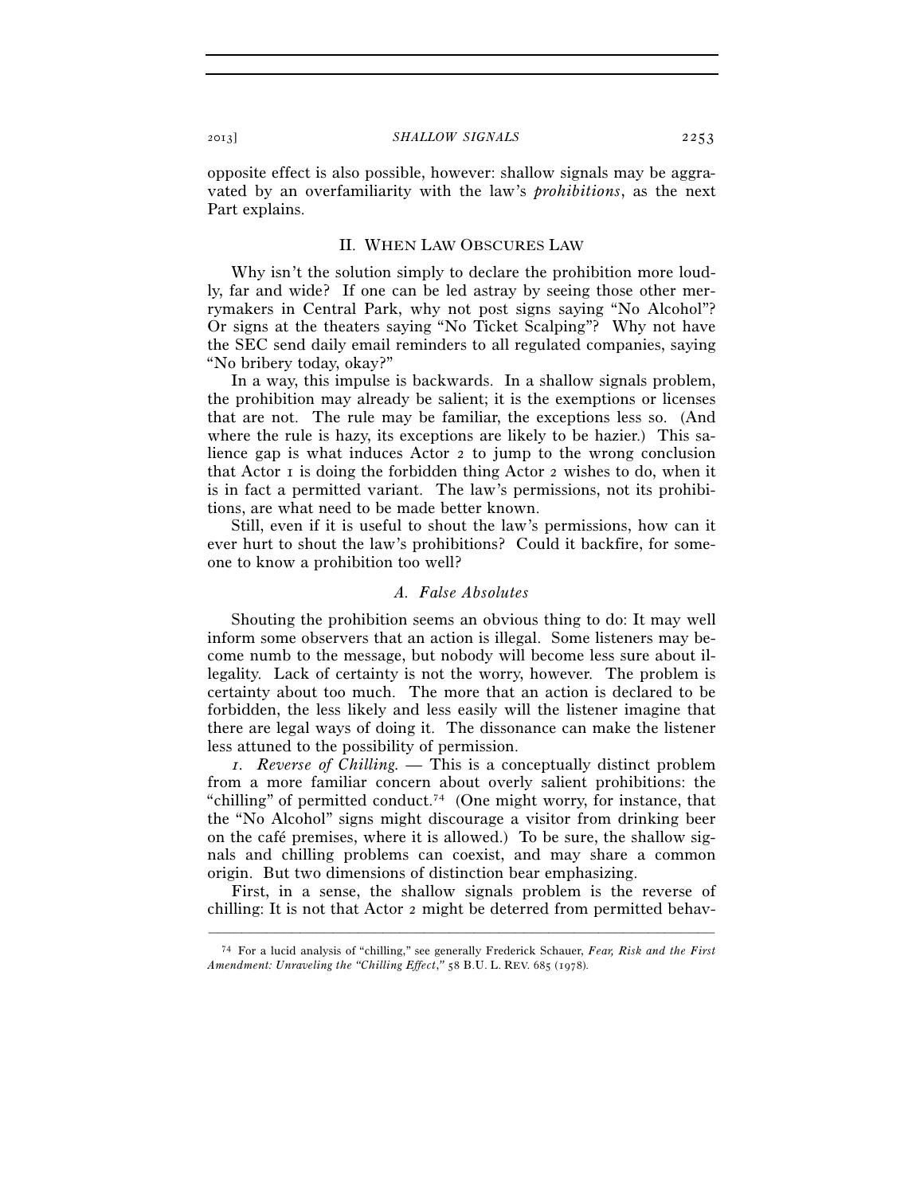opposite effect is also possible, however: shallow signals may be aggravated by an overfamiliarity with the law's *prohibitions*, as the next Part explains.

## II. WHEN LAW OBSCURES LAW

Why isn't the solution simply to declare the prohibition more loudly, far and wide? If one can be led astray by seeing those other merrymakers in Central Park, why not post signs saying "No Alcohol"? Or signs at the theaters saying "No Ticket Scalping"? Why not have the SEC send daily email reminders to all regulated companies, saying "No bribery today, okay?"

In a way, this impulse is backwards. In a shallow signals problem, the prohibition may already be salient; it is the exemptions or licenses that are not. The rule may be familiar, the exceptions less so. (And where the rule is hazy, its exceptions are likely to be hazier.) This salience gap is what induces Actor 2 to jump to the wrong conclusion that Actor 1 is doing the forbidden thing Actor 2 wishes to do, when it is in fact a permitted variant. The law's permissions, not its prohibitions, are what need to be made better known.

Still, even if it is useful to shout the law's permissions, how can it ever hurt to shout the law's prohibitions? Could it backfire, for someone to know a prohibition too well?

### *A. False Absolutes*

Shouting the prohibition seems an obvious thing to do: It may well inform some observers that an action is illegal. Some listeners may become numb to the message, but nobody will become less sure about illegality. Lack of certainty is not the worry, however. The problem is certainty about too much. The more that an action is declared to be forbidden, the less likely and less easily will the listener imagine that there are legal ways of doing it. The dissonance can make the listener less attuned to the possibility of permission.

*1. Reverse of Chilling.* — This is a conceptually distinct problem from a more familiar concern about overly salient prohibitions: the "chilling" of permitted conduct.[74] (One might worry, for instance, that the "No Alcohol" signs might discourage a visitor from drinking beer on the café premises, where it is allowed.) To be sure, the shallow signals and chilling problems can coexist, and may share a common origin. But two dimensions of distinction bear emphasizing.

First, in a sense, the shallow signals problem is the reverse of chilling: It is not that Actor 2 might be deterred from permitted behav-

---

[74] For a lucid analysis of "chilling," see generally Frederick Schauer, *Fear, Risk and the First Amendment: Unraveling the "Chilling Effect*,*"* 58 B.U. L. REV. 685 (1978).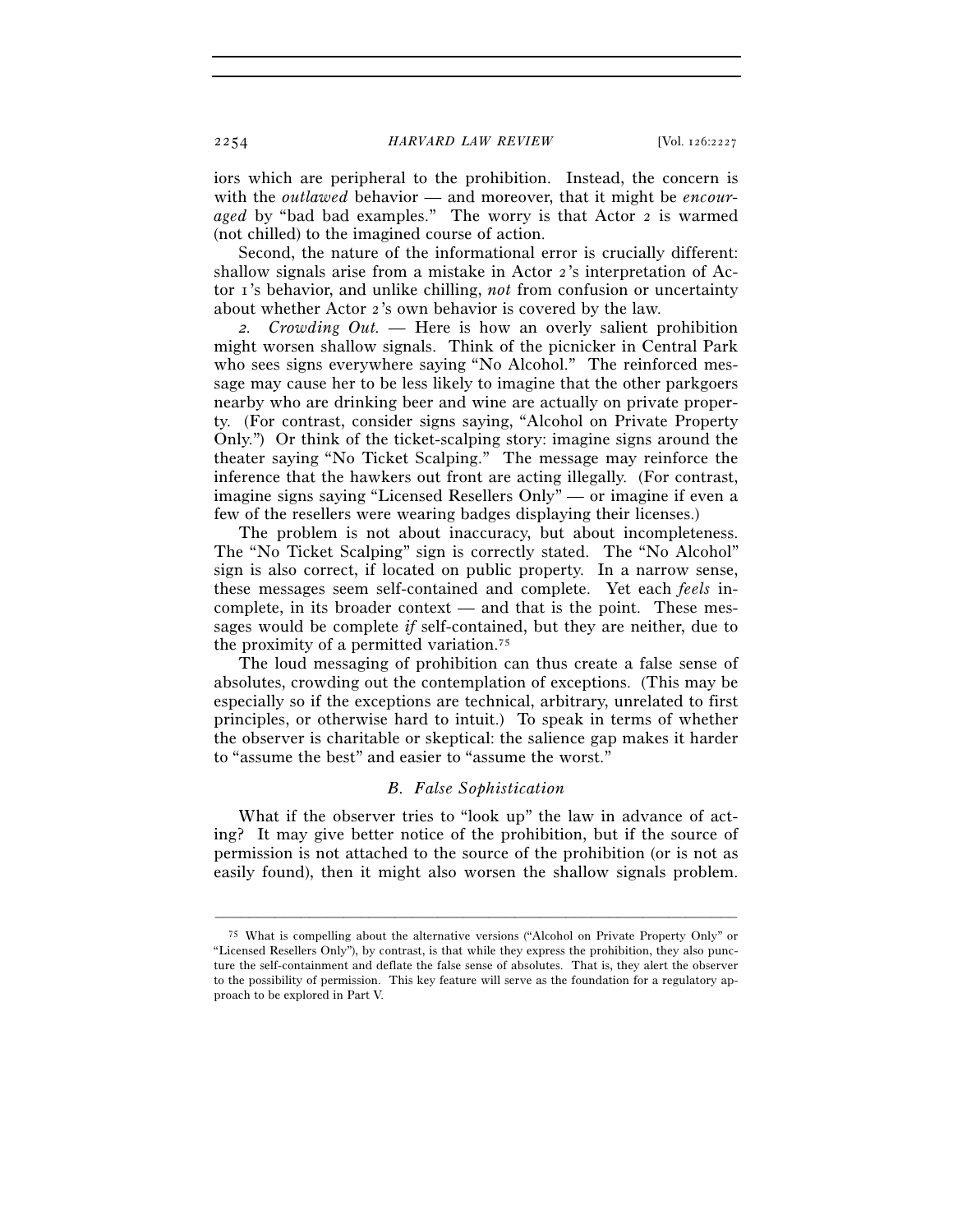iors which are peripheral to the prohibition. Instead, the concern is with the *outlawed* behavior — and moreover, that it might be *encouraged* by "bad bad examples." The worry is that Actor 2 is warmed (not chilled) to the imagined course of action.

Second, the nature of the informational error is crucially different: shallow signals arise from a mistake in Actor 2's interpretation of Actor 1's behavior, and unlike chilling, *not* from confusion or uncertainty about whether Actor 2's own behavior is covered by the law.

*2. Crowding Out.* — Here is how an overly salient prohibition might worsen shallow signals. Think of the picnicker in Central Park who sees signs everywhere saying "No Alcohol." The reinforced message may cause her to be less likely to imagine that the other parkgoers nearby who are drinking beer and wine are actually on private property. (For contrast, consider signs saying, "Alcohol on Private Property Only.") Or think of the ticket-scalping story: imagine signs around the theater saying "No Ticket Scalping." The message may reinforce the inference that the hawkers out front are acting illegally. (For contrast, imagine signs saying "Licensed Resellers Only" — or imagine if even a few of the resellers were wearing badges displaying their licenses.)

The problem is not about inaccuracy, but about incompleteness. The "No Ticket Scalping" sign is correctly stated. The "No Alcohol" sign is also correct, if located on public property. In a narrow sense, these messages seem self-contained and complete. Yet each *feels* incomplete, in its broader context — and that is the point. These messages would be complete *if* self-contained, but they are neither, due to the proximity of a permitted variation.[75]

The loud messaging of prohibition can thus create a false sense of absolutes, crowding out the contemplation of exceptions. (This may be especially so if the exceptions are technical, arbitrary, unrelated to first principles, or otherwise hard to intuit.) To speak in terms of whether the observer is charitable or skeptical: the salience gap makes it harder to "assume the best" and easier to "assume the worst."

### *B. False Sophistication*

What if the observer tries to "look up" the law in advance of acting? It may give better notice of the prohibition, but if the source of permission is not attached to the source of the prohibition (or is not as easily found), then it might also worsen the shallow signals problem.

---

[75] What is compelling about the alternative versions ("Alcohol on Private Property Only" or "Licensed Resellers Only"), by contrast, is that while they express the prohibition, they also puncture the self-containment and deflate the false sense of absolutes. That is, they alert the observer to the possibility of permission. This key feature will serve as the foundation for a regulatory approach to be explored in Part V.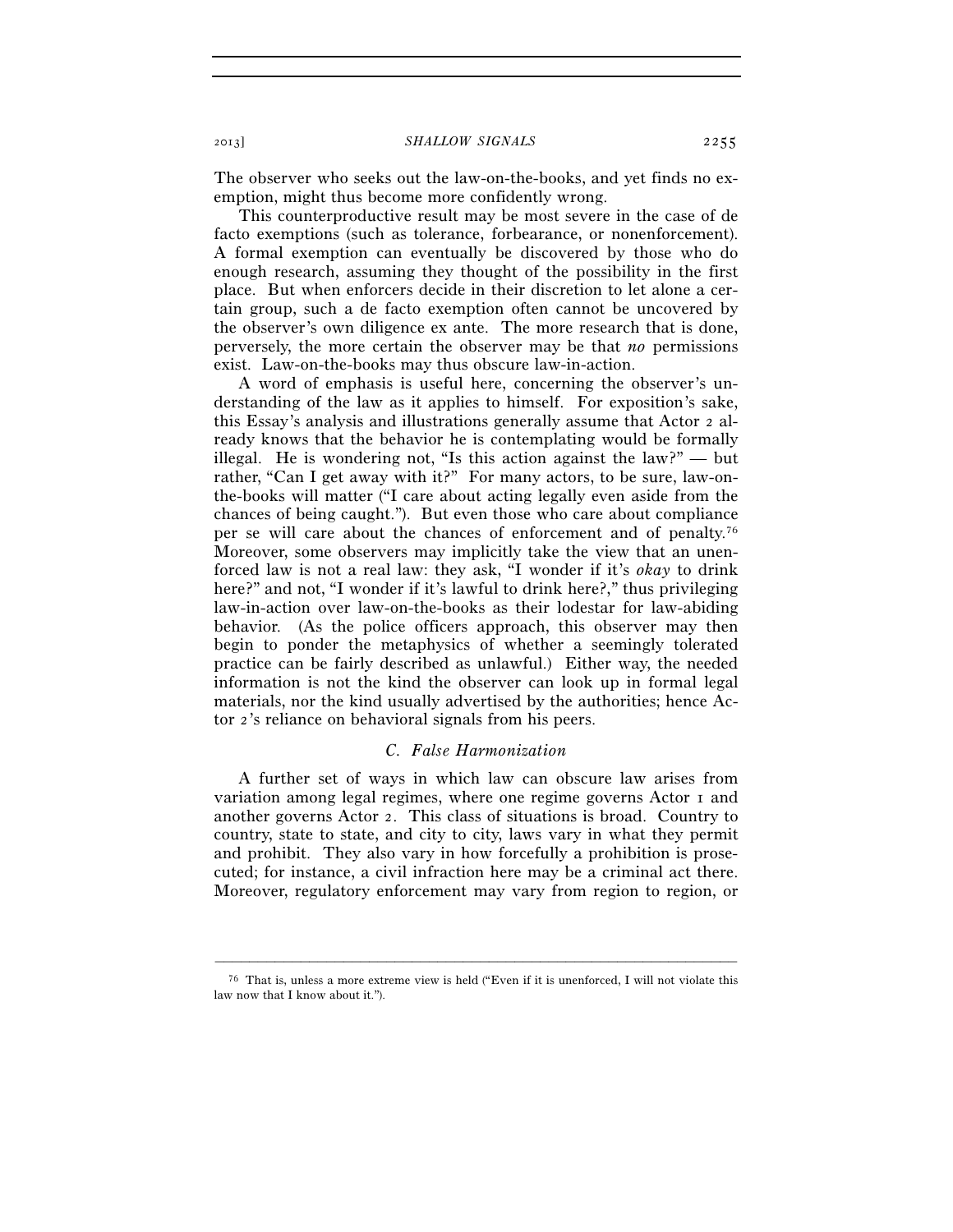The observer who seeks out the law-on-the-books, and yet finds no exemption, might thus become more confidently wrong.

This counterproductive result may be most severe in the case of de facto exemptions (such as tolerance, forbearance, or nonenforcement). A formal exemption can eventually be discovered by those who do enough research, assuming they thought of the possibility in the first place. But when enforcers decide in their discretion to let alone a certain group, such a de facto exemption often cannot be uncovered by the observer's own diligence ex ante. The more research that is done, perversely, the more certain the observer may be that *no* permissions exist. Law-on-the-books may thus obscure law-in-action.

A word of emphasis is useful here, concerning the observer's understanding of the law as it applies to himself. For exposition's sake, this Essay's analysis and illustrations generally assume that Actor 2 already knows that the behavior he is contemplating would be formally illegal. He is wondering not, "Is this action against the law?" — but rather, "Can I get away with it?" For many actors, to be sure, law-on-the-books will matter ("I care about acting legally even aside from the chances of being caught."). But even those who care about compliance per se will care about the chances of enforcement and of penalty.[76] Moreover, some observers may implicitly take the view that an unenforced law is not a real law: they ask, "I wonder if it's *okay* to drink here?" and not, "I wonder if it's lawful to drink here?," thus privileging law-in-action over law-on-the-books as their lodestar for law-abiding behavior. (As the police officers approach, this observer may then begin to ponder the metaphysics of whether a seemingly tolerated practice can be fairly described as unlawful.) Either way, the needed information is not the kind the observer can look up in formal legal materials, nor the kind usually advertised by the authorities; hence Actor 2's reliance on behavioral signals from his peers.

### *C. False Harmonization*

A further set of ways in which law can obscure law arises from variation among legal regimes, where one regime governs Actor 1 and another governs Actor 2. This class of situations is broad. Country to country, state to state, and city to city, laws vary in what they permit and prohibit. They also vary in how forcefully a prohibition is prosecuted; for instance, a civil infraction here may be a criminal act there. Moreover, regulatory enforcement may vary from region to region, or

---

[76] That is, unless a more extreme view is held ("Even if it is unenforced, I will not violate this law now that I know about it.").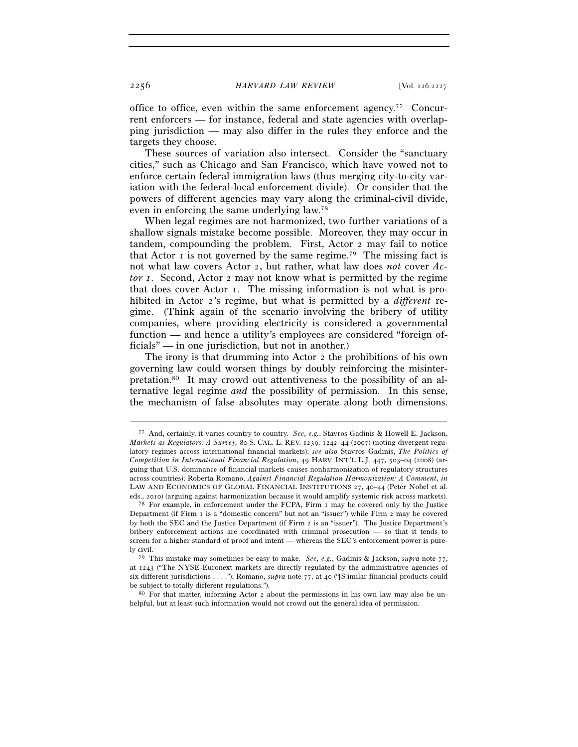office to office, even within the same enforcement agency.[77] Concurrent enforcers — for instance, federal and state agencies with overlapping jurisdiction — may also differ in the rules they enforce and the targets they choose.

These sources of variation also intersect. Consider the "sanctuary cities," such as Chicago and San Francisco, which have vowed not to enforce certain federal immigration laws (thus merging city-to-city variation with the federal-local enforcement divide). Or consider that the powers of different agencies may vary along the criminal-civil divide, even in enforcing the same underlying law.[78]

When legal regimes are not harmonized, two further variations of a shallow signals mistake become possible. Moreover, they may occur in tandem, compounding the problem. First, Actor 2 may fail to notice that Actor 1 is not governed by the same regime.[79] The missing fact is not what law covers Actor 2, but rather, what law does *not* cover *Actor 1*. Second, Actor 2 may not know what is permitted by the regime that does cover Actor 1. The missing information is not what is prohibited in Actor 2's regime, but what is permitted by a *different* regime. (Think again of the scenario involving the bribery of utility companies, where providing electricity is considered a governmental function — and hence a utility's employees are considered "foreign officials" — in one jurisdiction, but not in another.)

The irony is that drumming into Actor 2 the prohibitions of his own governing law could worsen things by doubly reinforcing the misinterpretation.[80] It may crowd out attentiveness to the possibility of an alternative legal regime *and* the possibility of permission. In this sense, the mechanism of false absolutes may operate along both dimensions.

---

[77] And, certainly, it varies country to country. *See, e.g.*, Stavros Gadinis & Howell E. Jackson, *Markets as Regulators: A Survey,* 80 S. CAL. L. REV. 1239, 1242–44 (2007) (noting divergent regulatory regimes across international financial markets); *see also* Stavros Gadinis, *The Politics of Competition in International Financial Regulation*, 49 HARV. INT'L L.J. 447, 503–04 (2008) (arguing that U.S. dominance of financial markets causes nonharmonization of regulatory structures across countries); Roberta Romano, *Against Financial Regulation Harmonization: A Comment*, *in* LAW AND ECONOMICS OF GLOBAL FINANCIAL INSTITUTIONS 27, 40–44 (Peter Nobel et al. eds., 2010) (arguing against harmonization because it would amplify systemic risk across markets).

[78] For example, in enforcement under the FCPA, Firm 1 may be covered only by the Justice Department (if Firm 1 is a "domestic concern" but not an "issuer") while Firm 2 may be covered by both the SEC and the Justice Department (if Firm 2 is an "issuer"). The Justice Department's bribery enforcement actions are coordinated with criminal prosecution — so that it tends to screen for a higher standard of proof and intent — whereas the SEC's enforcement power is purely civil.

[79] This mistake may sometimes be easy to make. *See, e.g.*, Gadinis & Jackson, *supra* note 77, at 1243 ("The NYSE-Euronext markets are directly regulated by the administrative agencies of six different jurisdictions . . . ."); Romano, *supra* note 77, at 40 ("[S]imilar financial products could be subject to totally different regulations.").

[80] For that matter, informing Actor 2 about the permissions in his own law may also be unhelpful, but at least such information would not crowd out the general idea of permission.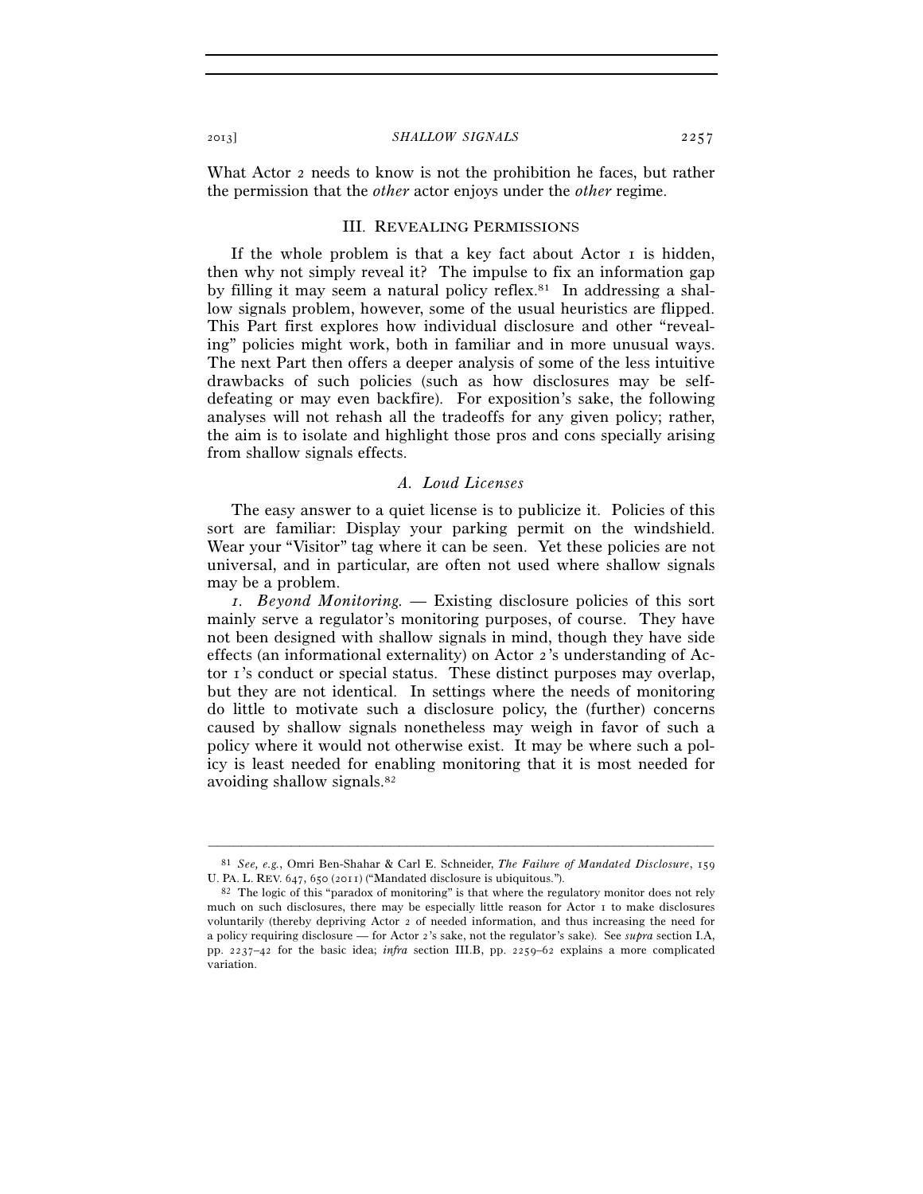What Actor 2 needs to know is not the prohibition he faces, but rather the permission that the *other* actor enjoys under the *other* regime.

## III. Revealing Permissions

If the whole problem is that a key fact about Actor 1 is hidden, then why not simply reveal it? The impulse to fix an information gap by filling it may seem a natural policy reflex.[81] In addressing a shallow signals problem, however, some of the usual heuristics are flipped. This Part first explores how individual disclosure and other "revealing" policies might work, both in familiar and in more unusual ways. The next Part then offers a deeper analysis of some of the less intuitive drawbacks of such policies (such as how disclosures may be self-defeating or may even backfire). For exposition's sake, the following analyses will not rehash all the tradeoffs for any given policy; rather, the aim is to isolate and highlight those pros and cons specially arising from shallow signals effects.

### *A. Loud Licenses*

The easy answer to a quiet license is to publicize it. Policies of this sort are familiar: Display your parking permit on the windshield. Wear your "Visitor" tag where it can be seen. Yet these policies are not universal, and in particular, are often not used where shallow signals may be a problem.

*1. Beyond Monitoring.* — Existing disclosure policies of this sort mainly serve a regulator's monitoring purposes, of course. They have not been designed with shallow signals in mind, though they have side effects (an informational externality) on Actor 2's understanding of Actor 1's conduct or special status. These distinct purposes may overlap, but they are not identical. In settings where the needs of monitoring do little to motivate such a disclosure policy, the (further) concerns caused by shallow signals nonetheless may weigh in favor of such a policy where it would not otherwise exist. It may be where such a policy is least needed for enabling monitoring that it is most needed for avoiding shallow signals.[82]

---

[81] *See, e.g.*, Omri Ben-Shahar & Carl E. Schneider, *The Failure of Mandated Disclosure*, 159 U. PA. L. REV. 647, 650 (2011) ("Mandated disclosure is ubiquitous.").

[82] The logic of this "paradox of monitoring" is that where the regulatory monitor does not rely much on such disclosures, there may be especially little reason for Actor 1 to make disclosures voluntarily (thereby depriving Actor 2 of needed information, and thus increasing the need for a policy requiring disclosure — for Actor 2's sake, not the regulator's sake). See *supra* section I.A, pp. 2237–42 for the basic idea; *infra* section III.B, pp. 2259–62 explains a more complicated variation.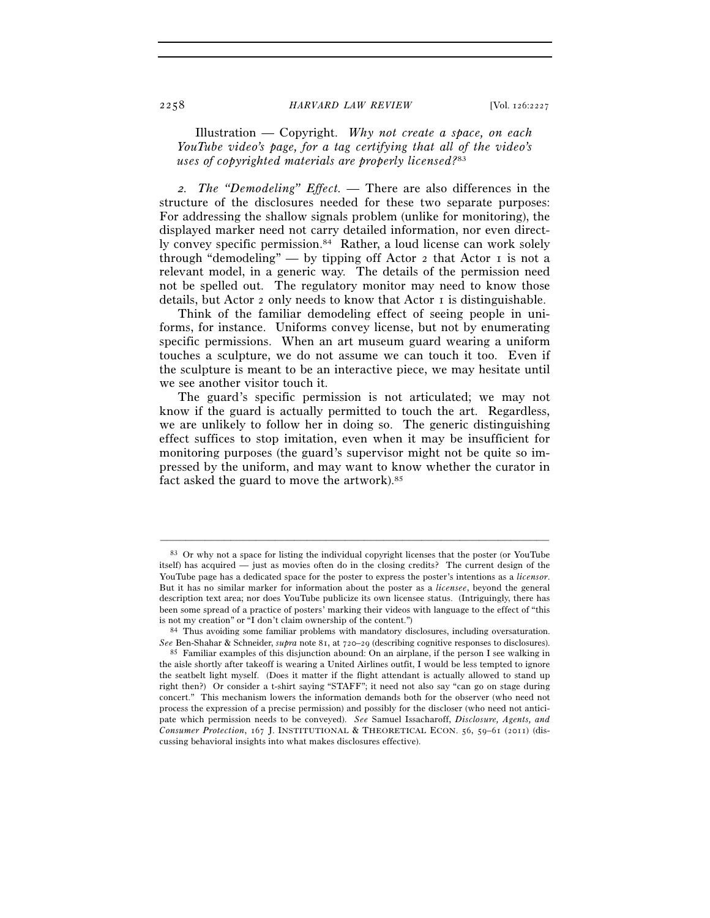Illustration — Copyright. *Why not create a space, on each YouTube video's page, for a tag certifying that all of the video's uses of copyrighted materials are properly licensed?*[83]

*2. The "Demodeling" Effect.* — There are also differences in the structure of the disclosures needed for these two separate purposes: For addressing the shallow signals problem (unlike for monitoring), the displayed marker need not carry detailed information, nor even directly convey specific permission.[84] Rather, a loud license can work solely through "demodeling" — by tipping off Actor 2 that Actor 1 is not a relevant model, in a generic way. The details of the permission need not be spelled out. The regulatory monitor may need to know those details, but Actor 2 only needs to know that Actor 1 is distinguishable.

Think of the familiar demodeling effect of seeing people in uniforms, for instance. Uniforms convey license, but not by enumerating specific permissions. When an art museum guard wearing a uniform touches a sculpture, we do not assume we can touch it too. Even if the sculpture is meant to be an interactive piece, we may hesitate until we see another visitor touch it.

The guard's specific permission is not articulated; we may not know if the guard is actually permitted to touch the art. Regardless, we are unlikely to follow her in doing so. The generic distinguishing effect suffices to stop imitation, even when it may be insufficient for monitoring purposes (the guard's supervisor might not be quite so impressed by the uniform, and may want to know whether the curator in fact asked the guard to move the artwork).[85]

---

[83] Or why not a space for listing the individual copyright licenses that the poster (or YouTube itself) has acquired — just as movies often do in the closing credits? The current design of the YouTube page has a dedicated space for the poster to express the poster's intentions as a *licensor*. But it has no similar marker for information about the poster as a *licensee*, beyond the general description text area; nor does YouTube publicize its own licensee status. (Intriguingly, there has been some spread of a practice of posters' marking their videos with language to the effect of "this is not my creation" or "I don't claim ownership of the content.")

[84] Thus avoiding some familiar problems with mandatory disclosures, including oversaturation. *See* Ben-Shahar & Schneider, *supra* note 81, at 720–29 (describing cognitive responses to disclosures).

[85] Familiar examples of this disjunction abound: On an airplane, if the person I see walking in the aisle shortly after takeoff is wearing a United Airlines outfit, I would be less tempted to ignore the seatbelt light myself. (Does it matter if the flight attendant is actually allowed to stand up right then?) Or consider a t-shirt saying "STAFF"; it need not also say "can go on stage during concert." This mechanism lowers the information demands both for the observer (who need not process the expression of a precise permission) and possibly for the discloser (who need not anticipate which permission needs to be conveyed). *See* Samuel Issacharoff, *Disclosure, Agents, and Consumer Protection*, 167 J. INSTITUTIONAL & THEORETICAL ECON. 56, 59–61 (2011) (discussing behavioral insights into what makes disclosures effective).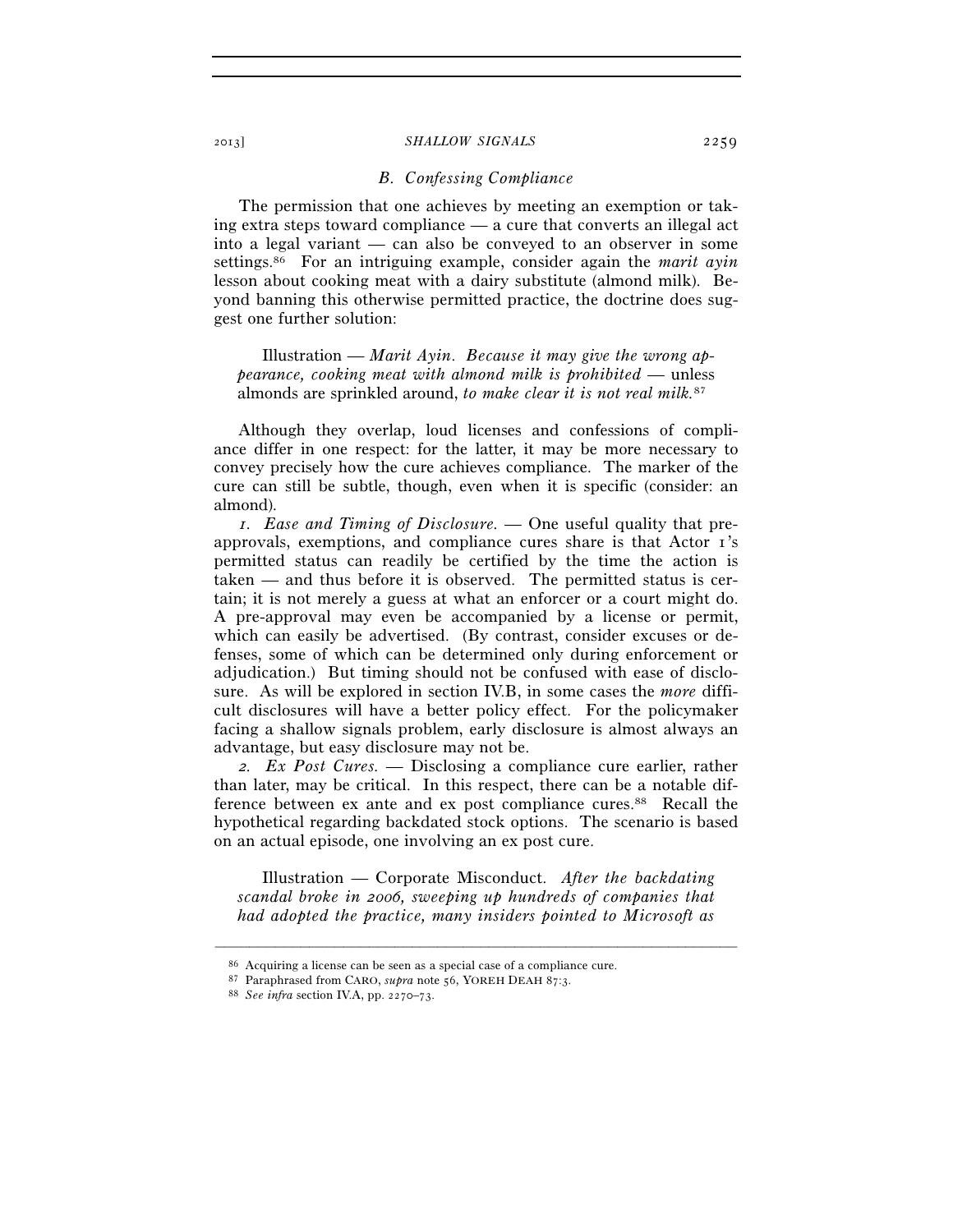### *B. Confessing Compliance*

The permission that one achieves by meeting an exemption or taking extra steps toward compliance — a cure that converts an illegal act into a legal variant — can also be conveyed to an observer in some settings.[86] For an intriguing example, consider again the *marit ayin* lesson about cooking meat with a dairy substitute (almond milk). Beyond banning this otherwise permitted practice, the doctrine does suggest one further solution:

> Illustration — *Marit Ayin*. *Because it may give the wrong appearance, cooking meat with almond milk is prohibited* — unless almonds are sprinkled around, *to make clear it is not real milk.*[87]

Although they overlap, loud licenses and confessions of compliance differ in one respect: for the latter, it may be more necessary to convey precisely how the cure achieves compliance. The marker of the cure can still be subtle, though, even when it is specific (consider: an almond).

*1. Ease and Timing of Disclosure.* — One useful quality that preapprovals, exemptions, and compliance cures share is that Actor 1's permitted status can readily be certified by the time the action is taken — and thus before it is observed. The permitted status is certain; it is not merely a guess at what an enforcer or a court might do. A pre-approval may even be accompanied by a license or permit, which can easily be advertised. (By contrast, consider excuses or defenses, some of which can be determined only during enforcement or adjudication.) But timing should not be confused with ease of disclosure. As will be explored in section IV.B, in some cases the *more* difficult disclosures will have a better policy effect. For the policymaker facing a shallow signals problem, early disclosure is almost always an advantage, but easy disclosure may not be.

*2. Ex Post Cures.* — Disclosing a compliance cure earlier, rather than later, may be critical. In this respect, there can be a notable difference between ex ante and ex post compliance cures.[88] Recall the hypothetical regarding backdated stock options. The scenario is based on an actual episode, one involving an ex post cure.

> Illustration — Corporate Misconduct. *After the backdating scandal broke in 2006, sweeping up hundreds of companies that had adopted the practice, many insiders pointed to Microsoft as*

---

[86] Acquiring a license can be seen as a special case of a compliance cure.

[87] Paraphrased from CARO, *supra* note 56, YOREH DEAH 87:3.

[88] *See infra* section IV.A, pp. 2270–73.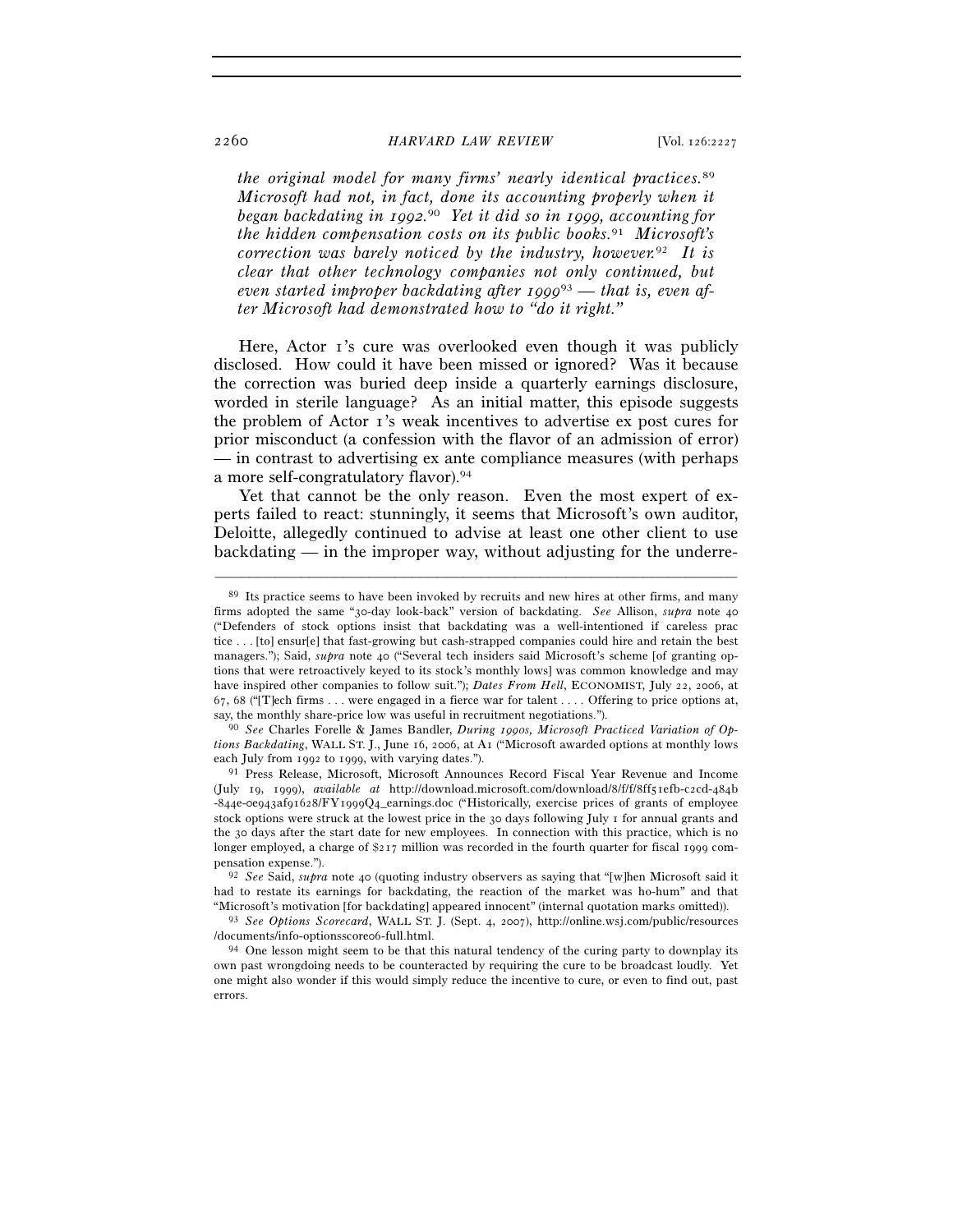*the original model for many firms' nearly identical practices.*[89] *Microsoft had not, in fact, done its accounting properly when it began backdating in 1992.*[90] *Yet it did so in 1999, accounting for the hidden compensation costs on its public books.*[91] *Microsoft's correction was barely noticed by the industry, however.*[92] *It is clear that other technology companies not only continued, but even started improper backdating after 1999*[93] *— that is, even after Microsoft had demonstrated how to "do it right."*

Here, Actor 1's cure was overlooked even though it was publicly disclosed. How could it have been missed or ignored? Was it because the correction was buried deep inside a quarterly earnings disclosure, worded in sterile language? As an initial matter, this episode suggests the problem of Actor 1's weak incentives to advertise ex post cures for prior misconduct (a confession with the flavor of an admission of error) — in contrast to advertising ex ante compliance measures (with perhaps a more self-congratulatory flavor).[94]

Yet that cannot be the only reason. Even the most expert of experts failed to react: stunningly, it seems that Microsoft's own auditor, Deloitte, allegedly continued to advise at least one other client to use backdating — in the improper way, without adjusting for the underre-

---

[89] Its practice seems to have been invoked by recruits and new hires at other firms, and many firms adopted the same "30-day look-back" version of backdating. *See* Allison, *supra* note 40 ("Defenders of stock options insist that backdating was a well-intentioned if careless prac tice . . . [to] ensur[e] that fast-growing but cash-strapped companies could hire and retain the best managers."); Said, *supra* note 40 ("Several tech insiders said Microsoft's scheme [of granting options that were retroactively keyed to its stock's monthly lows] was common knowledge and may have inspired other companies to follow suit."); *Dates From Hell*, ECONOMIST, July 22, 2006, at 67, 68 ("[T]ech firms . . . were engaged in a fierce war for talent . . . . Offering to price options at, say, the monthly share-price low was useful in recruitment negotiations.").

[90] *See* Charles Forelle & James Bandler, *During 1990s, Microsoft Practiced Variation of Options Backdating*, WALL ST. J., June 16, 2006, at A1 ("Microsoft awarded options at monthly lows each July from 1992 to 1999, with varying dates.").

[91] Press Release, Microsoft, Microsoft Announces Record Fiscal Year Revenue and Income (July 19, 1999), *available at* http://download.microsoft.com/download/8/f/f/8ff51efb-c2cd-484b-844e-0e943af91628/FY1999Q4_earnings.doc ("Historically, exercise prices of grants of employee stock options were struck at the lowest price in the 30 days following July 1 for annual grants and the 30 days after the start date for new employees. In connection with this practice, which is no longer employed, a charge of $217 million was recorded in the fourth quarter for fiscal 1999 compensation expense.").

[92] *See* Said, *supra* note 40 (quoting industry observers as saying that "[w]hen Microsoft said it had to restate its earnings for backdating, the reaction of the market was ho-hum" and that "Microsoft's motivation [for backdating] appeared innocent" (internal quotation marks omitted)).

[93] *See Options Scorecard*, WALL ST. J. (Sept. 4, 2007), http://online.wsj.com/public/resources/documents/info-optionsscore06-full.html.

[94] One lesson might seem to be that this natural tendency of the curing party to downplay its own past wrongdoing needs to be counteracted by requiring the cure to be broadcast loudly. Yet one might also wonder if this would simply reduce the incentive to cure, or even to find out, past errors.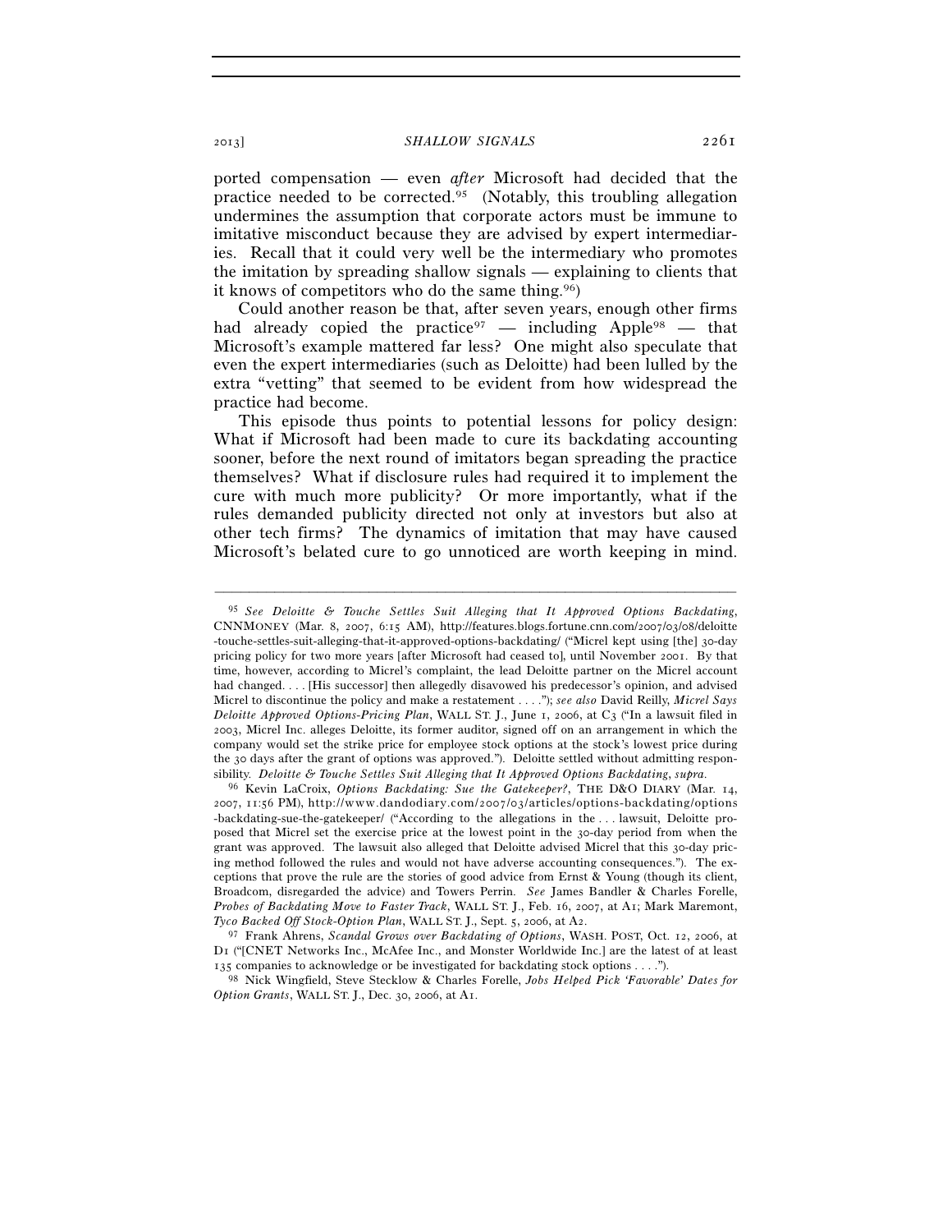ported compensation — even *after* Microsoft had decided that the practice needed to be corrected.[95] (Notably, this troubling allegation undermines the assumption that corporate actors must be immune to imitative misconduct because they are advised by expert intermediaries. Recall that it could very well be the intermediary who promotes the imitation by spreading shallow signals — explaining to clients that it knows of competitors who do the same thing.[96])

Could another reason be that, after seven years, enough other firms had already copied the practice[97] — including Apple[98] — that Microsoft's example mattered far less? One might also speculate that even the expert intermediaries (such as Deloitte) had been lulled by the extra "vetting" that seemed to be evident from how widespread the practice had become.

This episode thus points to potential lessons for policy design: What if Microsoft had been made to cure its backdating accounting sooner, before the next round of imitators began spreading the practice themselves? What if disclosure rules had required it to implement the cure with much more publicity? Or more importantly, what if the rules demanded publicity directed not only at investors but also at other tech firms? The dynamics of imitation that may have caused Microsoft's belated cure to go unnoticed are worth keeping in mind.

---

[95] *See Deloitte & Touche Settles Suit Alleging that It Approved Options Backdating*, CNNMONEY (Mar. 8, 2007, 6:15 AM), http://features.blogs.fortune.cnn.com/2007/03/08/deloitte-touche-settles-suit-alleging-that-it-approved-options-backdating/ ("Micrel kept using [the] 30-day pricing policy for two more years [after Microsoft had ceased to], until November 2001. By that time, however, according to Micrel's complaint, the lead Deloitte partner on the Micrel account had changed. . . . [His successor] then allegedly disavowed his predecessor's opinion, and advised Micrel to discontinue the policy and make a restatement . . . ."); *see also* David Reilly, *Micrel Says Deloitte Approved Options-Pricing Plan*, WALL ST. J., June 1, 2006, at C3 ("In a lawsuit filed in 2003, Micrel Inc. alleges Deloitte, its former auditor, signed off on an arrangement in which the company would set the strike price for employee stock options at the stock's lowest price during the 30 days after the grant of options was approved."). Deloitte settled without admitting responsibility. *Deloitte & Touche Settles Suit Alleging that It Approved Options Backdating*, *supra*.

[96] Kevin LaCroix, *Options Backdating: Sue the Gatekeeper?*, THE D&O DIARY (Mar. 14, 2007, 11:56 PM), http://www.dandodiary.com/2007/03/articles/options-backdating/options-backdating-sue-the-gatekeeper/ ("According to the allegations in the . . . lawsuit, Deloitte proposed that Micrel set the exercise price at the lowest point in the 30-day period from when the grant was approved. The lawsuit also alleged that Deloitte advised Micrel that this 30-day pricing method followed the rules and would not have adverse accounting consequences."). The exceptions that prove the rule are the stories of good advice from Ernst & Young (though its client, Broadcom, disregarded the advice) and Towers Perrin. *See* James Bandler & Charles Forelle, *Probes of Backdating Move to Faster Track*, WALL ST. J., Feb. 16, 2007, at A1; Mark Maremont, *Tyco Backed Off Stock-Option Plan*, WALL ST. J., Sept. 5, 2006, at A2.

[97] Frank Ahrens, *Scandal Grows over Backdating of Options*, WASH. POST, Oct. 12, 2006, at D1 ("[CNET Networks Inc., McAfee Inc., and Monster Worldwide Inc.] are the latest of at least 135 companies to acknowledge or be investigated for backdating stock options . . . .").

[98] Nick Wingfield, Steve Stecklow & Charles Forelle, *Jobs Helped Pick 'Favorable' Dates for Option Grants*, WALL ST. J., Dec. 30, 2006, at A1.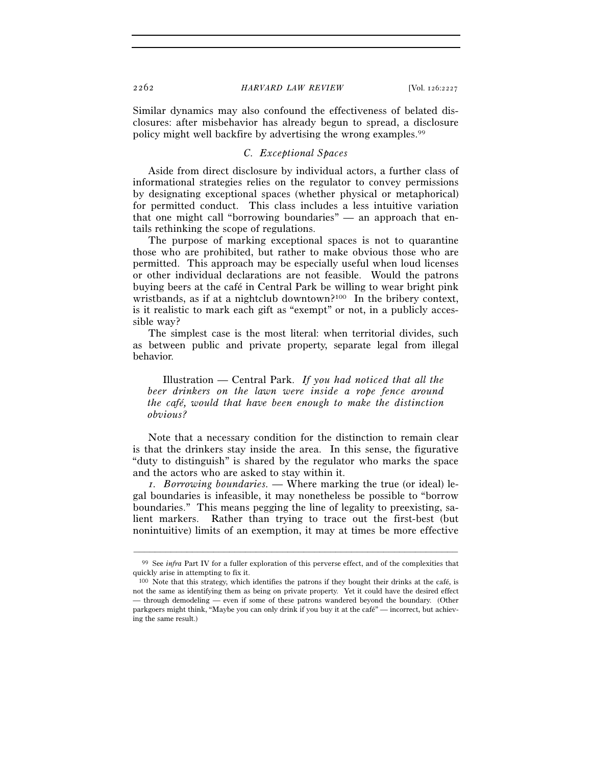Similar dynamics may also confound the effectiveness of belated disclosures: after misbehavior has already begun to spread, a disclosure policy might well backfire by advertising the wrong examples.[99]

### *C. Exceptional Spaces*

Aside from direct disclosure by individual actors, a further class of informational strategies relies on the regulator to convey permissions by designating exceptional spaces (whether physical or metaphorical) for permitted conduct. This class includes a less intuitive variation that one might call "borrowing boundaries" — an approach that entails rethinking the scope of regulations.

The purpose of marking exceptional spaces is not to quarantine those who are prohibited, but rather to make obvious those who are permitted. This approach may be especially useful when loud licenses or other individual declarations are not feasible. Would the patrons buying beers at the café in Central Park be willing to wear bright pink wristbands, as if at a nightclub downtown?[100] In the bribery context, is it realistic to mark each gift as "exempt" or not, in a publicly accessible way?

The simplest case is the most literal: when territorial divides, such as between public and private property, separate legal from illegal behavior.

> Illustration — Central Park. *If you had noticed that all the beer drinkers on the lawn were inside a rope fence around the café, would that have been enough to make the distinction obvious?*

Note that a necessary condition for the distinction to remain clear is that the drinkers stay inside the area. In this sense, the figurative "duty to distinguish" is shared by the regulator who marks the space and the actors who are asked to stay within it.

*1. Borrowing boundaries.* — Where marking the true (or ideal) legal boundaries is infeasible, it may nonetheless be possible to "borrow boundaries." This means pegging the line of legality to preexisting, salient markers. Rather than trying to trace out the first-best (but nonintuitive) limits of an exemption, it may at times be more effective

---

[99] See *infra* Part IV for a fuller exploration of this perverse effect, and of the complexities that quickly arise in attempting to fix it.

[100] Note that this strategy, which identifies the patrons if they bought their drinks at the café, is not the same as identifying them as being on private property. Yet it could have the desired effect — through demodeling — even if some of these patrons wandered beyond the boundary. (Other parkgoers might think, "Maybe you can only drink if you buy it at the café" — incorrect, but achieving the same result.)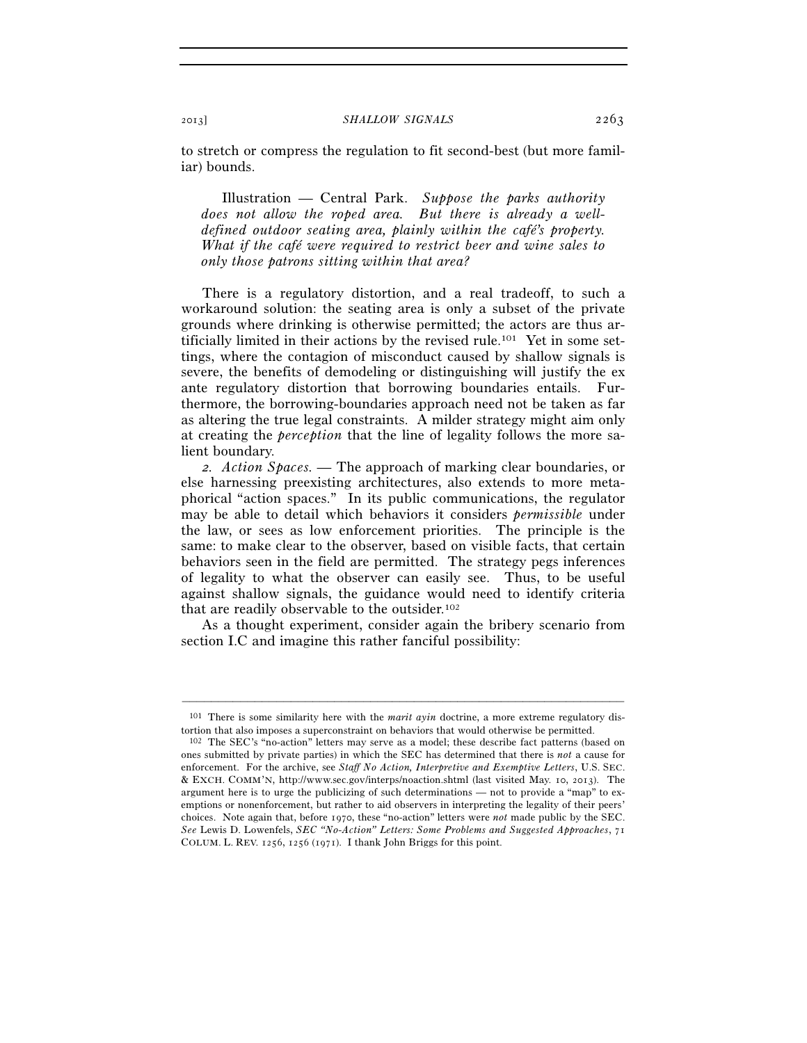to stretch or compress the regulation to fit second-best (but more familiar) bounds.

> Illustration — Central Park. *Suppose the parks authority does not allow the roped area. But there is already a well-defined outdoor seating area, plainly within the café's property. What if the café were required to restrict beer and wine sales to only those patrons sitting within that area?*

There is a regulatory distortion, and a real tradeoff, to such a workaround solution: the seating area is only a subset of the private grounds where drinking is otherwise permitted; the actors are thus artificially limited in their actions by the revised rule.[101] Yet in some settings, where the contagion of misconduct caused by shallow signals is severe, the benefits of demodeling or distinguishing will justify the ex ante regulatory distortion that borrowing boundaries entails. Furthermore, the borrowing-boundaries approach need not be taken as far as altering the true legal constraints. A milder strategy might aim only at creating the *perception* that the line of legality follows the more salient boundary.

*2. Action Spaces.* — The approach of marking clear boundaries, or else harnessing preexisting architectures, also extends to more metaphorical "action spaces." In its public communications, the regulator may be able to detail which behaviors it considers *permissible* under the law, or sees as low enforcement priorities. The principle is the same: to make clear to the observer, based on visible facts, that certain behaviors seen in the field are permitted. The strategy pegs inferences of legality to what the observer can easily see. Thus, to be useful against shallow signals, the guidance would need to identify criteria that are readily observable to the outsider.[102]

As a thought experiment, consider again the bribery scenario from section I.C and imagine this rather fanciful possibility:

---

[101] There is some similarity here with the *marit ayin* doctrine, a more extreme regulatory distortion that also imposes a superconstraint on behaviors that would otherwise be permitted.

[102] The SEC's "no-action" letters may serve as a model; these describe fact patterns (based on ones submitted by private parties) in which the SEC has determined that there is *not* a cause for enforcement. For the archive, see *Staff No Action, Interpretive and Exemptive Letters*, U.S. SEC. & EXCH. COMM'N, http://www.sec.gov/interps/noaction.shtml (last visited May. 10, 2013). The argument here is to urge the publicizing of such determinations — not to provide a "map" to exemptions or nonenforcement, but rather to aid observers in interpreting the legality of their peers' choices. Note again that, before 1970, these "no-action" letters were *not* made public by the SEC. *See* Lewis D. Lowenfels, *SEC "No-Action" Letters: Some Problems and Suggested Approaches*, 71 COLUM. L. REV. 1256, 1256 (1971). I thank John Briggs for this point.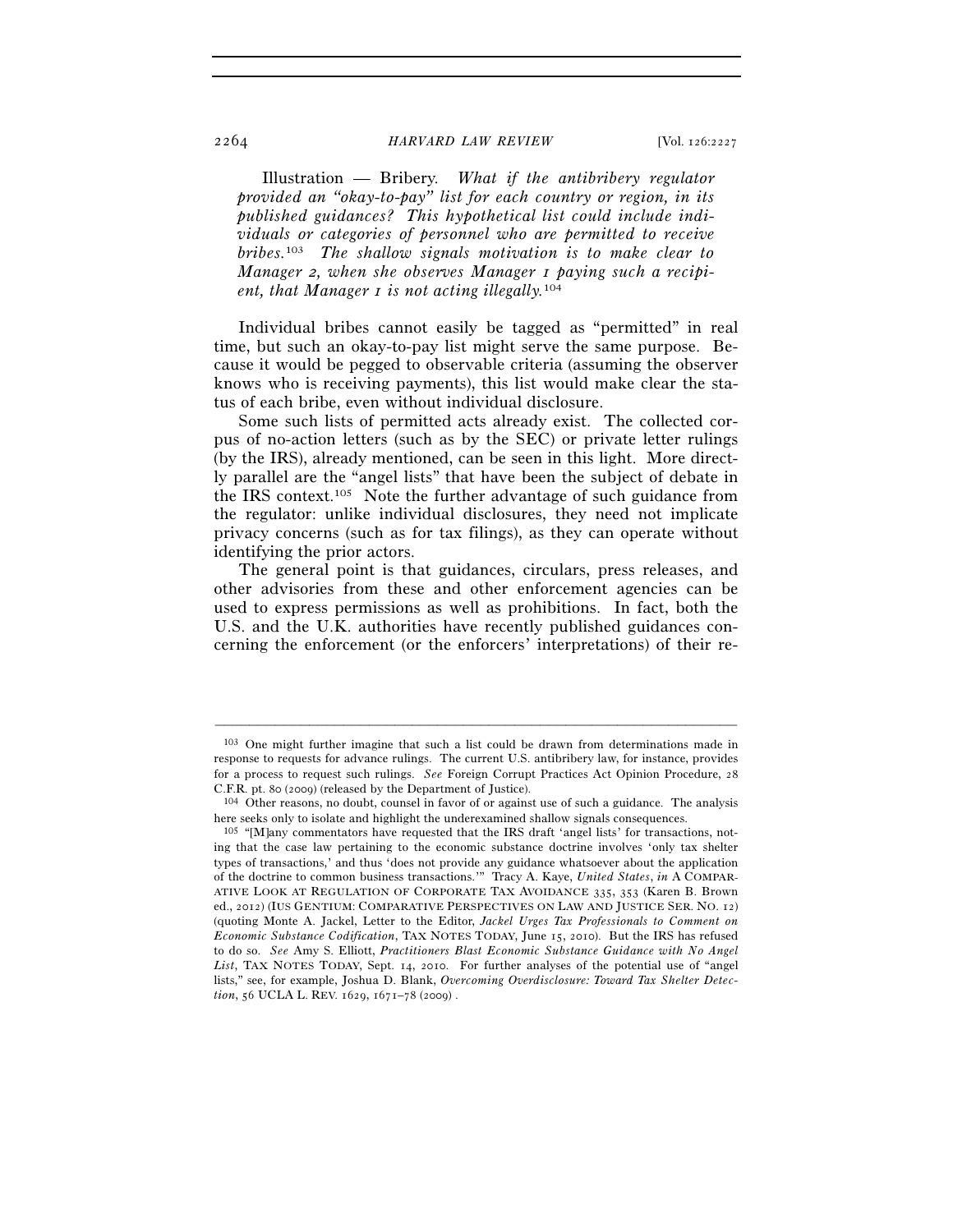Illustration — Bribery. *What if the antibribery regulator provided an "okay-to-pay" list for each country or region, in its published guidances? This hypothetical list could include individuals or categories of personnel who are permitted to receive bribes.*[103] *The shallow signals motivation is to make clear to Manager 2, when she observes Manager 1 paying such a recipient, that Manager 1 is not acting illegally.*[104]

Individual bribes cannot easily be tagged as "permitted" in real time, but such an okay-to-pay list might serve the same purpose. Because it would be pegged to observable criteria (assuming the observer knows who is receiving payments), this list would make clear the status of each bribe, even without individual disclosure.

Some such lists of permitted acts already exist. The collected corpus of no-action letters (such as by the SEC) or private letter rulings (by the IRS), already mentioned, can be seen in this light. More directly parallel are the "angel lists" that have been the subject of debate in the IRS context.[105] Note the further advantage of such guidance from the regulator: unlike individual disclosures, they need not implicate privacy concerns (such as for tax filings), as they can operate without identifying the prior actors.

The general point is that guidances, circulars, press releases, and other advisories from these and other enforcement agencies can be used to express permissions as well as prohibitions. In fact, both the U.S. and the U.K. authorities have recently published guidances concerning the enforcement (or the enforcers' interpretations) of their re-

---

[103] One might further imagine that such a list could be drawn from determinations made in response to requests for advance rulings. The current U.S. antibribery law, for instance, provides for a process to request such rulings. *See* Foreign Corrupt Practices Act Opinion Procedure, 28 C.F.R. pt. 80 (2009) (released by the Department of Justice).

[104] Other reasons, no doubt, counsel in favor of or against use of such a guidance. The analysis here seeks only to isolate and highlight the underexamined shallow signals consequences.

[105] "[M]any commentators have requested that the IRS draft 'angel lists' for transactions, noting that the case law pertaining to the economic substance doctrine involves 'only tax shelter types of transactions,' and thus 'does not provide any guidance whatsoever about the application of the doctrine to common business transactions.'" Tracy A. Kaye, *United States*, *in* A COMPARATIVE LOOK AT REGULATION OF CORPORATE TAX AVOIDANCE 335, 353 (Karen B. Brown ed., 2012) (IUS GENTIUM: COMPARATIVE PERSPECTIVES ON LAW AND JUSTICE SER. NO. 12) (quoting Monte A. Jackel, Letter to the Editor, *Jackel Urges Tax Professionals to Comment on Economic Substance Codification*, TAX NOTES TODAY, June 15, 2010). But the IRS has refused to do so. *See* Amy S. Elliott, *Practitioners Blast Economic Substance Guidance with No Angel List*, TAX NOTES TODAY, Sept. 14, 2010. For further analyses of the potential use of "angel lists," see, for example, Joshua D. Blank, *Overcoming Overdisclosure: Toward Tax Shelter Detection*, 56 UCLA L. REV. 1629, 1671–78 (2009).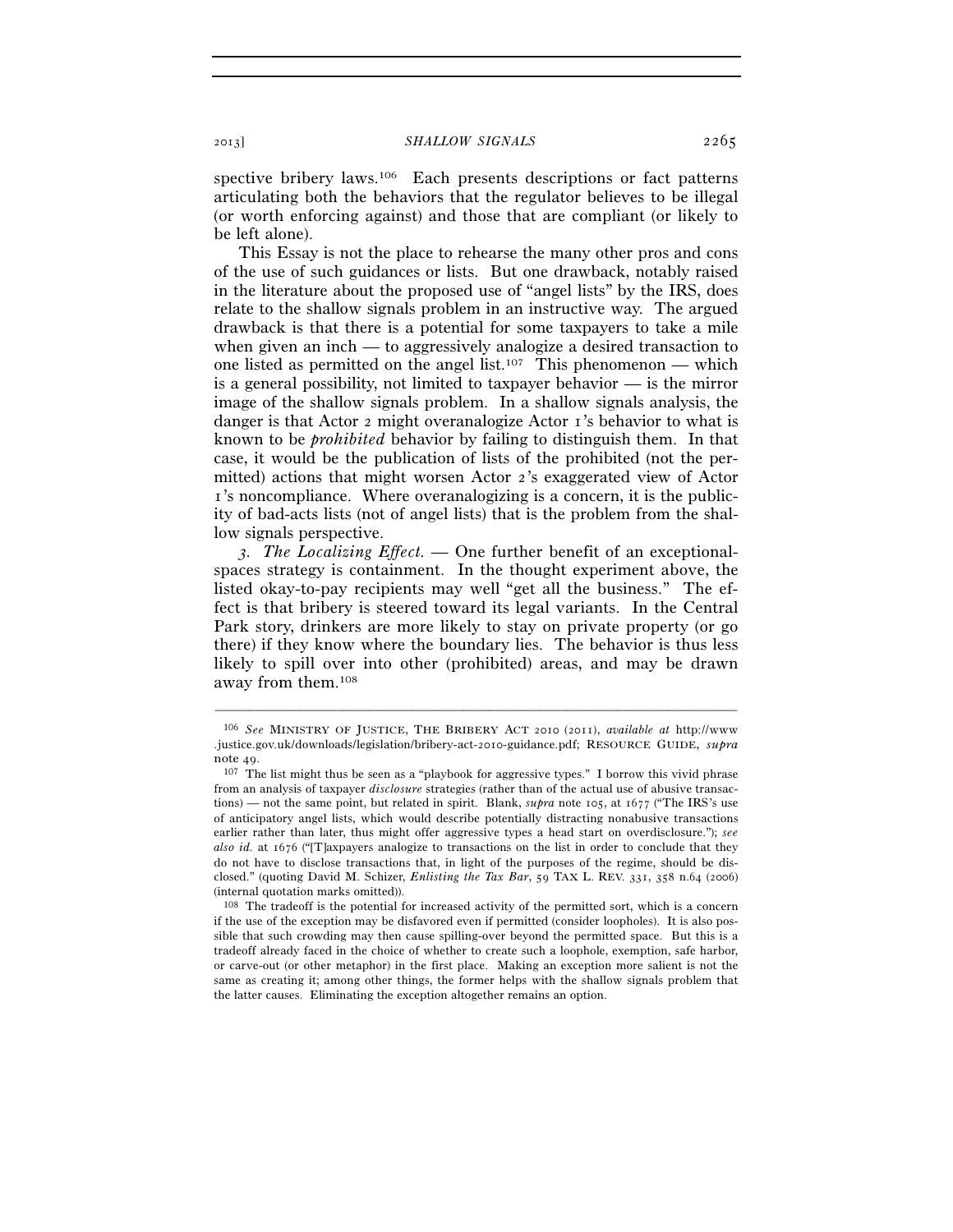spective bribery laws.[106] Each presents descriptions or fact patterns articulating both the behaviors that the regulator believes to be illegal (or worth enforcing against) and those that are compliant (or likely to be left alone).

This Essay is not the place to rehearse the many other pros and cons of the use of such guidances or lists. But one drawback, notably raised in the literature about the proposed use of "angel lists" by the IRS, does relate to the shallow signals problem in an instructive way. The argued drawback is that there is a potential for some taxpayers to take a mile when given an inch — to aggressively analogize a desired transaction to one listed as permitted on the angel list.[107] This phenomenon — which is a general possibility, not limited to taxpayer behavior — is the mirror image of the shallow signals problem. In a shallow signals analysis, the danger is that Actor 2 might overanalogize Actor 1's behavior to what is known to be *prohibited* behavior by failing to distinguish them. In that case, it would be the publication of lists of the prohibited (not the permitted) actions that might worsen Actor 2's exaggerated view of Actor 1's noncompliance. Where overanalogizing is a concern, it is the publicity of bad-acts lists (not of angel lists) that is the problem from the shallow signals perspective.

*3. The Localizing Effect.* — One further benefit of an exceptional-spaces strategy is containment. In the thought experiment above, the listed okay-to-pay recipients may well "get all the business." The effect is that bribery is steered toward its legal variants. In the Central Park story, drinkers are more likely to stay on private property (or go there) if they know where the boundary lies. The behavior is thus less likely to spill over into other (prohibited) areas, and may be drawn away from them.[108]

---

[106] *See* MINISTRY OF JUSTICE, THE BRIBERY ACT 2010 (2011), *available at* http://www.justice.gov.uk/downloads/legislation/bribery-act-2010-guidance.pdf; RESOURCE GUIDE, *supra* note 49.

[107] The list might thus be seen as a "playbook for aggressive types." I borrow this vivid phrase from an analysis of taxpayer *disclosure* strategies (rather than of the actual use of abusive transactions) — not the same point, but related in spirit. Blank, *supra* note 105, at 1677 ("The IRS's use of anticipatory angel lists, which would describe potentially distracting nonabusive transactions earlier rather than later, thus might offer aggressive types a head start on overdisclosure."); *see also id.* at 1676 ("[T]axpayers analogize to transactions on the list in order to conclude that they do not have to disclose transactions that, in light of the purposes of the regime, should be disclosed." (quoting David M. Schizer, *Enlisting the Tax Bar*, 59 TAX L. REV. 331, 358 n.64 (2006) (internal quotation marks omitted)).

[108] The tradeoff is the potential for increased activity of the permitted sort, which is a concern if the use of the exception may be disfavored even if permitted (consider loopholes). It is also possible that such crowding may then cause spilling-over beyond the permitted space. But this is a tradeoff already faced in the choice of whether to create such a loophole, exemption, safe harbor, or carve-out (or other metaphor) in the first place. Making an exception more salient is not the same as creating it; among other things, the former helps with the shallow signals problem that the latter causes. Eliminating the exception altogether remains an option.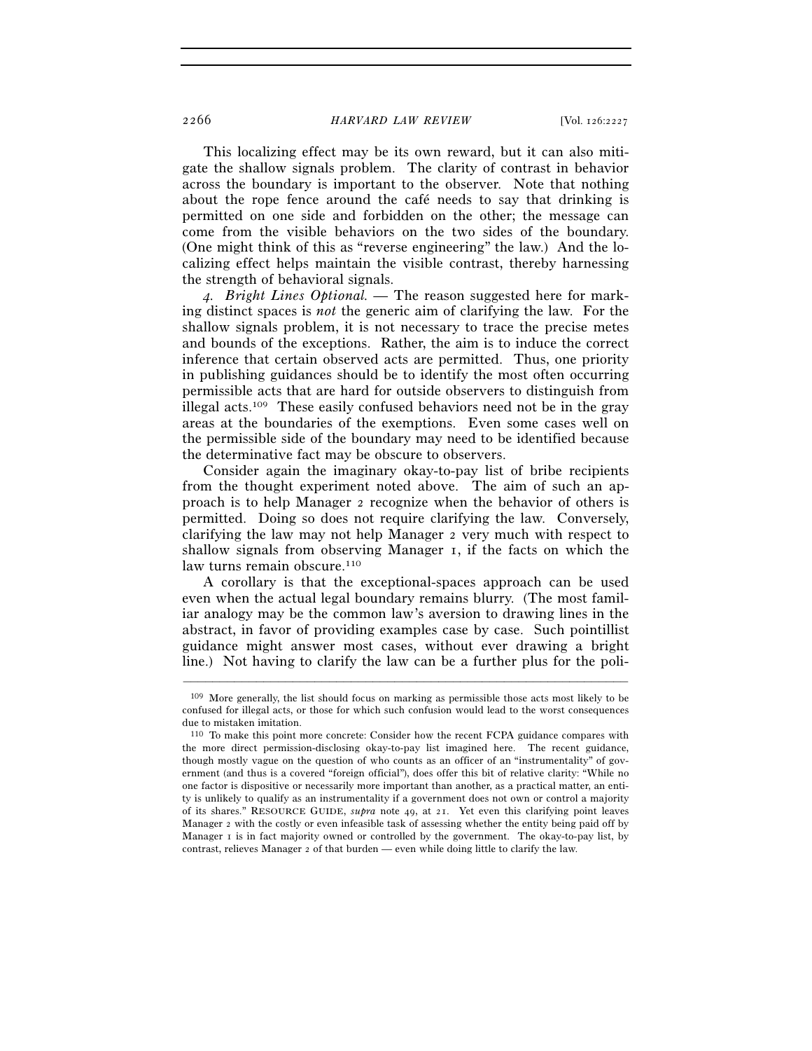This localizing effect may be its own reward, but it can also mitigate the shallow signals problem. The clarity of contrast in behavior across the boundary is important to the observer. Note that nothing about the rope fence around the café needs to say that drinking is permitted on one side and forbidden on the other; the message can come from the visible behaviors on the two sides of the boundary. (One might think of this as "reverse engineering" the law.) And the localizing effect helps maintain the visible contrast, thereby harnessing the strength of behavioral signals.

*4. Bright Lines Optional.* — The reason suggested here for marking distinct spaces is *not* the generic aim of clarifying the law. For the shallow signals problem, it is not necessary to trace the precise metes and bounds of the exceptions. Rather, the aim is to induce the correct inference that certain observed acts are permitted. Thus, one priority in publishing guidances should be to identify the most often occurring permissible acts that are hard for outside observers to distinguish from illegal acts.[109] These easily confused behaviors need not be in the gray areas at the boundaries of the exemptions. Even some cases well on the permissible side of the boundary may need to be identified because the determinative fact may be obscure to observers.

Consider again the imaginary okay-to-pay list of bribe recipients from the thought experiment noted above. The aim of such an approach is to help Manager 2 recognize when the behavior of others is permitted. Doing so does not require clarifying the law. Conversely, clarifying the law may not help Manager 2 very much with respect to shallow signals from observing Manager 1, if the facts on which the law turns remain obscure.[110]

A corollary is that the exceptional-spaces approach can be used even when the actual legal boundary remains blurry. (The most familiar analogy may be the common law's aversion to drawing lines in the abstract, in favor of providing examples case by case. Such pointillist guidance might answer most cases, without ever drawing a bright line.) Not having to clarify the law can be a further plus for the poli-

---

[109] More generally, the list should focus on marking as permissible those acts most likely to be confused for illegal acts, or those for which such confusion would lead to the worst consequences due to mistaken imitation.

[110] To make this point more concrete: Consider how the recent FCPA guidance compares with the more direct permission-disclosing okay-to-pay list imagined here. The recent guidance, though mostly vague on the question of who counts as an officer of an "instrumentality" of government (and thus is a covered "foreign official"), does offer this bit of relative clarity: "While no one factor is dispositive or necessarily more important than another, as a practical matter, an entity is unlikely to qualify as an instrumentality if a government does not own or control a majority of its shares." RESOURCE GUIDE, *supra* note 49, at 21. Yet even this clarifying point leaves Manager 2 with the costly or even infeasible task of assessing whether the entity being paid off by Manager 1 is in fact majority owned or controlled by the government. The okay-to-pay list, by contrast, relieves Manager 2 of that burden — even while doing little to clarify the law.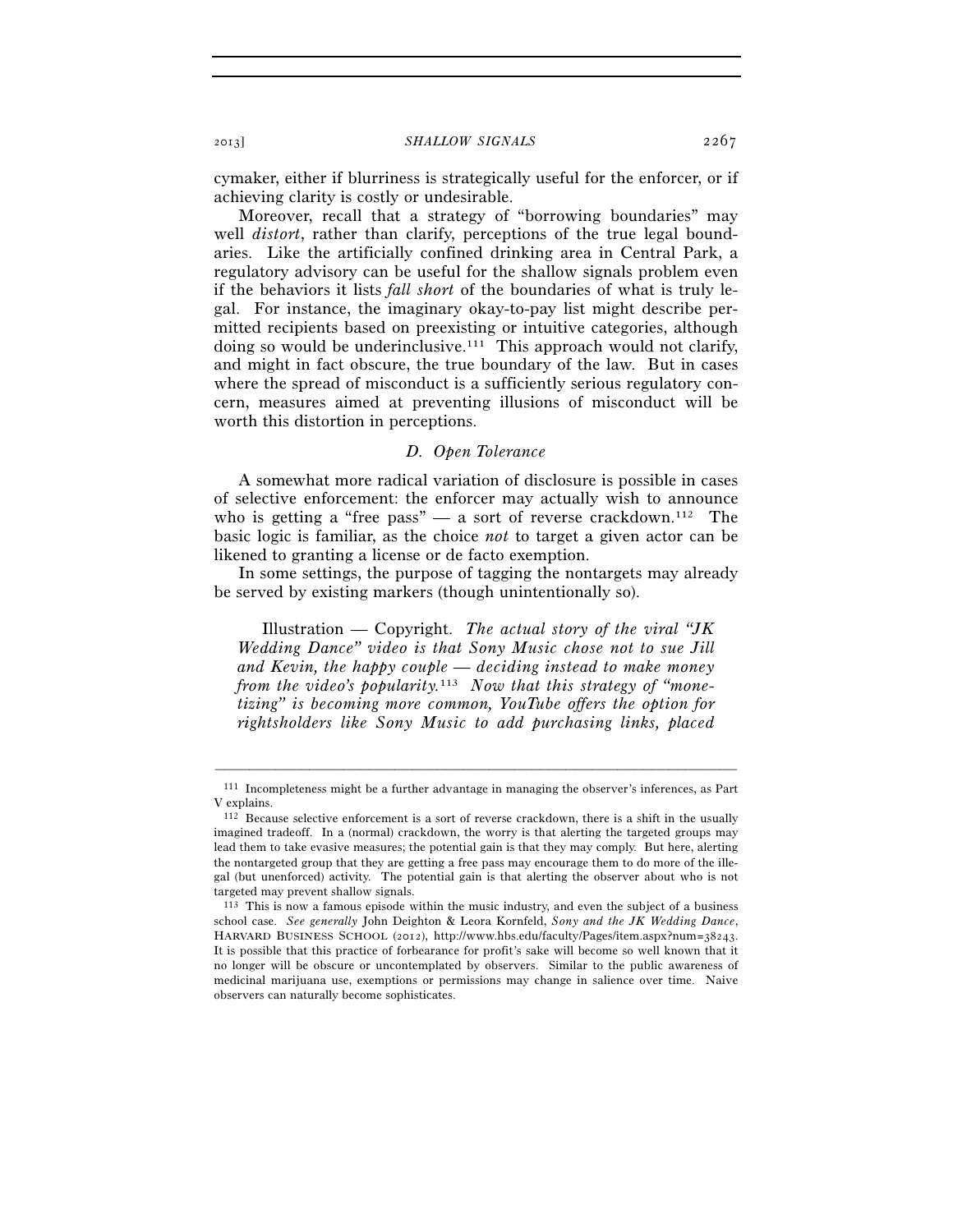cymaker, either if blurriness is strategically useful for the enforcer, or if achieving clarity is costly or undesirable.

Moreover, recall that a strategy of "borrowing boundaries" may well *distort*, rather than clarify, perceptions of the true legal boundaries. Like the artificially confined drinking area in Central Park, a regulatory advisory can be useful for the shallow signals problem even if the behaviors it lists *fall short* of the boundaries of what is truly legal. For instance, the imaginary okay-to-pay list might describe permitted recipients based on preexisting or intuitive categories, although doing so would be underinclusive.[111] This approach would not clarify, and might in fact obscure, the true boundary of the law. But in cases where the spread of misconduct is a sufficiently serious regulatory concern, measures aimed at preventing illusions of misconduct will be worth this distortion in perceptions.

### D. Open Tolerance

A somewhat more radical variation of disclosure is possible in cases of selective enforcement: the enforcer may actually wish to announce who is getting a "free pass" — a sort of reverse crackdown.[112] The basic logic is familiar, as the choice *not* to target a given actor can be likened to granting a license or de facto exemption.

In some settings, the purpose of tagging the nontargets may already be served by existing markers (though unintentionally so).

> Illustration — Copyright. *The actual story of the viral "JK Wedding Dance" video is that Sony Music chose not to sue Jill and Kevin, the happy couple — deciding instead to make money from the video's popularity.*[113] *Now that this strategy of "monetizing" is becoming more common, YouTube offers the option for rightsholders like Sony Music to add purchasing links, placed*

---

[111] Incompleteness might be a further advantage in managing the observer's inferences, as Part V explains.

[112] Because selective enforcement is a sort of reverse crackdown, there is a shift in the usually imagined tradeoff. In a (normal) crackdown, the worry is that alerting the targeted groups may lead them to take evasive measures; the potential gain is that they may comply. But here, alerting the nontargeted group that they are getting a free pass may encourage them to do more of the illegal (but unenforced) activity. The potential gain is that alerting the observer about who is not targeted may prevent shallow signals.

[113] This is now a famous episode within the music industry, and even the subject of a business school case. *See generally* John Deighton & Leora Kornfeld, *Sony and the JK Wedding Dance*, HARVARD BUSINESS SCHOOL (2012), http://www.hbs.edu/faculty/Pages/item.aspx?num=38243. It is possible that this practice of forbearance for profit's sake will become so well known that it no longer will be obscure or uncontemplated by observers. Similar to the public awareness of medicinal marijuana use, exemptions or permissions may change in salience over time. Naive observers can naturally become sophisticates.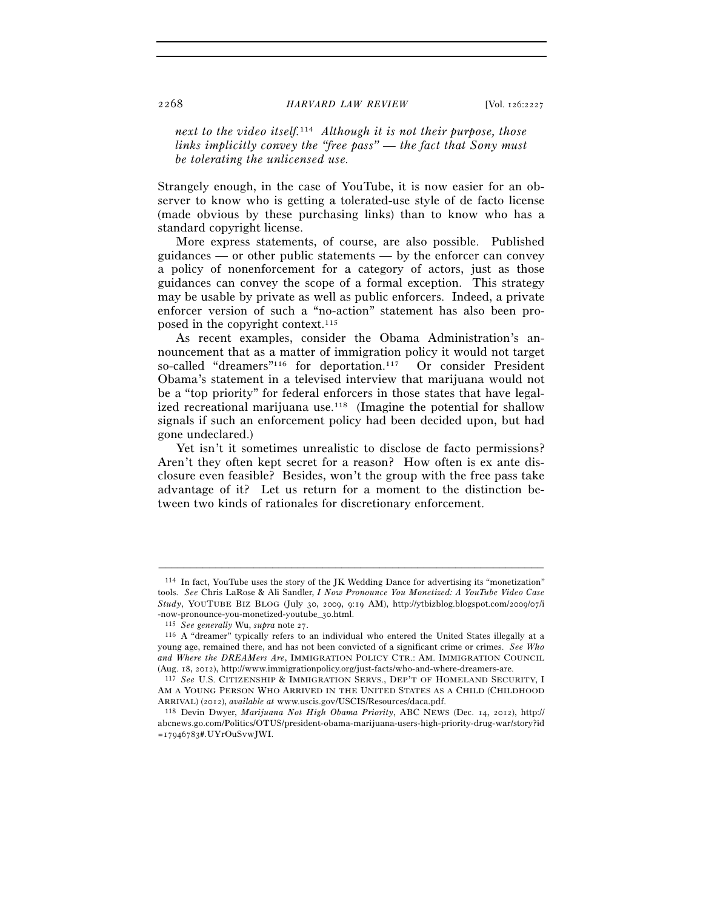*next to the video itself.*[114] *Although it is not their purpose, those links implicitly convey the "free pass" — the fact that Sony must be tolerating the unlicensed use.*

Strangely enough, in the case of YouTube, it is now easier for an observer to know who is getting a tolerated-use style of de facto license (made obvious by these purchasing links) than to know who has a standard copyright license.

More express statements, of course, are also possible. Published guidances — or other public statements — by the enforcer can convey a policy of nonenforcement for a category of actors, just as those guidances can convey the scope of a formal exception. This strategy may be usable by private as well as public enforcers. Indeed, a private enforcer version of such a "no-action" statement has also been proposed in the copyright context.[115]

As recent examples, consider the Obama Administration's announcement that as a matter of immigration policy it would not target so-called "dreamers"[116] for deportation.[117] Or consider President Obama's statement in a televised interview that marijuana would not be a "top priority" for federal enforcers in those states that have legalized recreational marijuana use.[118] (Imagine the potential for shallow signals if such an enforcement policy had been decided upon, but had gone undeclared.)

Yet isn't it sometimes unrealistic to disclose de facto permissions? Aren't they often kept secret for a reason? How often is ex ante disclosure even feasible? Besides, won't the group with the free pass take advantage of it? Let us return for a moment to the distinction between two kinds of rationales for discretionary enforcement.

---

[114] In fact, YouTube uses the story of the JK Wedding Dance for advertising its "monetization" tools. *See* Chris LaRose & Ali Sandler, *I Now Pronounce You Monetized: A YouTube Video Case Study*, YOUTUBE BIZ BLOG (July 30, 2009, 9:19 AM), http://ytbizblog.blogspot.com/2009/07/i-now-pronounce-you-monetized-youtube_30.html.

[115] *See generally* Wu, *supra* note 27.

[116] A "dreamer" typically refers to an individual who entered the United States illegally at a young age, remained there, and has not been convicted of a significant crime or crimes. *See Who and Where the DREAMers Are*, IMMIGRATION POLICY CTR.: AM. IMMIGRATION COUNCIL (Aug. 18, 2012), http://www.immigrationpolicy.org/just-facts/who-and-where-dreamers-are.

[117] *See* U.S. CITIZENSHIP & IMMIGRATION SERVS., DEP'T OF HOMELAND SECURITY, I AM A YOUNG PERSON WHO ARRIVED IN THE UNITED STATES AS A CHILD (CHILDHOOD ARRIVAL) (2012), *available at* www.uscis.gov/USCIS/Resources/daca.pdf.

[118] Devin Dwyer, *Marijuana Not High Obama Priority*, ABC NEWS (Dec. 14, 2012), http://abcnews.go.com/Politics/OTUS/president-obama-marijuana-users-high-priority-drug-war/story?id=17946783#.UYrOuSvwJWI.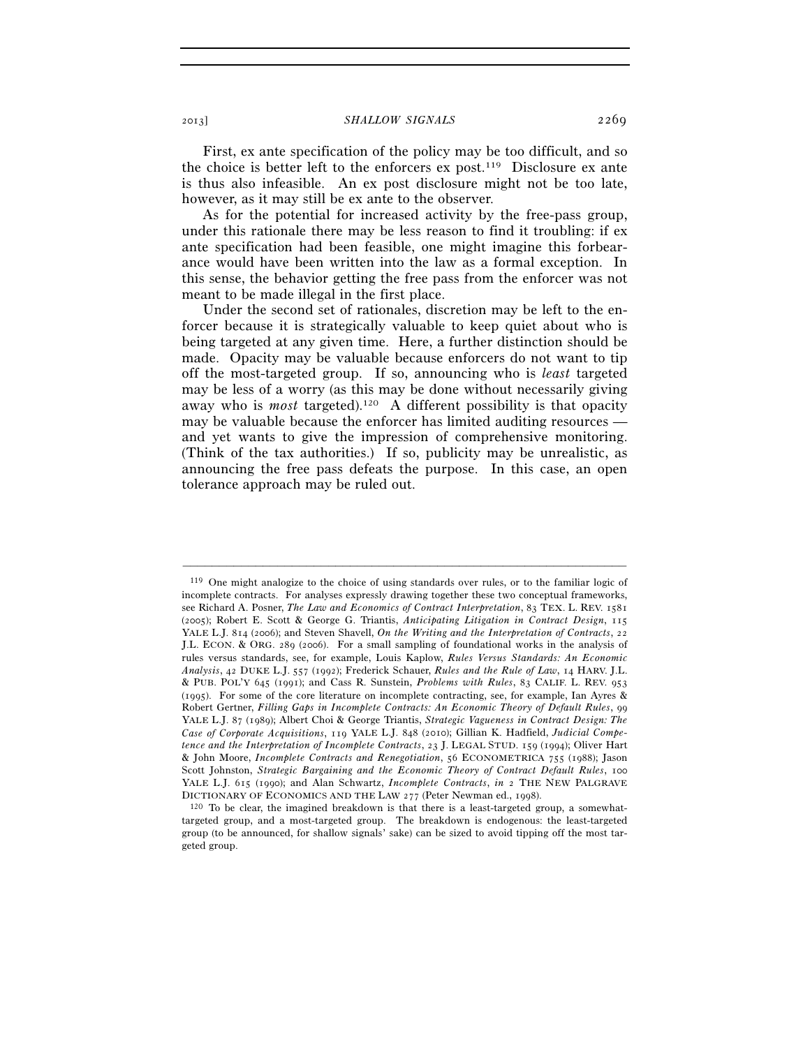First, ex ante specification of the policy may be too difficult, and so the choice is better left to the enforcers ex post.[119] Disclosure ex ante is thus also infeasible. An ex post disclosure might not be too late, however, as it may still be ex ante to the observer.

As for the potential for increased activity by the free-pass group, under this rationale there may be less reason to find it troubling: if ex ante specification had been feasible, one might imagine this forbearance would have been written into the law as a formal exception. In this sense, the behavior getting the free pass from the enforcer was not meant to be made illegal in the first place.

Under the second set of rationales, discretion may be left to the enforcer because it is strategically valuable to keep quiet about who is being targeted at any given time. Here, a further distinction should be made. Opacity may be valuable because enforcers do not want to tip off the most-targeted group. If so, announcing who is *least* targeted may be less of a worry (as this may be done without necessarily giving away who is *most* targeted).[120] A different possibility is that opacity may be valuable because the enforcer has limited auditing resources — and yet wants to give the impression of comprehensive monitoring. (Think of the tax authorities.) If so, publicity may be unrealistic, as announcing the free pass defeats the purpose. In this case, an open tolerance approach may be ruled out.

---

[119] One might analogize to the choice of using standards over rules, or to the familiar logic of incomplete contracts. For analyses expressly drawing together these two conceptual frameworks, see Richard A. Posner, *The Law and Economics of Contract Interpretation*, 83 TEX. L. REV. 1581 (2005); Robert E. Scott & George G. Triantis, *Anticipating Litigation in Contract Design*, 115 YALE L.J. 814 (2006); and Steven Shavell, *On the Writing and the Interpretation of Contracts*, 22 J.L. ECON. & ORG. 289 (2006). For a small sampling of foundational works in the analysis of rules versus standards, see, for example, Louis Kaplow, *Rules Versus Standards: An Economic Analysis*, 42 DUKE L.J. 557 (1992); Frederick Schauer, *Rules and the Rule of Law*, 14 HARV. J.L. & PUB. POL'Y 645 (1991); and Cass R. Sunstein, *Problems with Rules*, 83 CALIF. L. REV. 953 (1995). For some of the core literature on incomplete contracting, see, for example, Ian Ayres & Robert Gertner, *Filling Gaps in Incomplete Contracts: An Economic Theory of Default Rules*, 99 YALE L.J. 87 (1989); Albert Choi & George Triantis, *Strategic Vagueness in Contract Design: The Case of Corporate Acquisitions*, 119 YALE L.J. 848 (2010); Gillian K. Hadfield, *Judicial Competence and the Interpretation of Incomplete Contracts*, 23 J. LEGAL STUD. 159 (1994); Oliver Hart & John Moore, *Incomplete Contracts and Renegotiation*, 56 ECONOMETRICA 755 (1988); Jason Scott Johnston, *Strategic Bargaining and the Economic Theory of Contract Default Rules*, 100 YALE L.J. 615 (1990); and Alan Schwartz, *Incomplete Contracts*, *in* 2 THE NEW PALGRAVE DICTIONARY OF ECONOMICS AND THE LAW 277 (Peter Newman ed., 1998).

[120] To be clear, the imagined breakdown is that there is a least-targeted group, a somewhat-targeted group, and a most-targeted group. The breakdown is endogenous: the least-targeted group (to be announced, for shallow signals' sake) can be sized to avoid tipping off the most targeted group.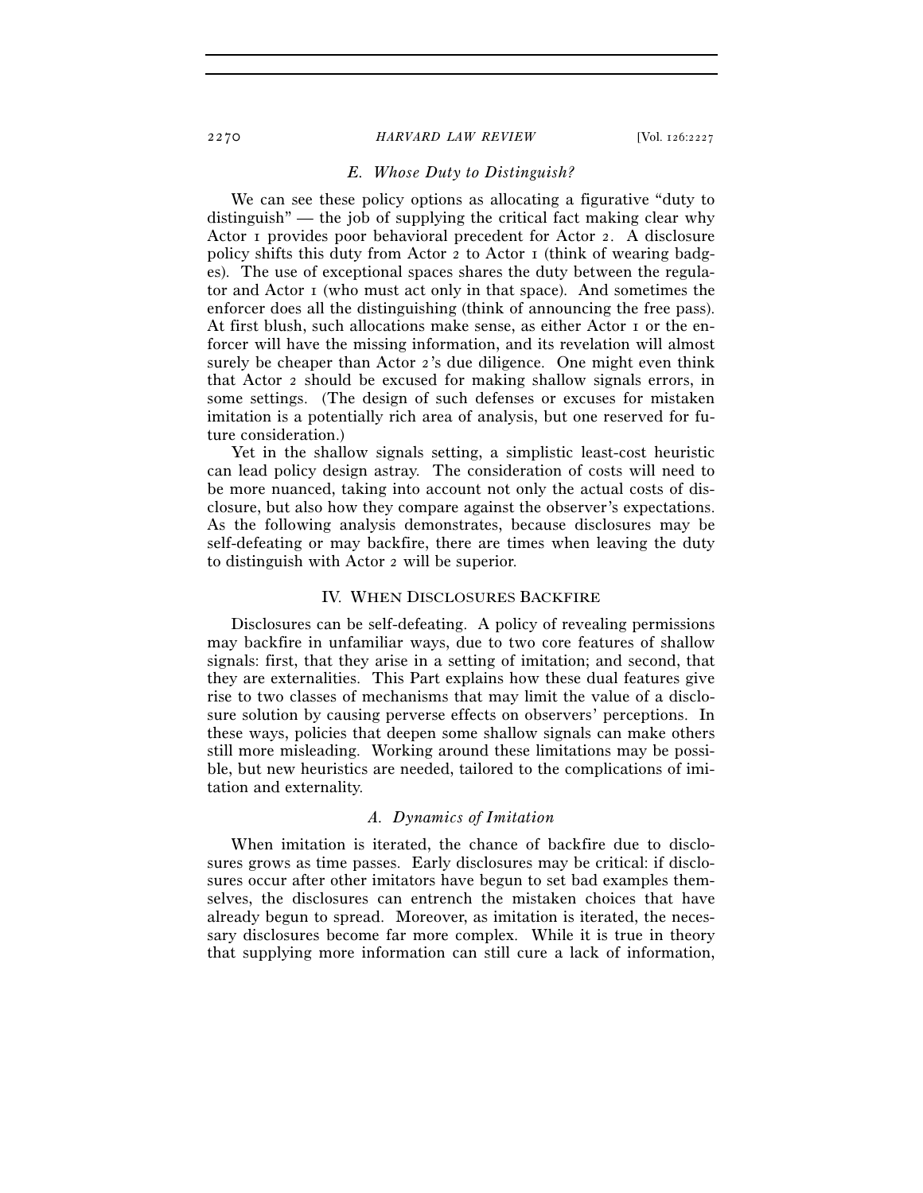### *E. Whose Duty to Distinguish?*

We can see these policy options as allocating a figurative "duty to distinguish" — the job of supplying the critical fact making clear why Actor 1 provides poor behavioral precedent for Actor 2. A disclosure policy shifts this duty from Actor 2 to Actor 1 (think of wearing badges). The use of exceptional spaces shares the duty between the regulator and Actor 1 (who must act only in that space). And sometimes the enforcer does all the distinguishing (think of announcing the free pass). At first blush, such allocations make sense, as either Actor 1 or the enforcer will have the missing information, and its revelation will almost surely be cheaper than Actor 2's due diligence. One might even think that Actor 2 should be excused for making shallow signals errors, in some settings. (The design of such defenses or excuses for mistaken imitation is a potentially rich area of analysis, but one reserved for future consideration.)

Yet in the shallow signals setting, a simplistic least-cost heuristic can lead policy design astray. The consideration of costs will need to be more nuanced, taking into account not only the actual costs of disclosure, but also how they compare against the observer's expectations. As the following analysis demonstrates, because disclosures may be self-defeating or may backfire, there are times when leaving the duty to distinguish with Actor 2 will be superior.

## IV. WHEN DISCLOSURES BACKFIRE

Disclosures can be self-defeating. A policy of revealing permissions may backfire in unfamiliar ways, due to two core features of shallow signals: first, that they arise in a setting of imitation; and second, that they are externalities. This Part explains how these dual features give rise to two classes of mechanisms that may limit the value of a disclosure solution by causing perverse effects on observers' perceptions. In these ways, policies that deepen some shallow signals can make others still more misleading. Working around these limitations may be possible, but new heuristics are needed, tailored to the complications of imitation and externality.

### *A. Dynamics of Imitation*

When imitation is iterated, the chance of backfire due to disclosures grows as time passes. Early disclosures may be critical: if disclosures occur after other imitators have begun to set bad examples themselves, the disclosures can entrench the mistaken choices that have already begun to spread. Moreover, as imitation is iterated, the necessary disclosures become far more complex. While it is true in theory that supplying more information can still cure a lack of information,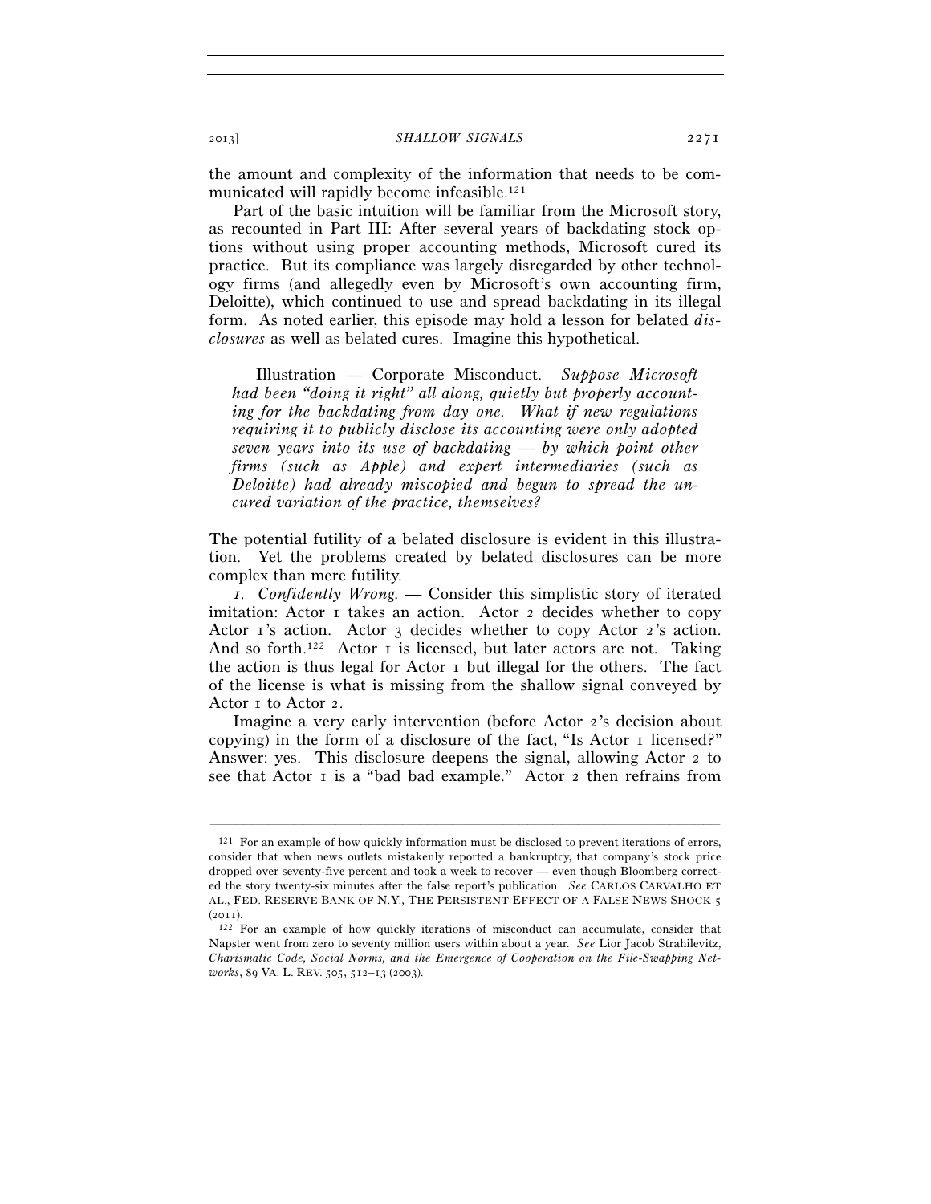the amount and complexity of the information that needs to be communicated will rapidly become infeasible.[121]

Part of the basic intuition will be familiar from the Microsoft story, as recounted in Part III: After several years of backdating stock options without using proper accounting methods, Microsoft cured its practice. But its compliance was largely disregarded by other technology firms (and allegedly even by Microsoft's own accounting firm, Deloitte), which continued to use and spread backdating in its illegal form. As noted earlier, this episode may hold a lesson for belated *disclosures* as well as belated cures. Imagine this hypothetical.

> Illustration — Corporate Misconduct. *Suppose Microsoft had been "doing it right" all along, quietly but properly accounting for the backdating from day one. What if new regulations requiring it to publicly disclose its accounting were only adopted seven years into its use of backdating — by which point other firms (such as Apple) and expert intermediaries (such as Deloitte) had already miscopied and begun to spread the uncured variation of the practice, themselves?*

The potential futility of a belated disclosure is evident in this illustration. Yet the problems created by belated disclosures can be more complex than mere futility.

*1. Confidently Wrong.* — Consider this simplistic story of iterated imitation: Actor 1 takes an action. Actor 2 decides whether to copy Actor 1's action. Actor 3 decides whether to copy Actor 2's action. And so forth.[122] Actor 1 is licensed, but later actors are not. Taking the action is thus legal for Actor 1 but illegal for the others. The fact of the license is what is missing from the shallow signal conveyed by Actor 1 to Actor 2.

Imagine a very early intervention (before Actor 2's decision about copying) in the form of a disclosure of the fact, "Is Actor 1 licensed?" Answer: yes. This disclosure deepens the signal, allowing Actor 2 to see that Actor 1 is a "bad bad example." Actor 2 then refrains from

---

[121] For an example of how quickly information must be disclosed to prevent iterations of errors, consider that when news outlets mistakenly reported a bankruptcy, that company's stock price dropped over seventy-five percent and took a week to recover — even though Bloomberg corrected the story twenty-six minutes after the false report's publication. *See* CARLOS CARVALHO ET AL., FED. RESERVE BANK OF N.Y., THE PERSISTENT EFFECT OF A FALSE NEWS SHOCK 5 (2011).

[122] For an example of how quickly iterations of misconduct can accumulate, consider that Napster went from zero to seventy million users within about a year. *See* Lior Jacob Strahilevitz, *Charismatic Code, Social Norms, and the Emergence of Cooperation on the File-Swapping Networks*, 89 VA. L. REV. 505, 512–13 (2003).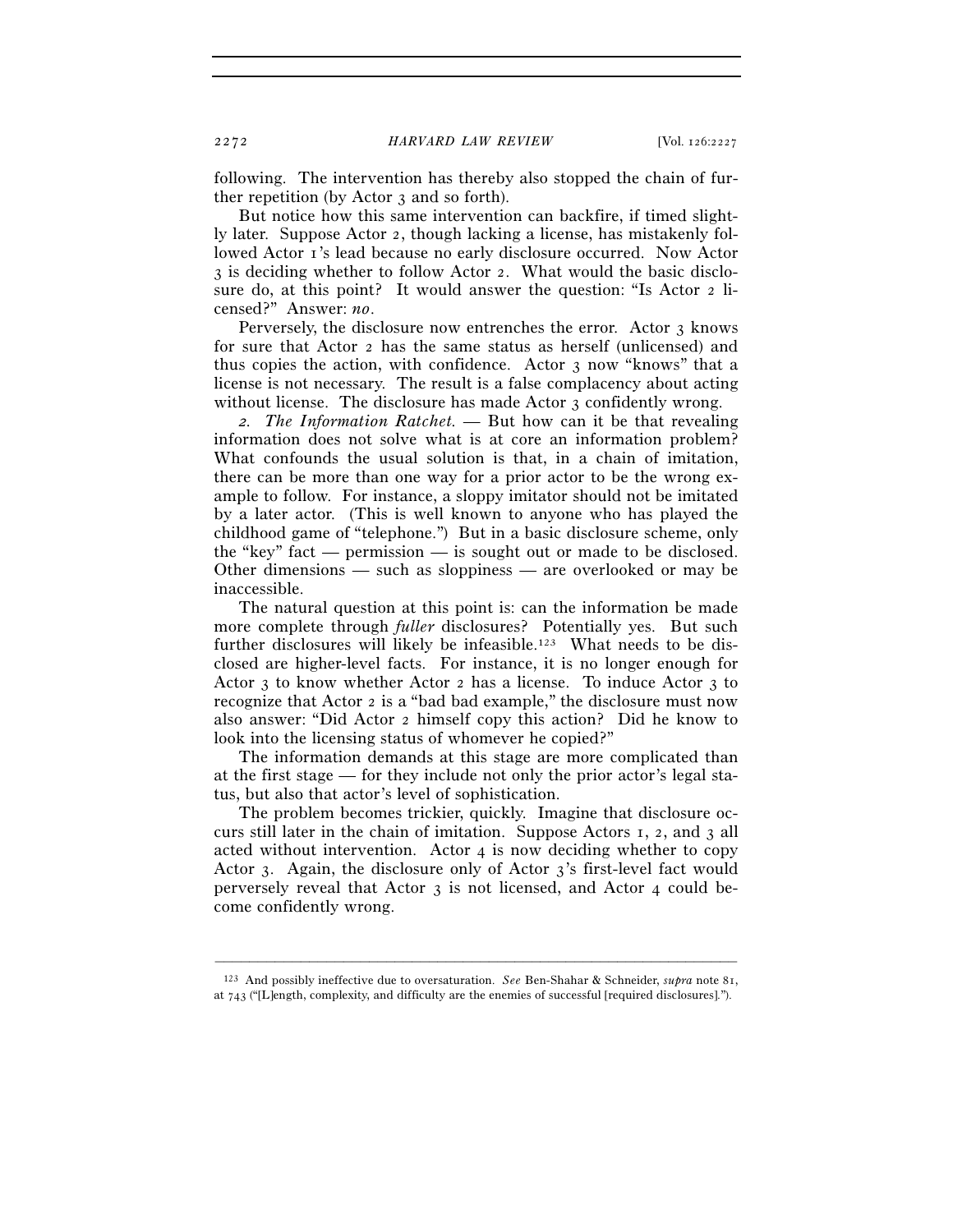following. The intervention has thereby also stopped the chain of further repetition (by Actor 3 and so forth).

But notice how this same intervention can backfire, if timed slightly later. Suppose Actor 2, though lacking a license, has mistakenly followed Actor 1's lead because no early disclosure occurred. Now Actor 3 is deciding whether to follow Actor 2. What would the basic disclosure do, at this point? It would answer the question: "Is Actor 2 licensed?" Answer: *no*.

Perversely, the disclosure now entrenches the error. Actor 3 knows for sure that Actor 2 has the same status as herself (unlicensed) and thus copies the action, with confidence. Actor 3 now "knows" that a license is not necessary. The result is a false complacency about acting without license. The disclosure has made Actor 3 confidently wrong.

*2. The Information Ratchet.* — But how can it be that revealing information does not solve what is at core an information problem? What confounds the usual solution is that, in a chain of imitation, there can be more than one way for a prior actor to be the wrong example to follow. For instance, a sloppy imitator should not be imitated by a later actor. (This is well known to anyone who has played the childhood game of "telephone.") But in a basic disclosure scheme, only the "key" fact — permission — is sought out or made to be disclosed. Other dimensions — such as sloppiness — are overlooked or may be inaccessible.

The natural question at this point is: can the information be made more complete through *fuller* disclosures? Potentially yes. But such further disclosures will likely be infeasible.[123] What needs to be disclosed are higher-level facts. For instance, it is no longer enough for Actor 3 to know whether Actor 2 has a license. To induce Actor 3 to recognize that Actor 2 is a "bad bad example," the disclosure must now also answer: "Did Actor 2 himself copy this action? Did he know to look into the licensing status of whomever he copied?"

The information demands at this stage are more complicated than at the first stage — for they include not only the prior actor's legal status, but also that actor's level of sophistication.

The problem becomes trickier, quickly. Imagine that disclosure occurs still later in the chain of imitation. Suppose Actors 1, 2, and 3 all acted without intervention. Actor 4 is now deciding whether to copy Actor 3. Again, the disclosure only of Actor 3's first-level fact would perversely reveal that Actor 3 is not licensed, and Actor 4 could become confidently wrong.

---

[123] And possibly ineffective due to oversaturation. *See* Ben-Shahar & Schneider, *supra* note 81, at 743 ("[L]ength, complexity, and difficulty are the enemies of successful [required disclosures].").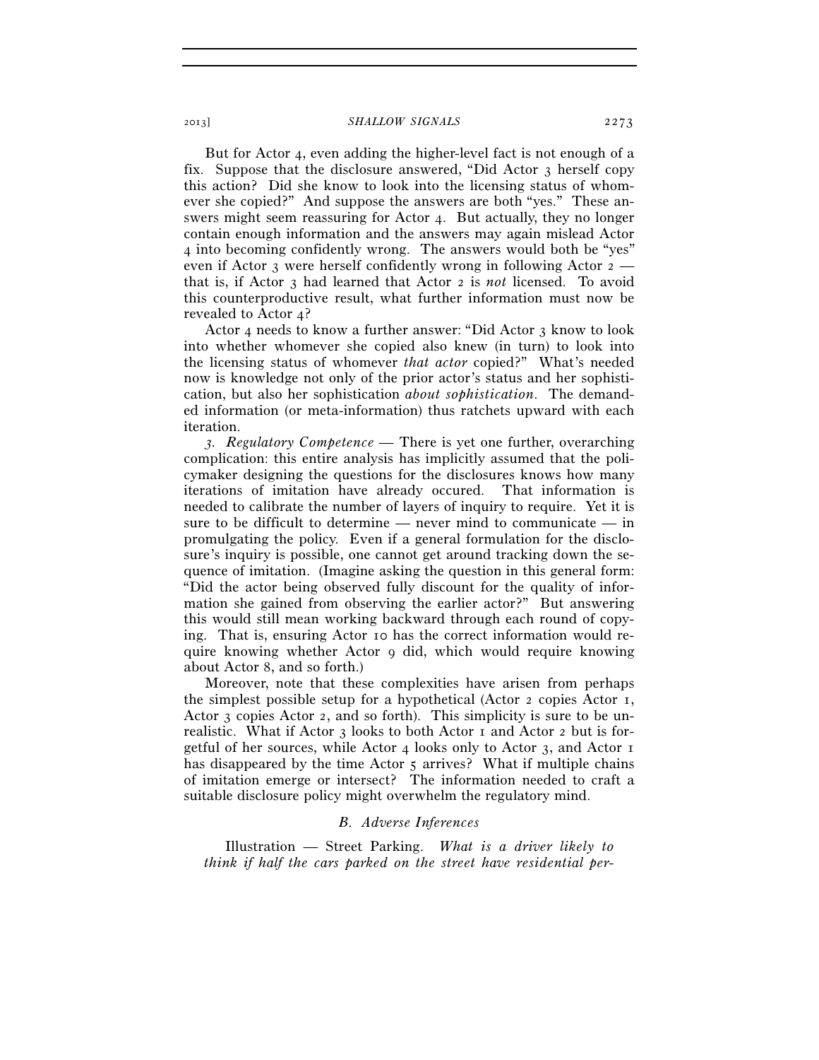But for Actor 4, even adding the higher-level fact is not enough of a fix. Suppose that the disclosure answered, "Did Actor 3 herself copy this action? Did she know to look into the licensing status of whomever she copied?" And suppose the answers are both "yes." These answers might seem reassuring for Actor 4. But actually, they no longer contain enough information and the answers may again mislead Actor 4 into becoming confidently wrong. The answers would both be "yes" even if Actor 3 were herself confidently wrong in following Actor 2 — that is, if Actor 3 had learned that Actor 2 is *not* licensed. To avoid this counterproductive result, what further information must now be revealed to Actor 4?

Actor 4 needs to know a further answer: "Did Actor 3 know to look into whether whomever she copied also knew (in turn) to look into the licensing status of whomever *that actor* copied?" What's needed now is knowledge not only of the prior actor's status and her sophistication, but also her sophistication *about sophistication*. The demanded information (or meta-information) thus ratchets upward with each iteration.

*3. Regulatory Competence* — There is yet one further, overarching complication: this entire analysis has implicitly assumed that the policymaker designing the questions for the disclosures knows how many iterations of imitation have already occured. That information is needed to calibrate the number of layers of inquiry to require. Yet it is sure to be difficult to determine — never mind to communicate — in promulgating the policy. Even if a general formulation for the disclosure's inquiry is possible, one cannot get around tracking down the sequence of imitation. (Imagine asking the question in this general form: "Did the actor being observed fully discount for the quality of information she gained from observing the earlier actor?" But answering this would still mean working backward through each round of copying. That is, ensuring Actor 10 has the correct information would require knowing whether Actor 9 did, which would require knowing about Actor 8, and so forth.)

Moreover, note that these complexities have arisen from perhaps the simplest possible setup for a hypothetical (Actor 2 copies Actor 1, Actor 3 copies Actor 2, and so forth). This simplicity is sure to be unrealistic. What if Actor 3 looks to both Actor 1 and Actor 2 but is forgetful of her sources, while Actor 4 looks only to Actor 3, and Actor 1 has disappeared by the time Actor 5 arrives? What if multiple chains of imitation emerge or intersect? The information needed to craft a suitable disclosure policy might overwhelm the regulatory mind.

### *B. Adverse Inferences*

Illustration — Street Parking. *What is a driver likely to think if half the cars parked on the street have residential per-*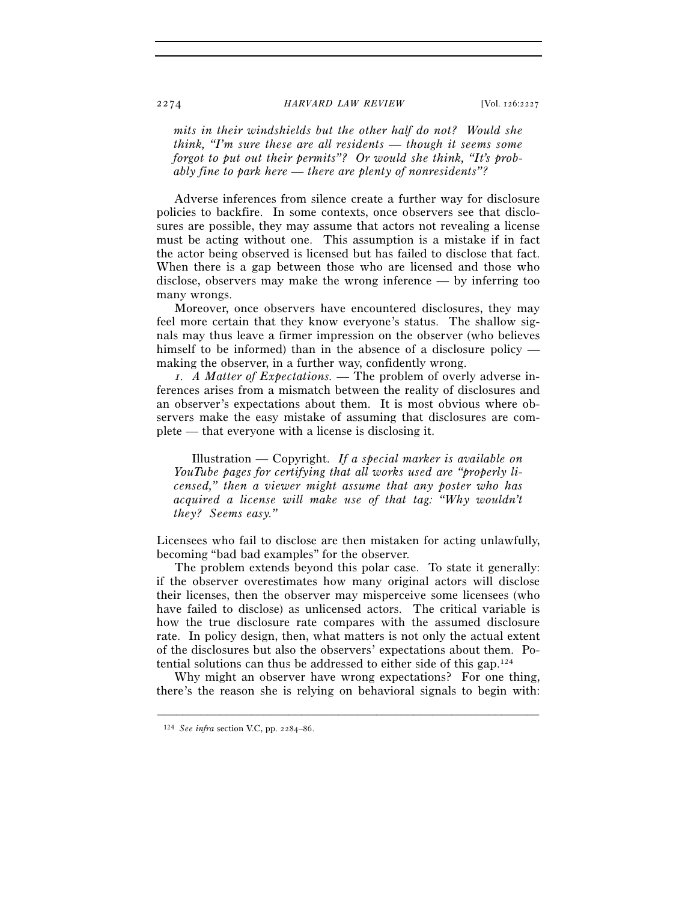*mits in their windshields but the other half do not? Would she think, "I'm sure these are all residents — though it seems some forgot to put out their permits"? Or would she think, "It's probably fine to park here — there are plenty of nonresidents"?*

Adverse inferences from silence create a further way for disclosure policies to backfire. In some contexts, once observers see that disclosures are possible, they may assume that actors not revealing a license must be acting without one. This assumption is a mistake if in fact the actor being observed is licensed but has failed to disclose that fact. When there is a gap between those who are licensed and those who disclose, observers may make the wrong inference — by inferring too many wrongs.

Moreover, once observers have encountered disclosures, they may feel more certain that they know everyone's status. The shallow signals may thus leave a firmer impression on the observer (who believes himself to be informed) than in the absence of a disclosure policy — making the observer, in a further way, confidently wrong.

*1. A Matter of Expectations.* — The problem of overly adverse inferences arises from a mismatch between the reality of disclosures and an observer's expectations about them. It is most obvious where observers make the easy mistake of assuming that disclosures are complete — that everyone with a license is disclosing it.

Illustration — Copyright. *If a special marker is available on YouTube pages for certifying that all works used are "properly licensed," then a viewer might assume that any poster who has acquired a license will make use of that tag: "Why wouldn't they? Seems easy."*

Licensees who fail to disclose are then mistaken for acting unlawfully, becoming "bad bad examples" for the observer.

The problem extends beyond this polar case. To state it generally: if the observer overestimates how many original actors will disclose their licenses, then the observer may misperceive some licensees (who have failed to disclose) as unlicensed actors. The critical variable is how the true disclosure rate compares with the assumed disclosure rate. In policy design, then, what matters is not only the actual extent of the disclosures but also the observers' expectations about them. Potential solutions can thus be addressed to either side of this gap.[124]

Why might an observer have wrong expectations? For one thing, there's the reason she is relying on behavioral signals to begin with:

---

[124] *See infra* section V.C, pp. 2284–86.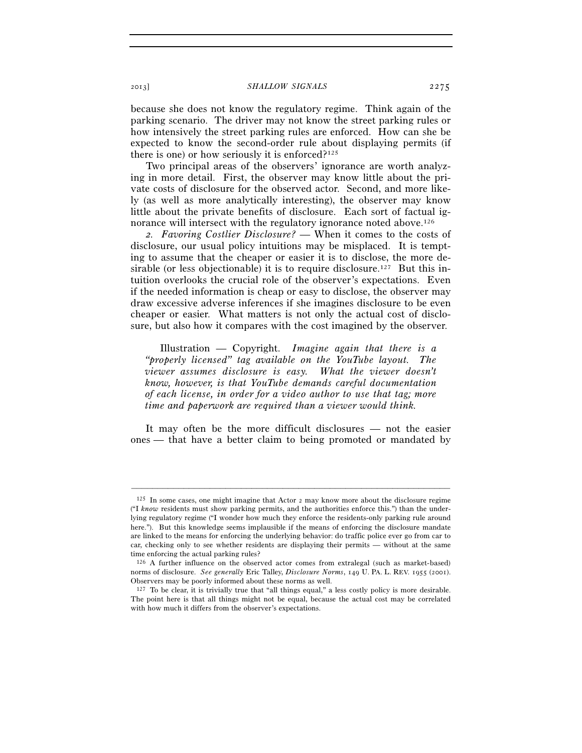because she does not know the regulatory regime. Think again of the parking scenario. The driver may not know the street parking rules or how intensively the street parking rules are enforced. How can she be expected to know the second-order rule about displaying permits (if there is one) or how seriously it is enforced?[125]

Two principal areas of the observers' ignorance are worth analyzing in more detail. First, the observer may know little about the private costs of disclosure for the observed actor. Second, and more likely (as well as more analytically interesting), the observer may know little about the private benefits of disclosure. Each sort of factual ignorance will intersect with the regulatory ignorance noted above.[126]

*2. Favoring Costlier Disclosure?* — When it comes to the costs of disclosure, our usual policy intuitions may be misplaced. It is tempting to assume that the cheaper or easier it is to disclose, the more desirable (or less objectionable) it is to require disclosure.[127] But this intuition overlooks the crucial role of the observer's expectations. Even if the needed information is cheap or easy to disclose, the observer may draw excessive adverse inferences if she imagines disclosure to be even cheaper or easier. What matters is not only the actual cost of disclosure, but also how it compares with the cost imagined by the observer.

> Illustration — Copyright. *Imagine again that there is a "properly licensed" tag available on the YouTube layout. The viewer assumes disclosure is easy. What the viewer doesn't know, however, is that YouTube demands careful documentation of each license, in order for a video author to use that tag; more time and paperwork are required than a viewer would think.*

It may often be the more difficult disclosures — not the easier ones — that have a better claim to being promoted or mandated by

---

[125] In some cases, one might imagine that Actor 2 may know more about the disclosure regime ("I *know* residents must show parking permits, and the authorities enforce this.") than the underlying regulatory regime ("I wonder how much they enforce the residents-only parking rule around here."). But this knowledge seems implausible if the means of enforcing the disclosure mandate are linked to the means for enforcing the underlying behavior: do traffic police ever go from car to car, checking only to see whether residents are displaying their permits — without at the same time enforcing the actual parking rules?

[126] A further influence on the observed actor comes from extralegal (such as market-based) norms of disclosure. *See generally* Eric Talley, *Disclosure Norms*, 149 U. PA. L. REV. 1955 (2001). Observers may be poorly informed about these norms as well.

[127] To be clear, it is trivially true that "all things equal," a less costly policy is more desirable. The point here is that all things might not be equal, because the actual cost may be correlated with how much it differs from the observer's expectations.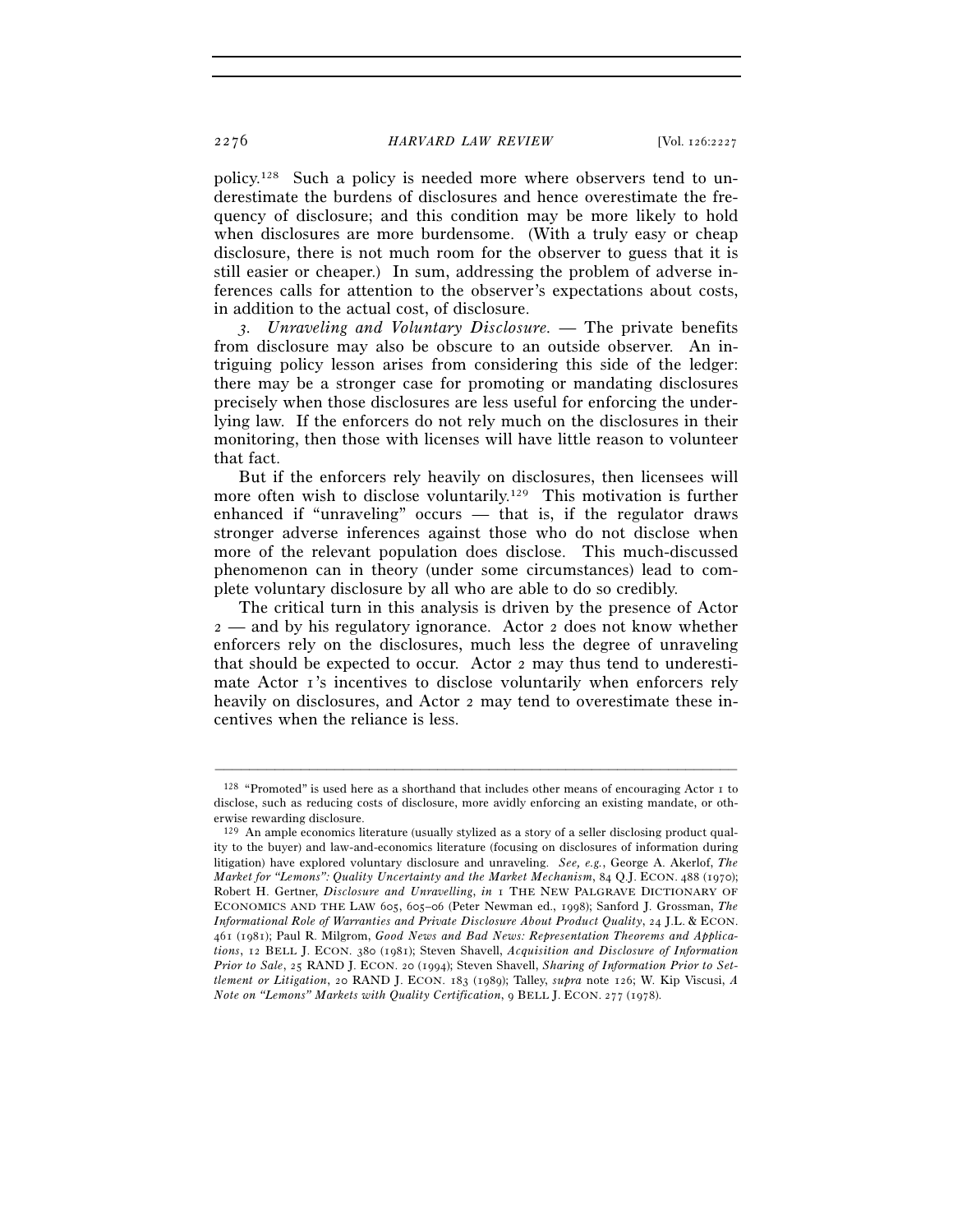policy.[128] Such a policy is needed more where observers tend to underestimate the burdens of disclosures and hence overestimate the frequency of disclosure; and this condition may be more likely to hold when disclosures are more burdensome. (With a truly easy or cheap disclosure, there is not much room for the observer to guess that it is still easier or cheaper.) In sum, addressing the problem of adverse inferences calls for attention to the observer's expectations about costs, in addition to the actual cost, of disclosure.

*3. Unraveling and Voluntary Disclosure.* — The private benefits from disclosure may also be obscure to an outside observer. An intriguing policy lesson arises from considering this side of the ledger: there may be a stronger case for promoting or mandating disclosures precisely when those disclosures are less useful for enforcing the underlying law. If the enforcers do not rely much on the disclosures in their monitoring, then those with licenses will have little reason to volunteer that fact.

But if the enforcers rely heavily on disclosures, then licensees will more often wish to disclose voluntarily.[129] This motivation is further enhanced if "unraveling" occurs — that is, if the regulator draws stronger adverse inferences against those who do not disclose when more of the relevant population does disclose. This much-discussed phenomenon can in theory (under some circumstances) lead to complete voluntary disclosure by all who are able to do so credibly.

The critical turn in this analysis is driven by the presence of Actor 2 — and by his regulatory ignorance. Actor 2 does not know whether enforcers rely on the disclosures, much less the degree of unraveling that should be expected to occur. Actor 2 may thus tend to underestimate Actor 1's incentives to disclose voluntarily when enforcers rely heavily on disclosures, and Actor 2 may tend to overestimate these incentives when the reliance is less.

---

[128] "Promoted" is used here as a shorthand that includes other means of encouraging Actor 1 to disclose, such as reducing costs of disclosure, more avidly enforcing an existing mandate, or otherwise rewarding disclosure.

[129] An ample economics literature (usually stylized as a story of a seller disclosing product quality to the buyer) and law-and-economics literature (focusing on disclosures of information during litigation) have explored voluntary disclosure and unraveling. *See, e.g.*, George A. Akerlof, *The Market for "Lemons": Quality Uncertainty and the Market Mechanism*, 84 Q.J. ECON. 488 (1970); Robert H. Gertner, *Disclosure and Unravelling*, *in* 1 THE NEW PALGRAVE DICTIONARY OF ECONOMICS AND THE LAW 605, 605–06 (Peter Newman ed., 1998); Sanford J. Grossman, *The Informational Role of Warranties and Private Disclosure About Product Quality*, 24 J.L. & ECON. 461 (1981); Paul R. Milgrom, *Good News and Bad News: Representation Theorems and Applications*, 12 BELL J. ECON. 380 (1981); Steven Shavell, *Acquisition and Disclosure of Information Prior to Sale*, 25 RAND J. ECON. 20 (1994); Steven Shavell, *Sharing of Information Prior to Settlement or Litigation*, 20 RAND J. ECON. 183 (1989); Talley, *supra* note 126; W. Kip Viscusi, *A Note on "Lemons" Markets with Quality Certification*, 9 BELL J. ECON. 277 (1978).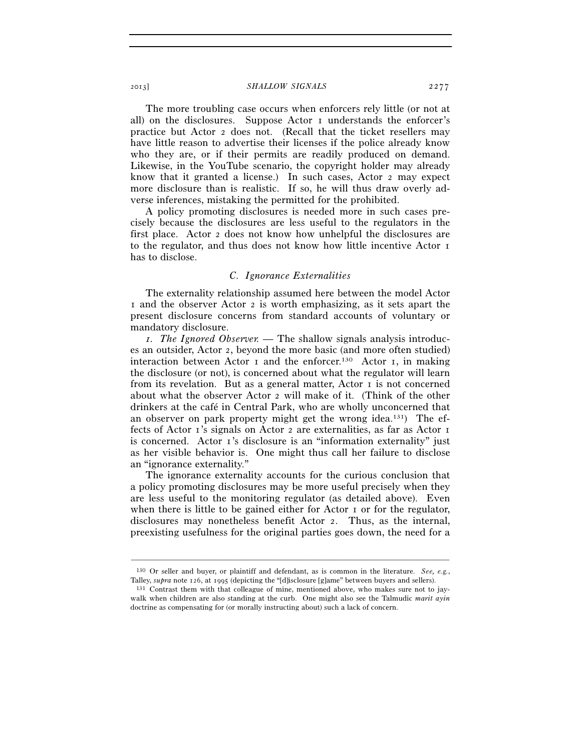The more troubling case occurs when enforcers rely little (or not at all) on the disclosures. Suppose Actor 1 understands the enforcer's practice but Actor 2 does not. (Recall that the ticket resellers may have little reason to advertise their licenses if the police already know who they are, or if their permits are readily produced on demand. Likewise, in the YouTube scenario, the copyright holder may already know that it granted a license.) In such cases, Actor 2 may expect more disclosure than is realistic. If so, he will thus draw overly adverse inferences, mistaking the permitted for the prohibited.

A policy promoting disclosures is needed more in such cases precisely because the disclosures are less useful to the regulators in the first place. Actor 2 does not know how unhelpful the disclosures are to the regulator, and thus does not know how little incentive Actor 1 has to disclose.

### *C. Ignorance Externalities*

The externality relationship assumed here between the model Actor 1 and the observer Actor 2 is worth emphasizing, as it sets apart the present disclosure concerns from standard accounts of voluntary or mandatory disclosure.

*1. The Ignored Observer.* — The shallow signals analysis introduces an outsider, Actor 2, beyond the more basic (and more often studied) interaction between Actor 1 and the enforcer.[130] Actor 1, in making the disclosure (or not), is concerned about what the regulator will learn from its revelation. But as a general matter, Actor 1 is not concerned about what the observer Actor 2 will make of it. (Think of the other drinkers at the café in Central Park, who are wholly unconcerned that an observer on park property might get the wrong idea.[131]) The effects of Actor 1's signals on Actor 2 are externalities, as far as Actor 1 is concerned. Actor 1's disclosure is an "information externality" just as her visible behavior is. One might thus call her failure to disclose an "ignorance externality."

The ignorance externality accounts for the curious conclusion that a policy promoting disclosures may be more useful precisely when they are less useful to the monitoring regulator (as detailed above). Even when there is little to be gained either for Actor 1 or for the regulator, disclosures may nonetheless benefit Actor 2. Thus, as the internal, preexisting usefulness for the original parties goes down, the need for a

---

[130] Or seller and buyer, or plaintiff and defendant, as is common in the literature. *See, e.g.*, Talley, *supra* note 126, at 1995 (depicting the "[d]isclosure [g]ame" between buyers and sellers).

[131] Contrast them with that colleague of mine, mentioned above, who makes sure not to jaywalk when children are also standing at the curb. One might also see the Talmudic *marit ayin* doctrine as compensating for (or morally instructing about) such a lack of concern.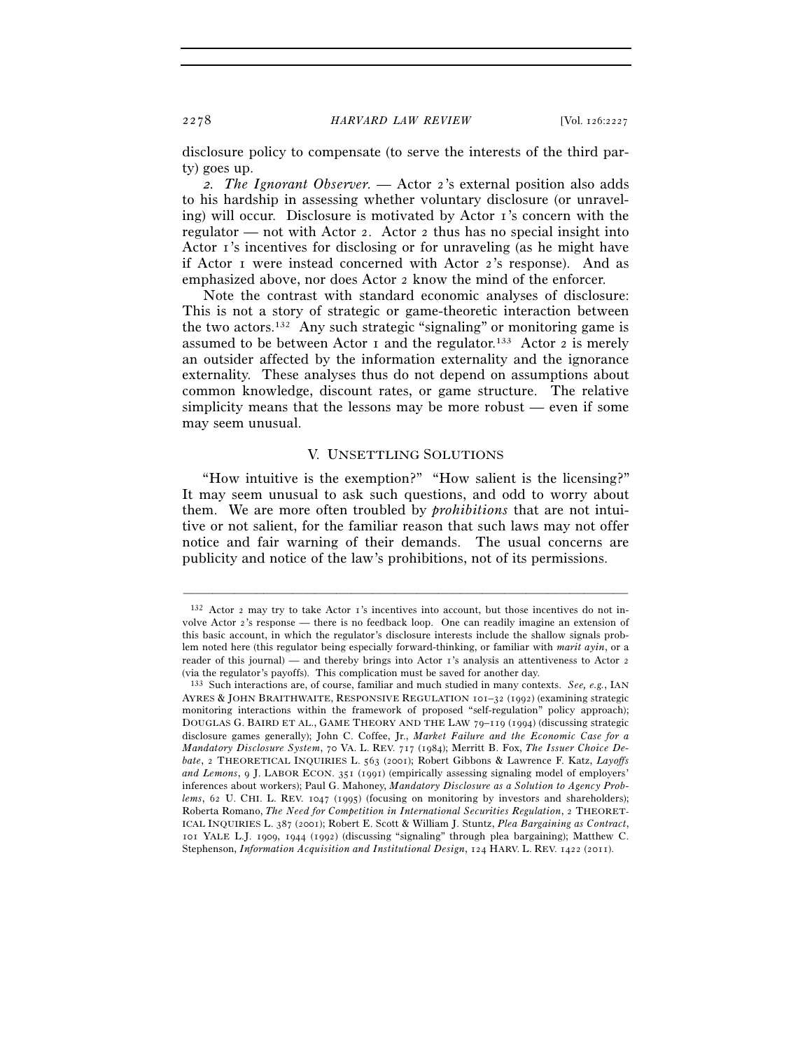disclosure policy to compensate (to serve the interests of the third party) goes up.

*2. The Ignorant Observer.* — Actor 2's external position also adds to his hardship in assessing whether voluntary disclosure (or unraveling) will occur. Disclosure is motivated by Actor 1's concern with the regulator — not with Actor 2. Actor 2 thus has no special insight into Actor 1's incentives for disclosing or for unraveling (as he might have if Actor 1 were instead concerned with Actor 2's response). And as emphasized above, nor does Actor 2 know the mind of the enforcer.

Note the contrast with standard economic analyses of disclosure: This is not a story of strategic or game-theoretic interaction between the two actors.[132] Any such strategic "signaling" or monitoring game is assumed to be between Actor 1 and the regulator.[133] Actor 2 is merely an outsider affected by the information externality and the ignorance externality. These analyses thus do not depend on assumptions about common knowledge, discount rates, or game structure. The relative simplicity means that the lessons may be more robust — even if some may seem unusual.

## V. Unsettling Solutions

"How intuitive is the exemption?" "How salient is the licensing?" It may seem unusual to ask such questions, and odd to worry about them. We are more often troubled by *prohibitions* that are not intuitive or not salient, for the familiar reason that such laws may not offer notice and fair warning of their demands. The usual concerns are publicity and notice of the law's prohibitions, not of its permissions.

---

[132] Actor 2 may try to take Actor 1's incentives into account, but those incentives do not involve Actor 2's response — there is no feedback loop. One can readily imagine an extension of this basic account, in which the regulator's disclosure interests include the shallow signals problem noted here (this regulator being especially forward-thinking, or familiar with *marit ayin*, or a reader of this journal) — and thereby brings into Actor 1's analysis an attentiveness to Actor 2 (via the regulator's payoffs). This complication must be saved for another day.

[133] Such interactions are, of course, familiar and much studied in many contexts. *See, e.g.*, Ian Ayres & John Braithwaite, Responsive Regulation 101–32 (1992) (examining strategic monitoring interactions within the framework of proposed "self-regulation" policy approach); Douglas G. Baird et al., Game Theory and the Law 79–119 (1994) (discussing strategic disclosure games generally); John C. Coffee, Jr., *Market Failure and the Economic Case for a Mandatory Disclosure System*, 70 Va. L. Rev. 717 (1984); Merritt B. Fox, *The Issuer Choice Debate*, 2 Theoretical Inquiries L. 563 (2001); Robert Gibbons & Lawrence F. Katz, *Layoffs and Lemons*, 9 J. Labor Econ. 351 (1991) (empirically assessing signaling model of employers' inferences about workers); Paul G. Mahoney, *Mandatory Disclosure as a Solution to Agency Problems*, 62 U. Chi. L. Rev. 1047 (1995) (focusing on monitoring by investors and shareholders); Roberta Romano, *The Need for Competition in International Securities Regulation*, 2 Theoretical Inquiries L. 387 (2001); Robert E. Scott & William J. Stuntz, *Plea Bargaining as Contract*, 101 Yale L.J. 1909, 1944 (1992) (discussing "signaling" through plea bargaining); Matthew C. Stephenson, *Information Acquisition and Institutional Design*, 124 Harv. L. Rev. 1422 (2011).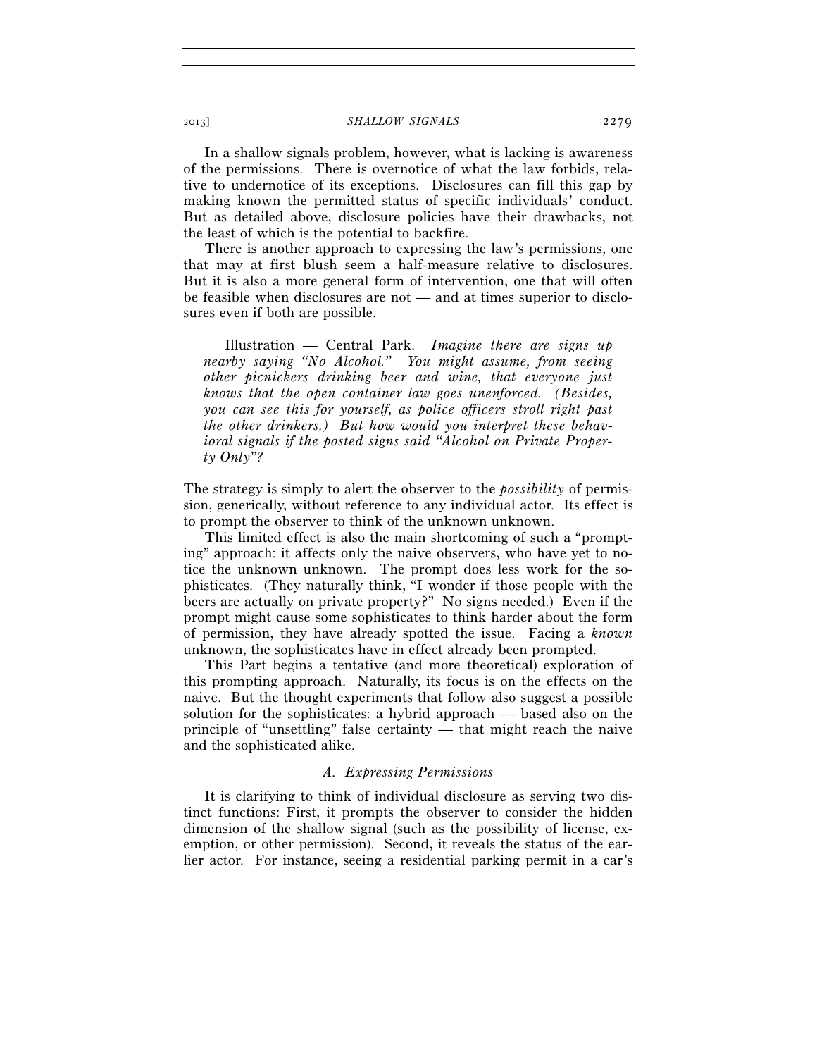In a shallow signals problem, however, what is lacking is awareness of the permissions. There is overnotice of what the law forbids, relative to undernotice of its exceptions. Disclosures can fill this gap by making known the permitted status of specific individuals' conduct. But as detailed above, disclosure policies have their drawbacks, not the least of which is the potential to backfire.

There is another approach to expressing the law's permissions, one that may at first blush seem a half-measure relative to disclosures. But it is also a more general form of intervention, one that will often be feasible when disclosures are not — and at times superior to disclosures even if both are possible.

> Illustration — Central Park. *Imagine there are signs up nearby saying "No Alcohol." You might assume, from seeing other picnickers drinking beer and wine, that everyone just knows that the open container law goes unenforced. (Besides, you can see this for yourself, as police officers stroll right past the other drinkers.) But how would you interpret these behavioral signals if the posted signs said "Alcohol on Private Property Only"?*

The strategy is simply to alert the observer to the *possibility* of permission, generically, without reference to any individual actor. Its effect is to prompt the observer to think of the unknown unknown.

This limited effect is also the main shortcoming of such a "prompting" approach: it affects only the naive observers, who have yet to notice the unknown unknown. The prompt does less work for the sophisticates. (They naturally think, "I wonder if those people with the beers are actually on private property?" No signs needed.) Even if the prompt might cause some sophisticates to think harder about the form of permission, they have already spotted the issue. Facing a *known* unknown, the sophisticates have in effect already been prompted.

This Part begins a tentative (and more theoretical) exploration of this prompting approach. Naturally, its focus is on the effects on the naive. But the thought experiments that follow also suggest a possible solution for the sophisticates: a hybrid approach — based also on the principle of "unsettling" false certainty — that might reach the naive and the sophisticated alike.

### *A. Expressing Permissions*

It is clarifying to think of individual disclosure as serving two distinct functions: First, it prompts the observer to consider the hidden dimension of the shallow signal (such as the possibility of license, exemption, or other permission). Second, it reveals the status of the earlier actor. For instance, seeing a residential parking permit in a car's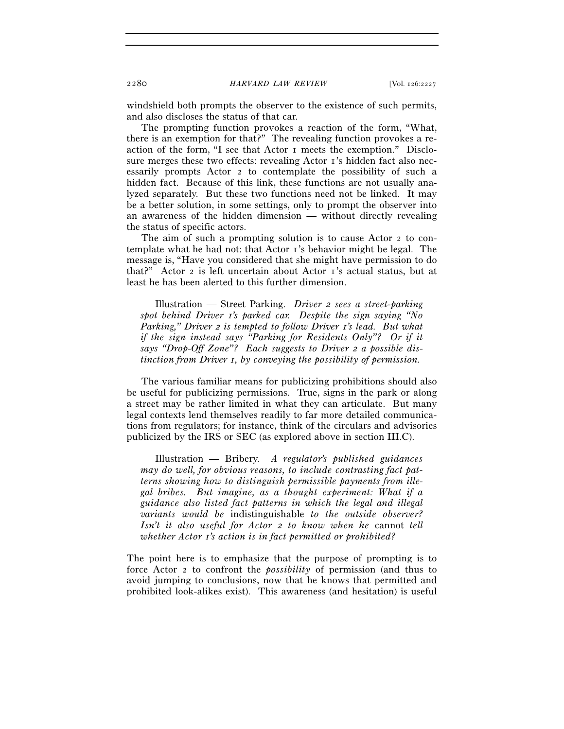windshield both prompts the observer to the existence of such permits, and also discloses the status of that car.

The prompting function provokes a reaction of the form, "What, there is an exemption for that?" The revealing function provokes a reaction of the form, "I see that Actor 1 meets the exemption." Disclosure merges these two effects: revealing Actor 1's hidden fact also necessarily prompts Actor 2 to contemplate the possibility of such a hidden fact. Because of this link, these functions are not usually analyzed separately. But these two functions need not be linked. It may be a better solution, in some settings, only to prompt the observer into an awareness of the hidden dimension — without directly revealing the status of specific actors.

The aim of such a prompting solution is to cause Actor 2 to contemplate what he had not: that Actor 1's behavior might be legal. The message is, "Have you considered that she might have permission to do that?" Actor 2 is left uncertain about Actor 1's actual status, but at least he has been alerted to this further dimension.

> Illustration — Street Parking. *Driver 2 sees a street-parking spot behind Driver 1's parked car. Despite the sign saying "No Parking," Driver 2 is tempted to follow Driver 1's lead. But what if the sign instead says "Parking for Residents Only"? Or if it says "Drop-Off Zone"? Each suggests to Driver 2 a possible distinction from Driver 1, by conveying the possibility of permission.*

The various familiar means for publicizing prohibitions should also be useful for publicizing permissions. True, signs in the park or along a street may be rather limited in what they can articulate. But many legal contexts lend themselves readily to far more detailed communications from regulators; for instance, think of the circulars and advisories publicized by the IRS or SEC (as explored above in section III.C).

> Illustration — Bribery. *A regulator's published guidances may do well, for obvious reasons, to include contrasting fact patterns showing how to distinguish permissible payments from illegal bribes. But imagine, as a thought experiment: What if a guidance also listed fact patterns in which the legal and illegal variants would be* indistinguishable *to the outside observer? Isn't it also useful for Actor 2 to know when he* cannot *tell whether Actor 1's action is in fact permitted or prohibited?*

The point here is to emphasize that the purpose of prompting is to force Actor 2 to confront the *possibility* of permission (and thus to avoid jumping to conclusions, now that he knows that permitted and prohibited look-alikes exist). This awareness (and hesitation) is useful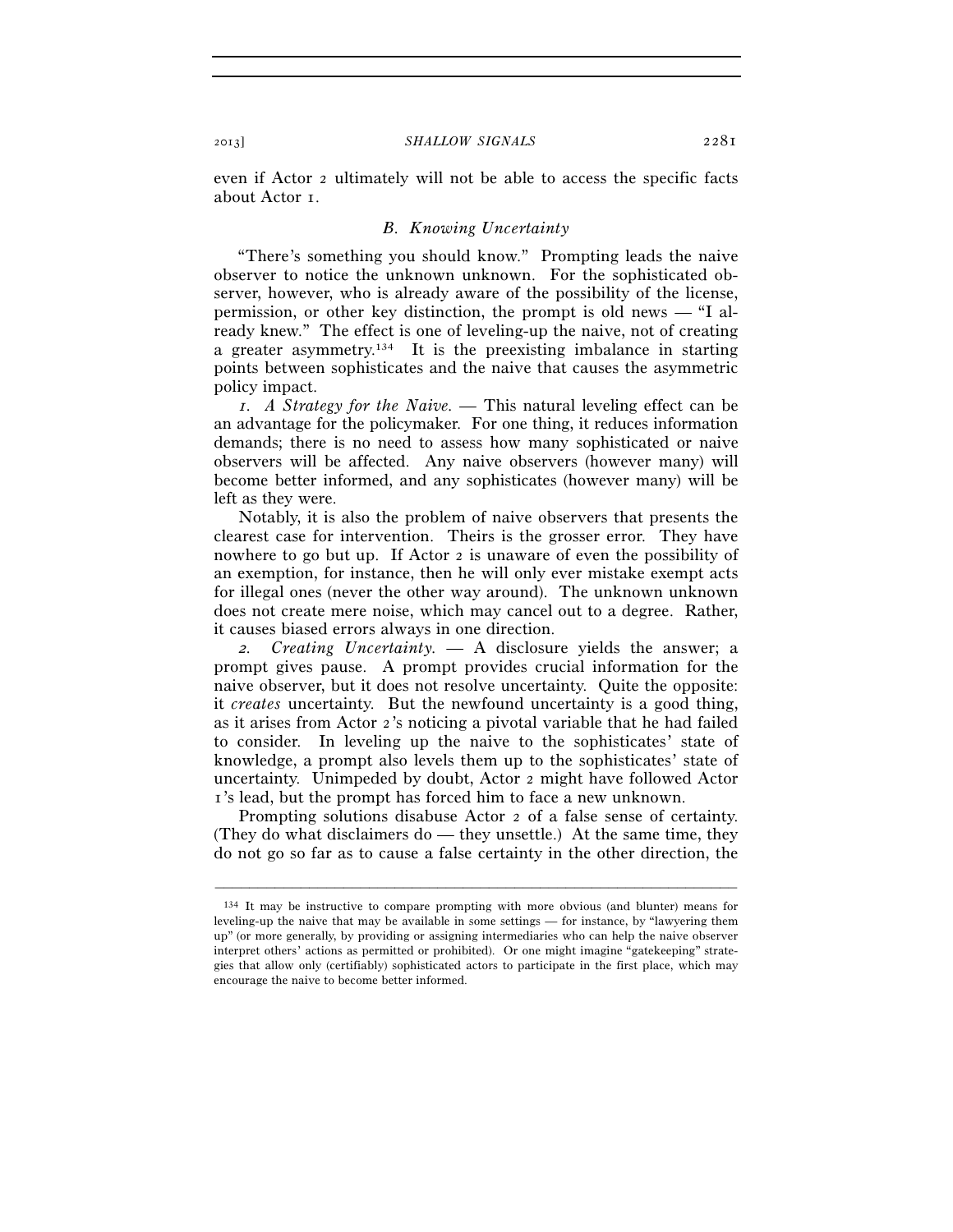even if Actor 2 ultimately will not be able to access the specific facts about Actor 1.

### *B. Knowing Uncertainty*

"There's something you should know." Prompting leads the naive observer to notice the unknown unknown. For the sophisticated observer, however, who is already aware of the possibility of the license, permission, or other key distinction, the prompt is old news — "I already knew." The effect is one of leveling-up the naive, not of creating a greater asymmetry.[134] It is the preexisting imbalance in starting points between sophisticates and the naive that causes the asymmetric policy impact.

*1. A Strategy for the Naive.* — This natural leveling effect can be an advantage for the policymaker. For one thing, it reduces information demands; there is no need to assess how many sophisticated or naive observers will be affected. Any naive observers (however many) will become better informed, and any sophisticates (however many) will be left as they were.

Notably, it is also the problem of naive observers that presents the clearest case for intervention. Theirs is the grosser error. They have nowhere to go but up. If Actor 2 is unaware of even the possibility of an exemption, for instance, then he will only ever mistake exempt acts for illegal ones (never the other way around). The unknown unknown does not create mere noise, which may cancel out to a degree. Rather, it causes biased errors always in one direction.

*2. Creating Uncertainty.* — A disclosure yields the answer; a prompt gives pause. A prompt provides crucial information for the naive observer, but it does not resolve uncertainty. Quite the opposite: it *creates* uncertainty. But the newfound uncertainty is a good thing, as it arises from Actor 2's noticing a pivotal variable that he had failed to consider. In leveling up the naive to the sophisticates' state of knowledge, a prompt also levels them up to the sophisticates' state of uncertainty. Unimpeded by doubt, Actor 2 might have followed Actor 1's lead, but the prompt has forced him to face a new unknown.

Prompting solutions disabuse Actor 2 of a false sense of certainty. (They do what disclaimers do — they unsettle.) At the same time, they do not go so far as to cause a false certainty in the other direction, the

---

[134] It may be instructive to compare prompting with more obvious (and blunter) means for leveling-up the naive that may be available in some settings — for instance, by "lawyering them up" (or more generally, by providing or assigning intermediaries who can help the naive observer interpret others' actions as permitted or prohibited). Or one might imagine "gatekeeping" strategies that allow only (certifiably) sophisticated actors to participate in the first place, which may encourage the naive to become better informed.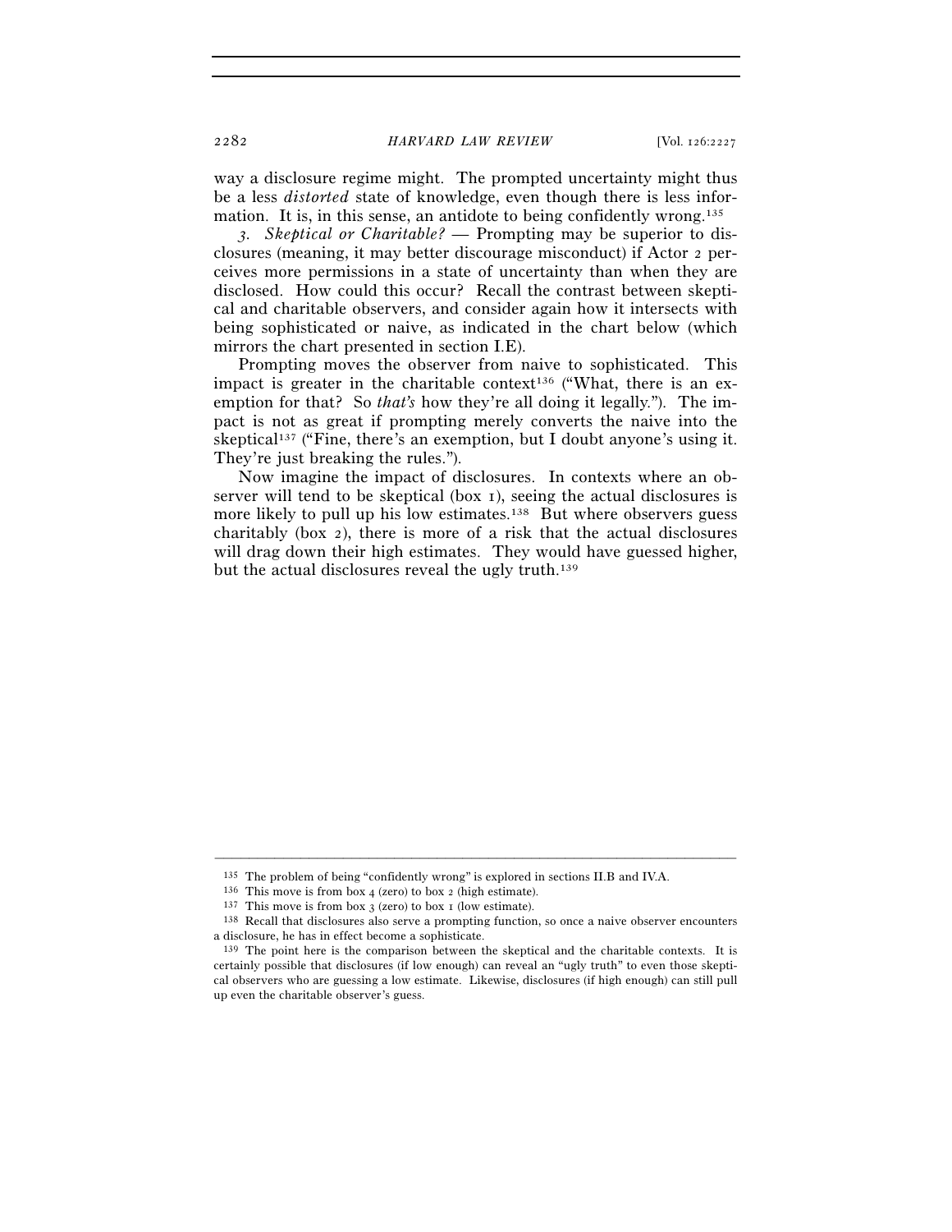way a disclosure regime might. The prompted uncertainty might thus be a less *distorted* state of knowledge, even though there is less information. It is, in this sense, an antidote to being confidently wrong.[135]

*3. Skeptical or Charitable?* — Prompting may be superior to disclosures (meaning, it may better discourage misconduct) if Actor 2 perceives more permissions in a state of uncertainty than when they are disclosed. How could this occur? Recall the contrast between skeptical and charitable observers, and consider again how it intersects with being sophisticated or naive, as indicated in the chart below (which mirrors the chart presented in section I.E).

Prompting moves the observer from naive to sophisticated. This impact is greater in the charitable context[136] ("What, there is an exemption for that? So *that's* how they're all doing it legally."). The impact is not as great if prompting merely converts the naive into the skeptical[137] ("Fine, there's an exemption, but I doubt anyone's using it. They're just breaking the rules.").

Now imagine the impact of disclosures. In contexts where an observer will tend to be skeptical (box 1), seeing the actual disclosures is more likely to pull up his low estimates.[138] But where observers guess charitably (box 2), there is more of a risk that the actual disclosures will drag down their high estimates. They would have guessed higher, but the actual disclosures reveal the ugly truth.[139]

---

[135] The problem of being "confidently wrong" is explored in sections II.B and IV.A.

[136] This move is from box 4 (zero) to box 2 (high estimate).

[137] This move is from box 3 (zero) to box 1 (low estimate).

[138] Recall that disclosures also serve a prompting function, so once a naive observer encounters a disclosure, he has in effect become a sophisticate.

[139] The point here is the comparison between the skeptical and the charitable contexts. It is certainly possible that disclosures (if low enough) can reveal an "ugly truth" to even those skeptical observers who are guessing a low estimate. Likewise, disclosures (if high enough) can still pull up even the charitable observer's guess.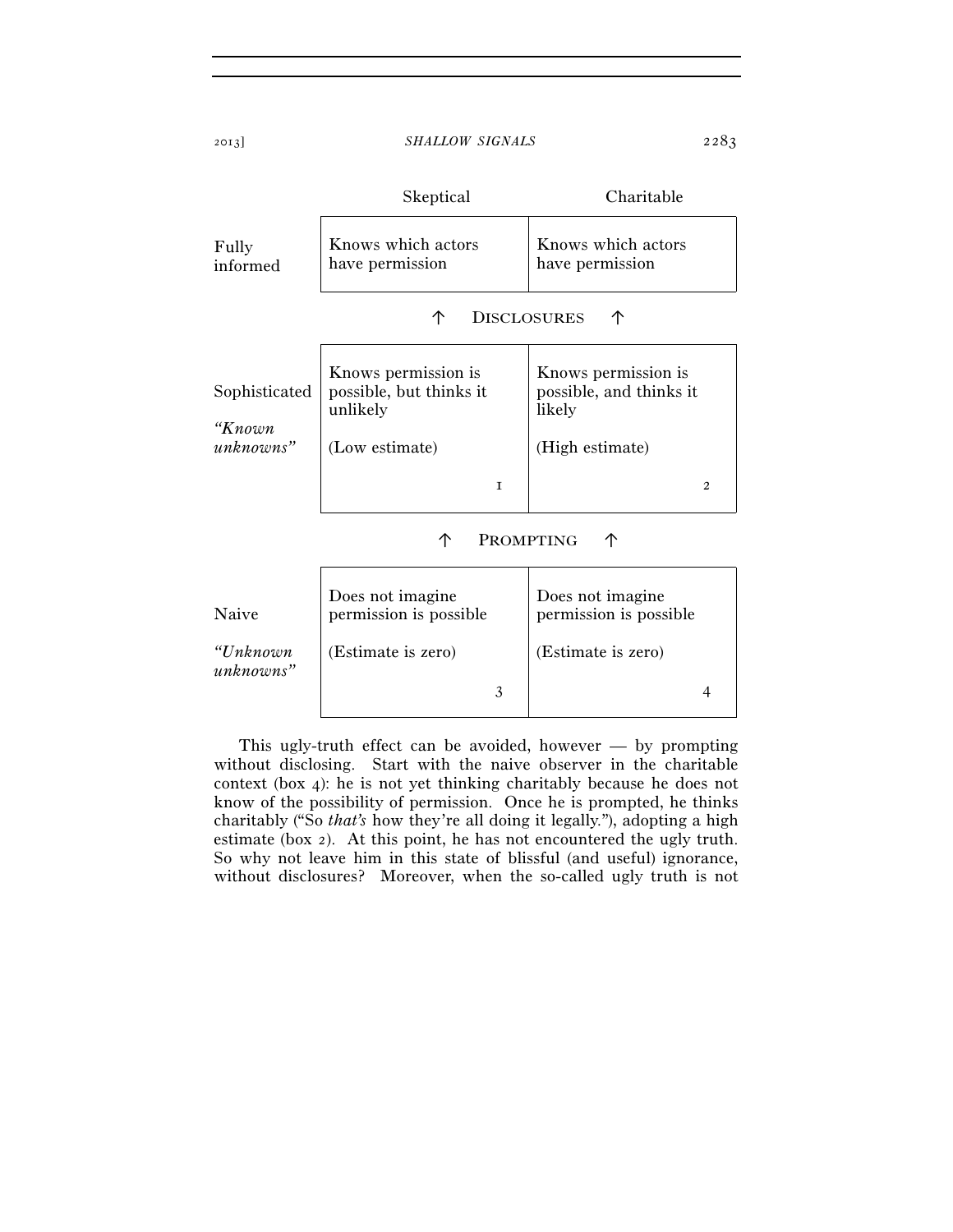| | Skeptical | Charitable |
|---|---|---|
| Fully informed | Knows which actors have permission | Knows which actors have permission |
| | ↑ DISCLOSURES ↑ | |
| Sophisticated *"Known unknowns"* | Knows permission is possible, but thinks it unlikely (Low estimate) 1 | Knows permission is possible, and thinks it likely (High estimate) 2 |
| | ↑ PROMPTING ↑ | |
| Naive *"Unknown unknowns"* | Does not imagine permission is possible (Estimate is zero) 3 | Does not imagine permission is possible (Estimate is zero) 4 |

This ugly-truth effect can be avoided, however — by prompting without disclosing. Start with the naive observer in the charitable context (box 4): he is not yet thinking charitably because he does not know of the possibility of permission. Once he is prompted, he thinks charitably ("So *that's* how they're all doing it legally."), adopting a high estimate (box 2). At this point, he has not encountered the ugly truth. So why not leave him in this state of blissful (and useful) ignorance, without disclosures? Moreover, when the so-called ugly truth is not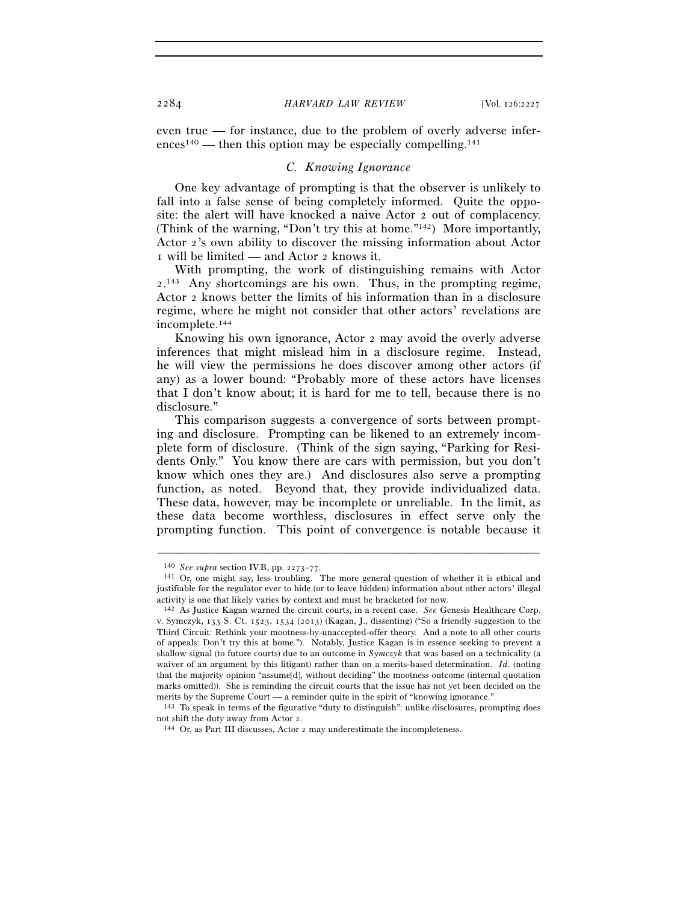even true — for instance, due to the problem of overly adverse inferences[140] — then this option may be especially compelling.[141]

### *C. Knowing Ignorance*

One key advantage of prompting is that the observer is unlikely to fall into a false sense of being completely informed. Quite the opposite: the alert will have knocked a naive Actor 2 out of complacency. (Think of the warning, "Don't try this at home."[142]) More importantly, Actor 2's own ability to discover the missing information about Actor 1 will be limited — and Actor 2 knows it.

With prompting, the work of distinguishing remains with Actor 2.[143] Any shortcomings are his own. Thus, in the prompting regime, Actor 2 knows better the limits of his information than in a disclosure regime, where he might not consider that other actors' revelations are incomplete.[144]

Knowing his own ignorance, Actor 2 may avoid the overly adverse inferences that might mislead him in a disclosure regime. Instead, he will view the permissions he does discover among other actors (if any) as a lower bound: "Probably more of these actors have licenses that I don't know about; it is hard for me to tell, because there is no disclosure."

This comparison suggests a convergence of sorts between prompting and disclosure. Prompting can be likened to an extremely incomplete form of disclosure. (Think of the sign saying, "Parking for Residents Only." You know there are cars with permission, but you don't know which ones they are.) And disclosures also serve a prompting function, as noted. Beyond that, they provide individualized data. These data, however, may be incomplete or unreliable. In the limit, as these data become worthless, disclosures in effect serve only the prompting function. This point of convergence is notable because it

---

[140] *See supra* section IV.B, pp. 2273–77.

[141] Or, one might say, less troubling. The more general question of whether it is ethical and justifiable for the regulator ever to hide (or to leave hidden) information about other actors' illegal activity is one that likely varies by context and must be bracketed for now.

[142] As Justice Kagan warned the circuit courts, in a recent case. *See* Genesis Healthcare Corp. v. Symczyk, 133 S. Ct. 1523, 1534 (2013) (Kagan, J., dissenting) ("So a friendly suggestion to the Third Circuit: Rethink your mootness-by-unaccepted-offer theory. And a note to all other courts of appeals: Don't try this at home."). Notably, Justice Kagan is in essence seeking to prevent a shallow signal (to future courts) due to an outcome in *Symczyk* that was based on a technicality (a waiver of an argument by this litigant) rather than on a merits-based determination. *Id.* (noting that the majority opinion "assume[d], without deciding" the mootness outcome (internal quotation marks omitted)). She is reminding the circuit courts that the issue has not yet been decided on the merits by the Supreme Court — a reminder quite in the spirit of "knowing ignorance."

[143] To speak in terms of the figurative "duty to distinguish": unlike disclosures, prompting does not shift the duty away from Actor 2.

[144] Or, as Part III discusses, Actor 2 may underestimate the incompleteness.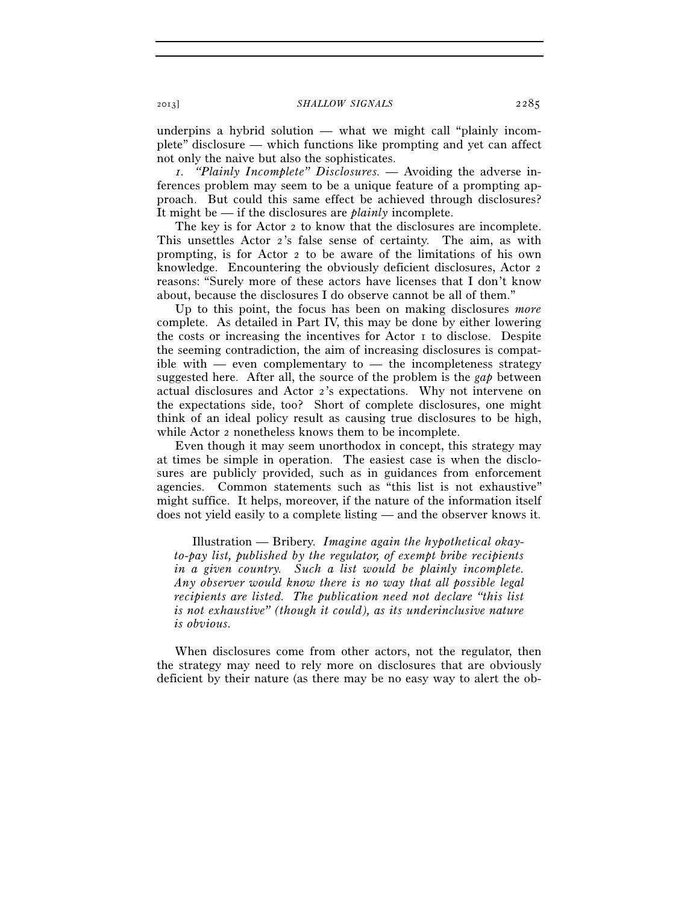underpins a hybrid solution — what we might call "plainly incomplete" disclosure — which functions like prompting and yet can affect not only the naive but also the sophisticates.

*1. "Plainly Incomplete" Disclosures.* — Avoiding the adverse inferences problem may seem to be a unique feature of a prompting approach. But could this same effect be achieved through disclosures? It might be — if the disclosures are *plainly* incomplete.

The key is for Actor 2 to know that the disclosures are incomplete. This unsettles Actor 2's false sense of certainty. The aim, as with prompting, is for Actor 2 to be aware of the limitations of his own knowledge. Encountering the obviously deficient disclosures, Actor 2 reasons: "Surely more of these actors have licenses that I don't know about, because the disclosures I do observe cannot be all of them."

Up to this point, the focus has been on making disclosures *more* complete. As detailed in Part IV, this may be done by either lowering the costs or increasing the incentives for Actor 1 to disclose. Despite the seeming contradiction, the aim of increasing disclosures is compatible with — even complementary to — the incompleteness strategy suggested here. After all, the source of the problem is the *gap* between actual disclosures and Actor 2's expectations. Why not intervene on the expectations side, too? Short of complete disclosures, one might think of an ideal policy result as causing true disclosures to be high, while Actor 2 nonetheless knows them to be incomplete.

Even though it may seem unorthodox in concept, this strategy may at times be simple in operation. The easiest case is when the disclosures are publicly provided, such as in guidances from enforcement agencies. Common statements such as "this list is not exhaustive" might suffice. It helps, moreover, if the nature of the information itself does not yield easily to a complete listing — and the observer knows it.

> Illustration — Bribery. *Imagine again the hypothetical okay-to-pay list, published by the regulator, of exempt bribe recipients in a given country. Such a list would be plainly incomplete. Any observer would know there is no way that all possible legal recipients are listed. The publication need not declare "this list is not exhaustive" (though it could), as its underinclusive nature is obvious.*

When disclosures come from other actors, not the regulator, then the strategy may need to rely more on disclosures that are obviously deficient by their nature (as there may be no easy way to alert the ob-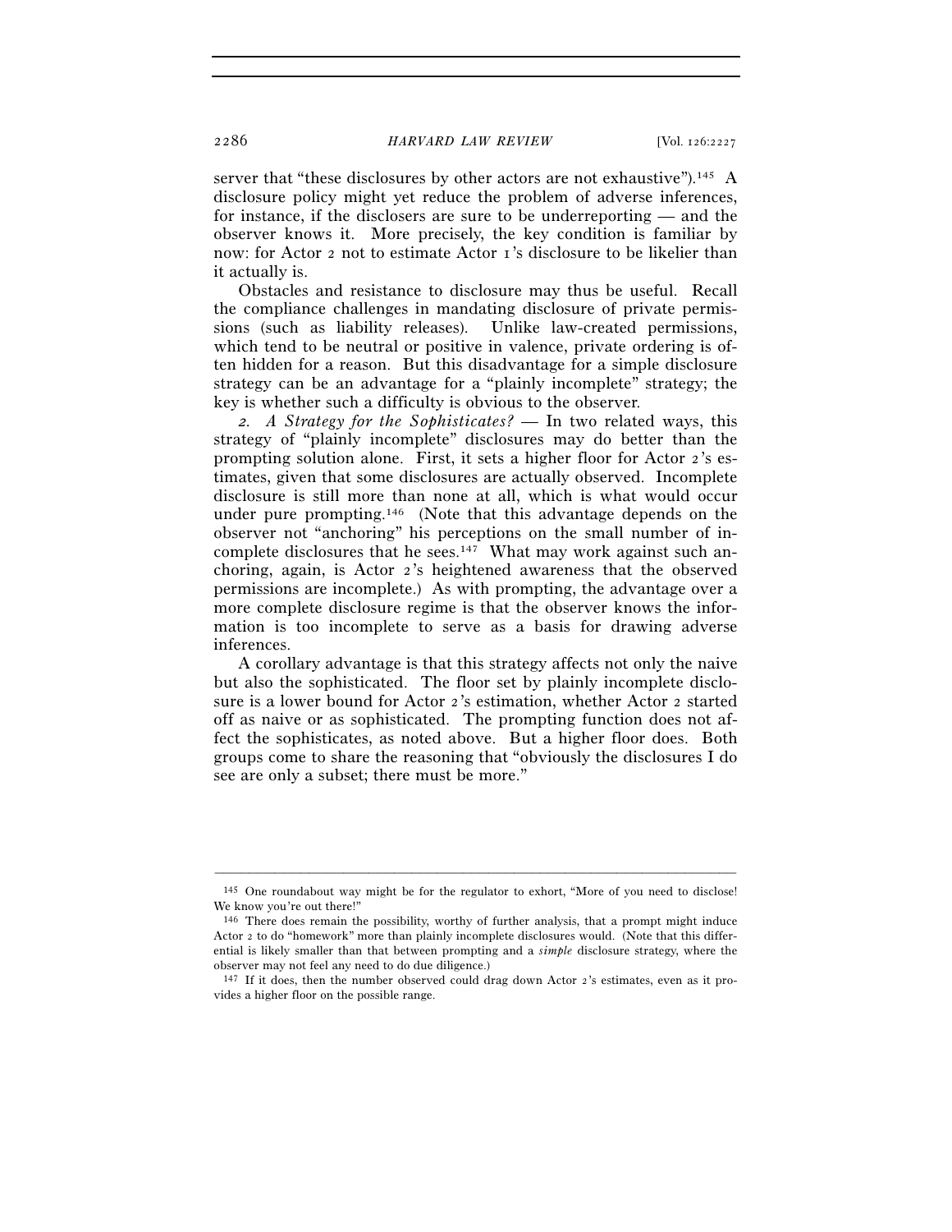server that "these disclosures by other actors are not exhaustive").[145] A disclosure policy might yet reduce the problem of adverse inferences, for instance, if the disclosers are sure to be underreporting — and the observer knows it. More precisely, the key condition is familiar by now: for Actor 2 not to estimate Actor 1's disclosure to be likelier than it actually is.

Obstacles and resistance to disclosure may thus be useful. Recall the compliance challenges in mandating disclosure of private permissions (such as liability releases). Unlike law-created permissions, which tend to be neutral or positive in valence, private ordering is often hidden for a reason. But this disadvantage for a simple disclosure strategy can be an advantage for a "plainly incomplete" strategy; the key is whether such a difficulty is obvious to the observer.

*2. A Strategy for the Sophisticates?* — In two related ways, this strategy of "plainly incomplete" disclosures may do better than the prompting solution alone. First, it sets a higher floor for Actor 2's estimates, given that some disclosures are actually observed. Incomplete disclosure is still more than none at all, which is what would occur under pure prompting.[146] (Note that this advantage depends on the observer not "anchoring" his perceptions on the small number of incomplete disclosures that he sees.[147] What may work against such anchoring, again, is Actor 2's heightened awareness that the observed permissions are incomplete.) As with prompting, the advantage over a more complete disclosure regime is that the observer knows the information is too incomplete to serve as a basis for drawing adverse inferences.

A corollary advantage is that this strategy affects not only the naive but also the sophisticated. The floor set by plainly incomplete disclosure is a lower bound for Actor 2's estimation, whether Actor 2 started off as naive or as sophisticated. The prompting function does not affect the sophisticates, as noted above. But a higher floor does. Both groups come to share the reasoning that "obviously the disclosures I do see are only a subset; there must be more."

---

[145] One roundabout way might be for the regulator to exhort, "More of you need to disclose! We know you're out there!"

[146] There does remain the possibility, worthy of further analysis, that a prompt might induce Actor 2 to do "homework" more than plainly incomplete disclosures would. (Note that this differential is likely smaller than that between prompting and a *simple* disclosure strategy, where the observer may not feel any need to do due diligence.)

[147] If it does, then the number observed could drag down Actor 2's estimates, even as it provides a higher floor on the possible range.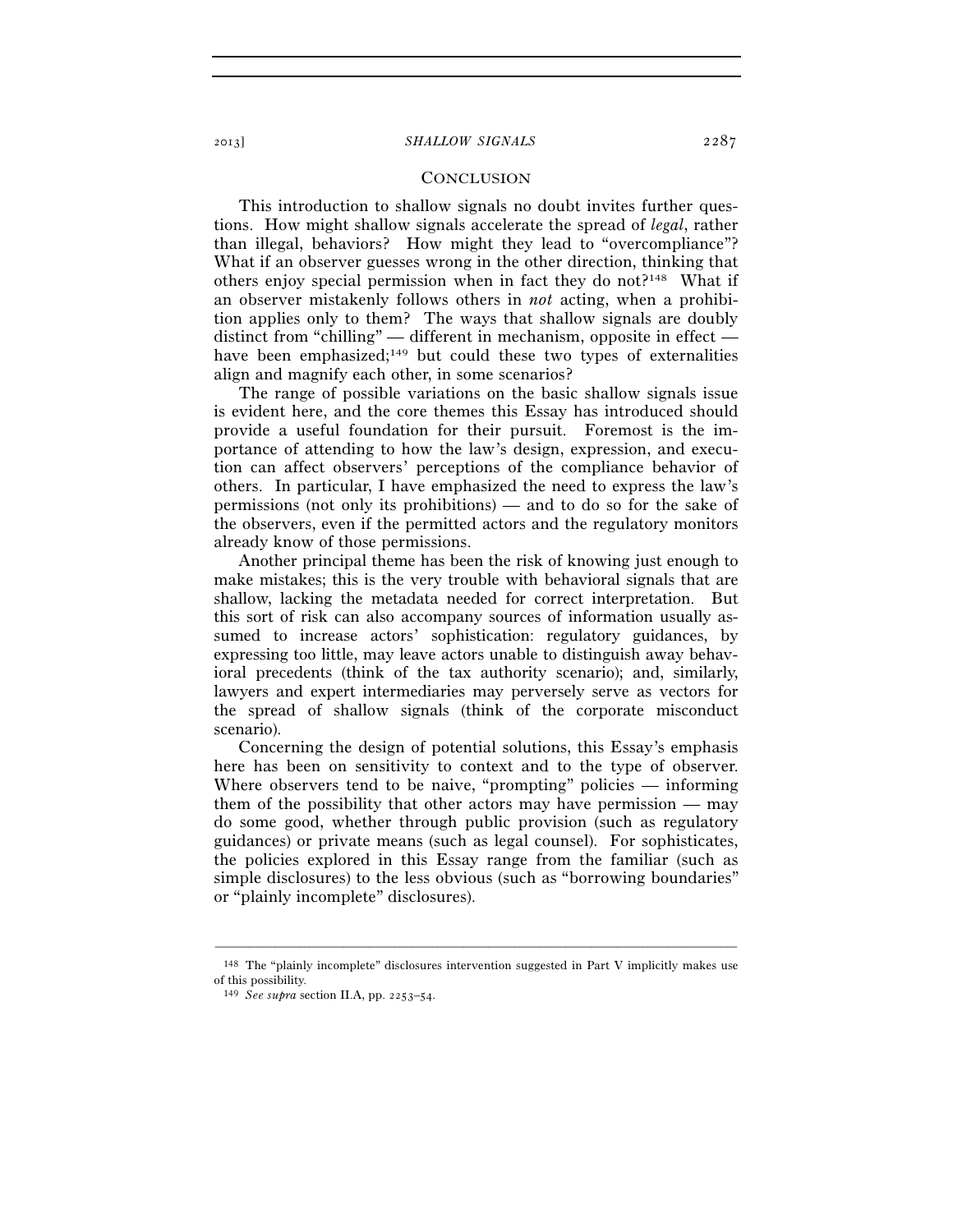## CONCLUSION

This introduction to shallow signals no doubt invites further questions. How might shallow signals accelerate the spread of *legal*, rather than illegal, behaviors? How might they lead to "overcompliance"? What if an observer guesses wrong in the other direction, thinking that others enjoy special permission when in fact they do not?[148] What if an observer mistakenly follows others in *not* acting, when a prohibition applies only to them? The ways that shallow signals are doubly distinct from "chilling" — different in mechanism, opposite in effect — have been emphasized;[149] but could these two types of externalities align and magnify each other, in some scenarios?

The range of possible variations on the basic shallow signals issue is evident here, and the core themes this Essay has introduced should provide a useful foundation for their pursuit. Foremost is the importance of attending to how the law's design, expression, and execution can affect observers' perceptions of the compliance behavior of others. In particular, I have emphasized the need to express the law's permissions (not only its prohibitions) — and to do so for the sake of the observers, even if the permitted actors and the regulatory monitors already know of those permissions.

Another principal theme has been the risk of knowing just enough to make mistakes; this is the very trouble with behavioral signals that are shallow, lacking the metadata needed for correct interpretation. But this sort of risk can also accompany sources of information usually assumed to increase actors' sophistication: regulatory guidances, by expressing too little, may leave actors unable to distinguish away behavioral precedents (think of the tax authority scenario); and, similarly, lawyers and expert intermediaries may perversely serve as vectors for the spread of shallow signals (think of the corporate misconduct scenario).

Concerning the design of potential solutions, this Essay's emphasis here has been on sensitivity to context and to the type of observer. Where observers tend to be naive, "prompting" policies — informing them of the possibility that other actors may have permission — may do some good, whether through public provision (such as regulatory guidances) or private means (such as legal counsel). For sophisticates, the policies explored in this Essay range from the familiar (such as simple disclosures) to the less obvious (such as "borrowing boundaries" or "plainly incomplete" disclosures).

---

[148] The "plainly incomplete" disclosures intervention suggested in Part V implicitly makes use of this possibility.

[149] *See supra* section II.A, pp. 2253–54.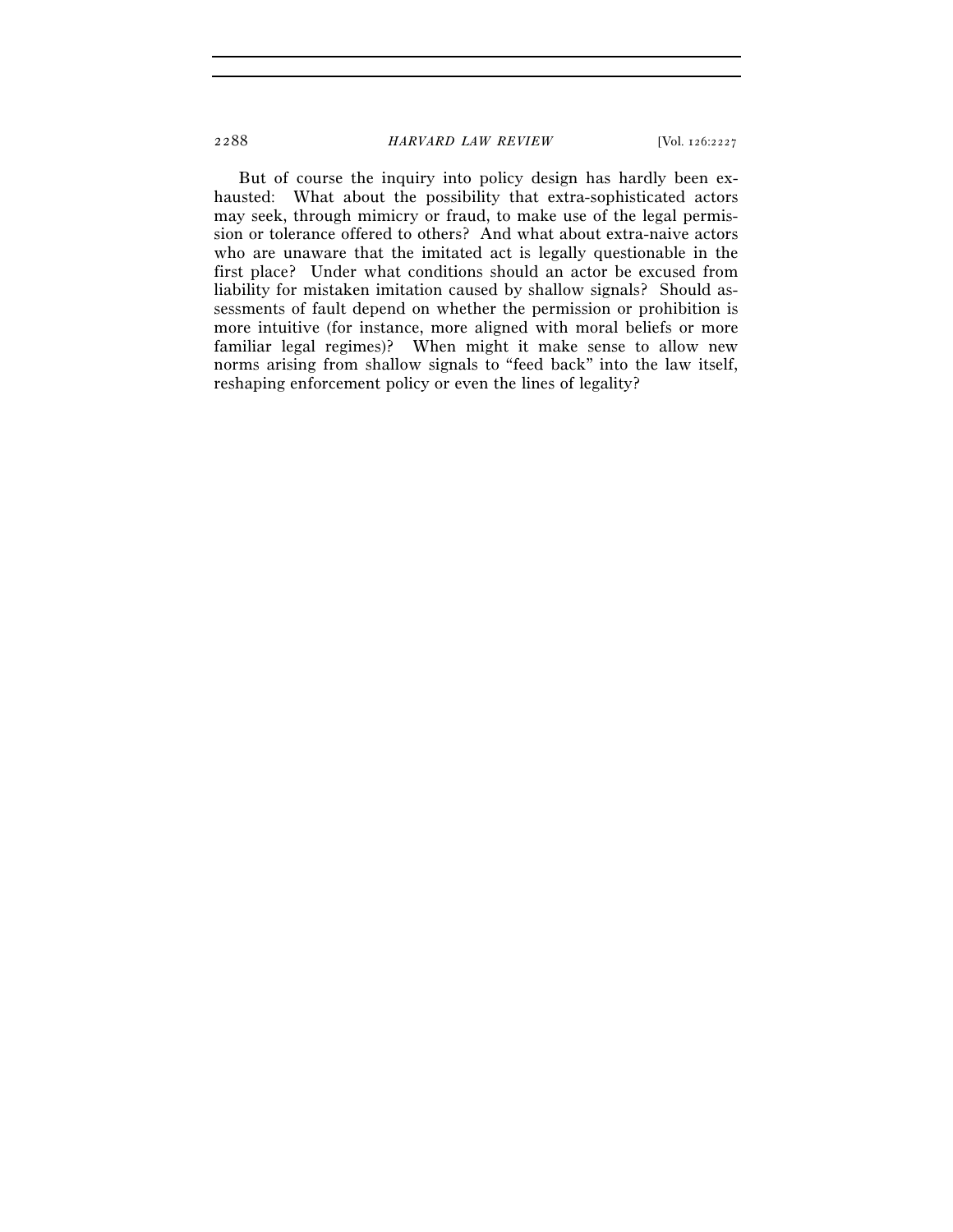But of course the inquiry into policy design has hardly been exhausted: What about the possibility that extra-sophisticated actors may seek, through mimicry or fraud, to make use of the legal permission or tolerance offered to others? And what about extra-naive actors who are unaware that the imitated act is legally questionable in the first place? Under what conditions should an actor be excused from liability for mistaken imitation caused by shallow signals? Should assessments of fault depend on whether the permission or prohibition is more intuitive (for instance, more aligned with moral beliefs or more familiar legal regimes)? When might it make sense to allow new norms arising from shallow signals to "feed back" into the law itself, reshaping enforcement policy or even the lines of legality?